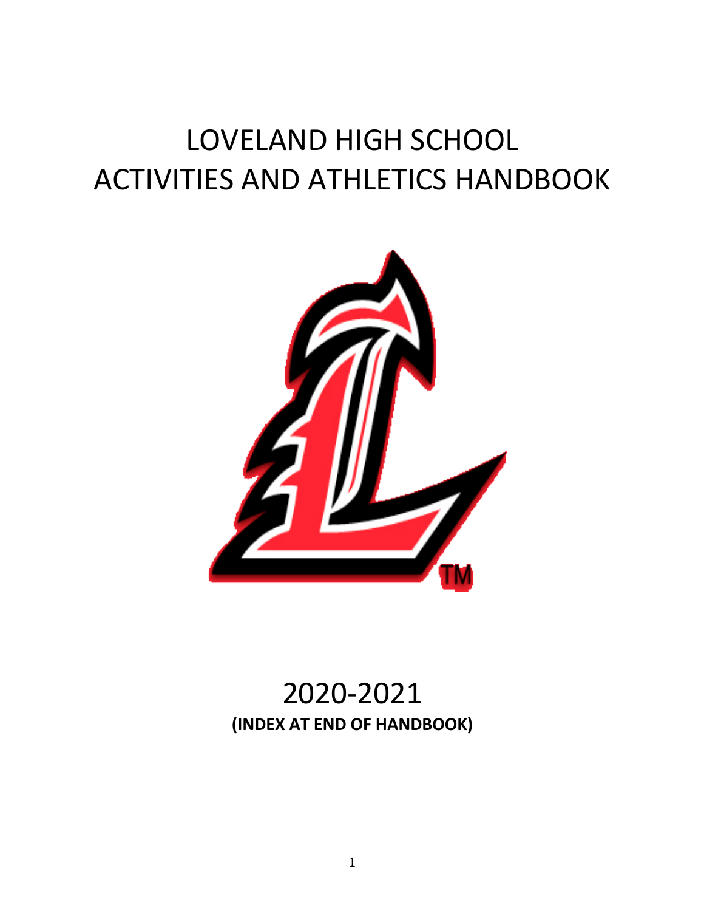# LOVELAND HIGH SCHOOL
# ACTIVITIES AND ATHLETICS HANDBOOK

## 2020-2021

**(INDEX AT END OF HANDBOOK)**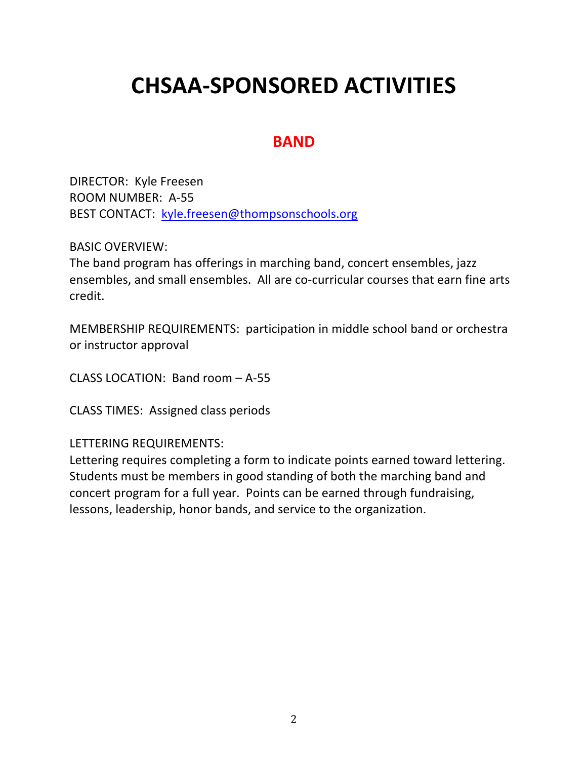# CHSAA-SPONSORED ACTIVITIES

## BAND

DIRECTOR: Kyle Freesen
ROOM NUMBER: A-55
BEST CONTACT: kyle.freesen@thompsonschools.org

BASIC OVERVIEW:
The band program has offerings in marching band, concert ensembles, jazz ensembles, and small ensembles. All are co-curricular courses that earn fine arts credit.

MEMBERSHIP REQUIREMENTS: participation in middle school band or orchestra or instructor approval

CLASS LOCATION: Band room – A-55

CLASS TIMES: Assigned class periods

LETTERING REQUIREMENTS:
Lettering requires completing a form to indicate points earned toward lettering. Students must be members in good standing of both the marching band and concert program for a full year. Points can be earned through fundraising, lessons, leadership, honor bands, and service to the organization.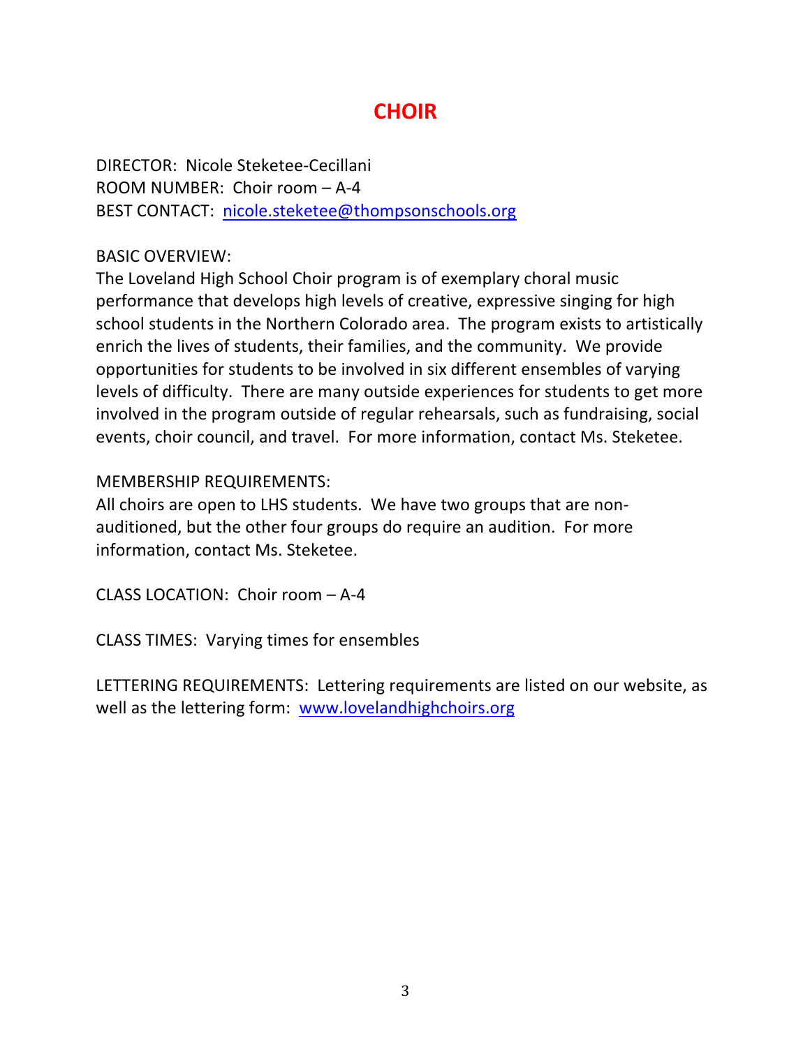# CHOIR

DIRECTOR: Nicole Steketee-Cecillani
ROOM NUMBER: Choir room – A-4
BEST CONTACT: [nicole.steketee@thompsonschools.org](mailto:nicole.steketee@thompsonschools.org)

BASIC OVERVIEW:
The Loveland High School Choir program is of exemplary choral music performance that develops high levels of creative, expressive singing for high school students in the Northern Colorado area. The program exists to artistically enrich the lives of students, their families, and the community. We provide opportunities for students to be involved in six different ensembles of varying levels of difficulty. There are many outside experiences for students to get more involved in the program outside of regular rehearsals, such as fundraising, social events, choir council, and travel. For more information, contact Ms. Steketee.

MEMBERSHIP REQUIREMENTS:
All choirs are open to LHS students. We have two groups that are non-auditioned, but the other four groups do require an audition. For more information, contact Ms. Steketee.

CLASS LOCATION: Choir room – A-4

CLASS TIMES: Varying times for ensembles

LETTERING REQUIREMENTS: Lettering requirements are listed on our website, as well as the lettering form: [www.lovelandhighchoirs.org](http://www.lovelandhighchoirs.org)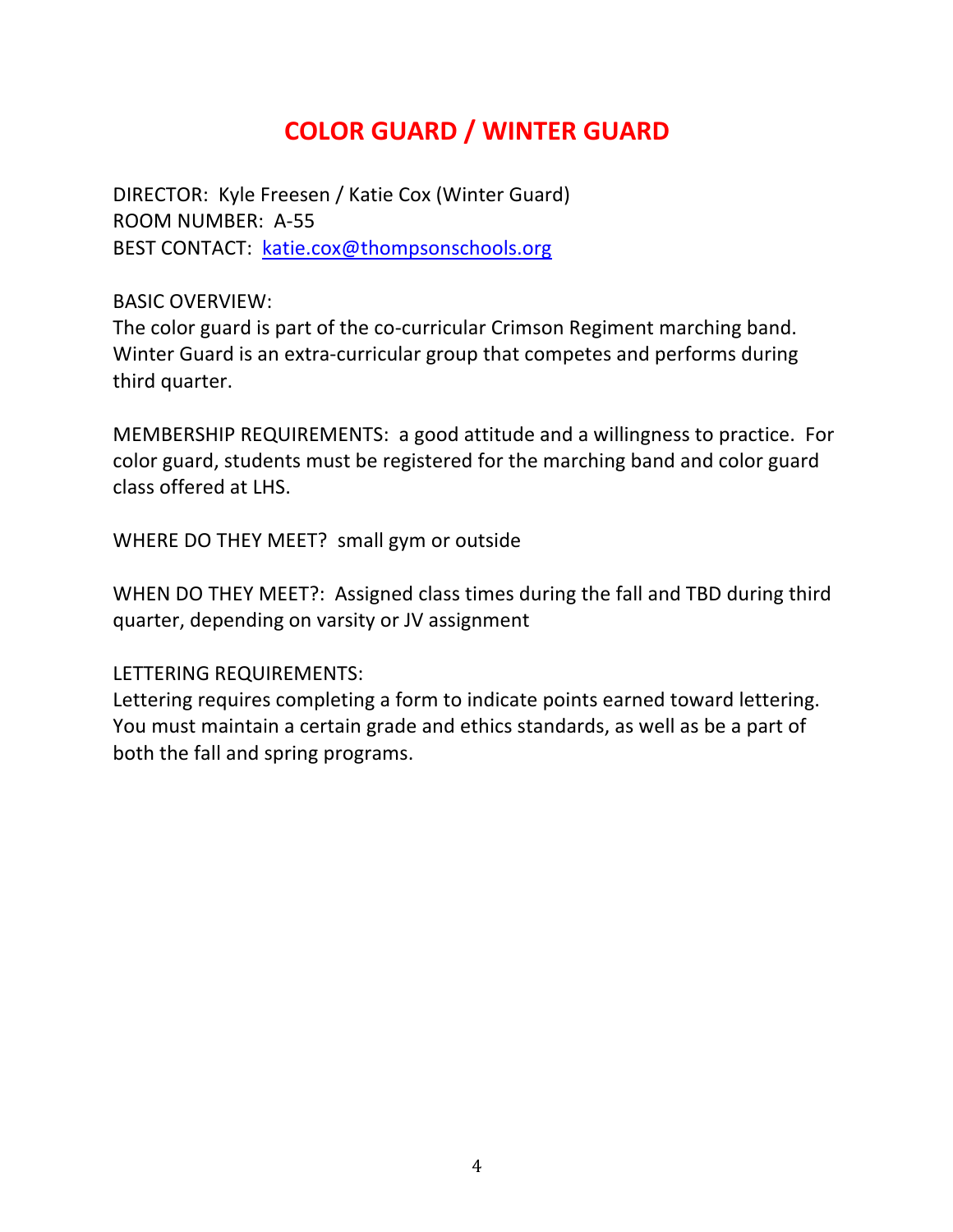# COLOR GUARD / WINTER GUARD

DIRECTOR: Kyle Freesen / Katie Cox (Winter Guard)
ROOM NUMBER: A-55
BEST CONTACT: katie.cox@thompsonschools.org

BASIC OVERVIEW:
The color guard is part of the co-curricular Crimson Regiment marching band. Winter Guard is an extra-curricular group that competes and performs during third quarter.

MEMBERSHIP REQUIREMENTS: a good attitude and a willingness to practice. For color guard, students must be registered for the marching band and color guard class offered at LHS.

WHERE DO THEY MEET? small gym or outside

WHEN DO THEY MEET?: Assigned class times during the fall and TBD during third quarter, depending on varsity or JV assignment

LETTERING REQUIREMENTS:
Lettering requires completing a form to indicate points earned toward lettering. You must maintain a certain grade and ethics standards, as well as be a part of both the fall and spring programs.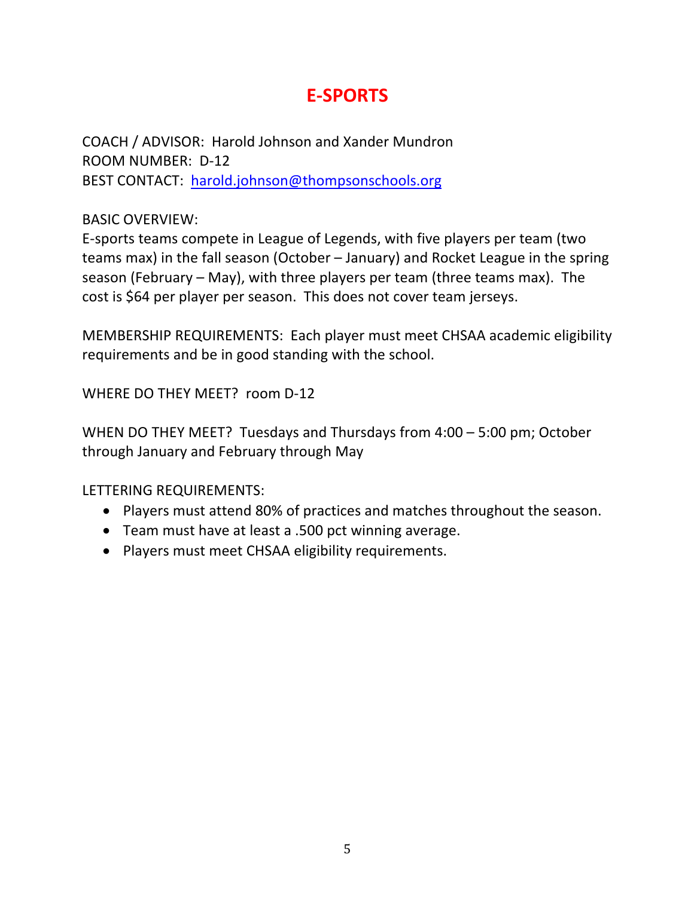# E-SPORTS

COACH / ADVISOR: Harold Johnson and Xander Mundron
ROOM NUMBER: D-12
BEST CONTACT: [harold.johnson@thompsonschools.org](mailto:harold.johnson@thompsonschools.org)

BASIC OVERVIEW:
E-sports teams compete in League of Legends, with five players per team (two teams max) in the fall season (October – January) and Rocket League in the spring season (February – May), with three players per team (three teams max). The cost is $64 per player per season. This does not cover team jerseys.

MEMBERSHIP REQUIREMENTS: Each player must meet CHSAA academic eligibility requirements and be in good standing with the school.

WHERE DO THEY MEET? room D-12

WHEN DO THEY MEET? Tuesdays and Thursdays from 4:00 – 5:00 pm; October through January and February through May

LETTERING REQUIREMENTS:

- Players must attend 80% of practices and matches throughout the season.
- Team must have at least a .500 pct winning average.
- Players must meet CHSAA eligibility requirements.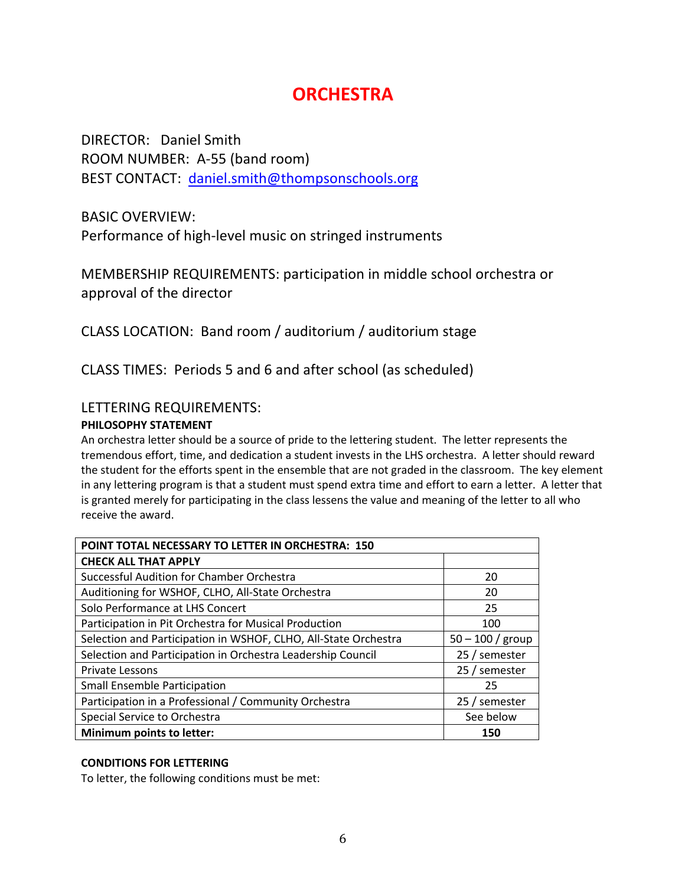# ORCHESTRA

DIRECTOR: Daniel Smith
ROOM NUMBER: A-55 (band room)
BEST CONTACT: daniel.smith@thompsonschools.org

BASIC OVERVIEW:
Performance of high-level music on stringed instruments

MEMBERSHIP REQUIREMENTS: participation in middle school orchestra or approval of the director

CLASS LOCATION: Band room / auditorium / auditorium stage

CLASS TIMES: Periods 5 and 6 and after school (as scheduled)

LETTERING REQUIREMENTS:

**PHILOSOPHY STATEMENT**

An orchestra letter should be a source of pride to the lettering student. The letter represents the tremendous effort, time, and dedication a student invests in the LHS orchestra. A letter should reward the student for the efforts spent in the ensemble that are not graded in the classroom. The key element in any lettering program is that a student must spend extra time and effort to earn a letter. A letter that is granted merely for participating in the class lessens the value and meaning of the letter to all who receive the award.

| POINT TOTAL NECESSARY TO LETTER IN ORCHESTRA: 150 | |
|---|---|
| **CHECK ALL THAT APPLY** | |
| Successful Audition for Chamber Orchestra | 20 |
| Auditioning for WSHOF, CLHO, All-State Orchestra | 20 |
| Solo Performance at LHS Concert | 25 |
| Participation in Pit Orchestra for Musical Production | 100 |
| Selection and Participation in WSHOF, CLHO, All-State Orchestra | 50 – 100 / group |
| Selection and Participation in Orchestra Leadership Council | 25 / semester |
| Private Lessons | 25 / semester |
| Small Ensemble Participation | 25 |
| Participation in a Professional / Community Orchestra | 25 / semester |
| Special Service to Orchestra | See below |
| **Minimum points to letter:** | **150** |

**CONDITIONS FOR LETTERING**

To letter, the following conditions must be met: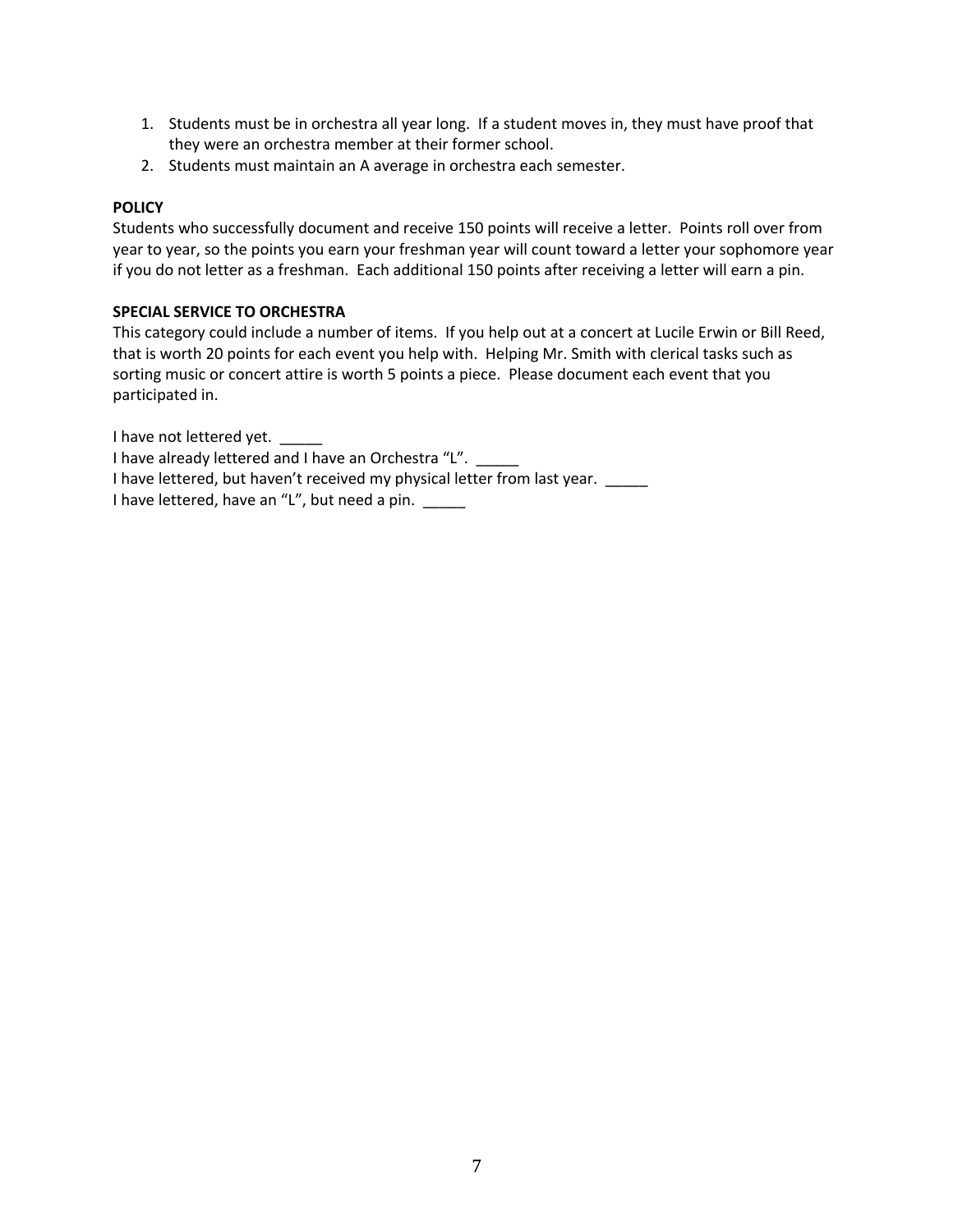1. Students must be in orchestra all year long. If a student moves in, they must have proof that they were an orchestra member at their former school.
2. Students must maintain an A average in orchestra each semester.

**POLICY**

Students who successfully document and receive 150 points will receive a letter. Points roll over from year to year, so the points you earn your freshman year will count toward a letter your sophomore year if you do not letter as a freshman. Each additional 150 points after receiving a letter will earn a pin.

**SPECIAL SERVICE TO ORCHESTRA**

This category could include a number of items. If you help out at a concert at Lucile Erwin or Bill Reed, that is worth 20 points for each event you help with. Helping Mr. Smith with clerical tasks such as sorting music or concert attire is worth 5 points a piece. Please document each event that you participated in.

I have not lettered yet. _____

I have already lettered and I have an Orchestra "L". _____

I have lettered, but haven't received my physical letter from last year. _____

I have lettered, have an "L", but need a pin. _____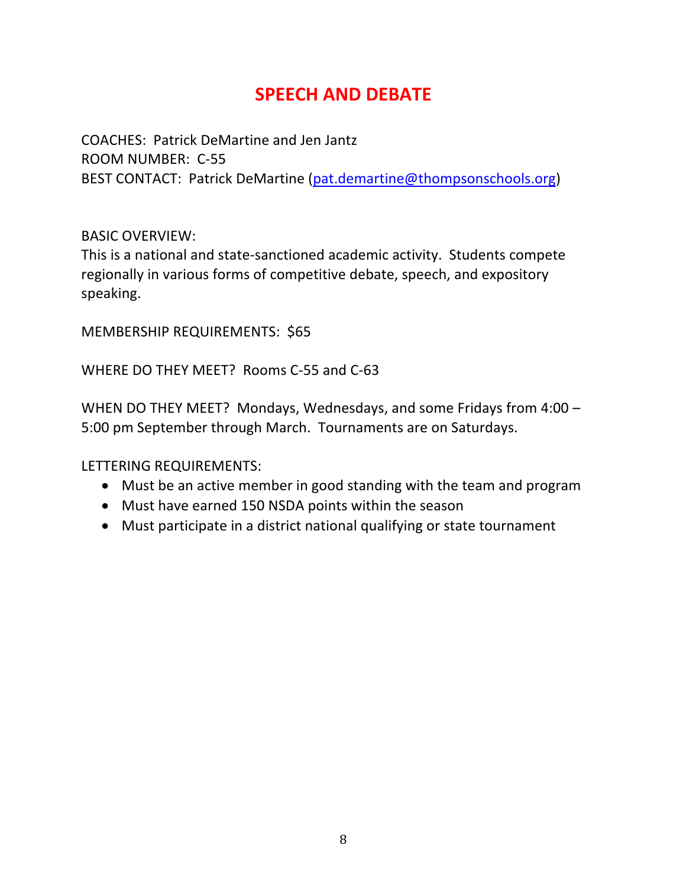# SPEECH AND DEBATE

COACHES: Patrick DeMartine and Jen Jantz
ROOM NUMBER: C-55
BEST CONTACT: Patrick DeMartine (pat.demartine@thompsonschools.org)

BASIC OVERVIEW:
This is a national and state-sanctioned academic activity. Students compete regionally in various forms of competitive debate, speech, and expository speaking.

MEMBERSHIP REQUIREMENTS: $65

WHERE DO THEY MEET? Rooms C-55 and C-63

WHEN DO THEY MEET? Mondays, Wednesdays, and some Fridays from 4:00 – 5:00 pm September through March. Tournaments are on Saturdays.

LETTERING REQUIREMENTS:

- Must be an active member in good standing with the team and program
- Must have earned 150 NSDA points within the season
- Must participate in a district national qualifying or state tournament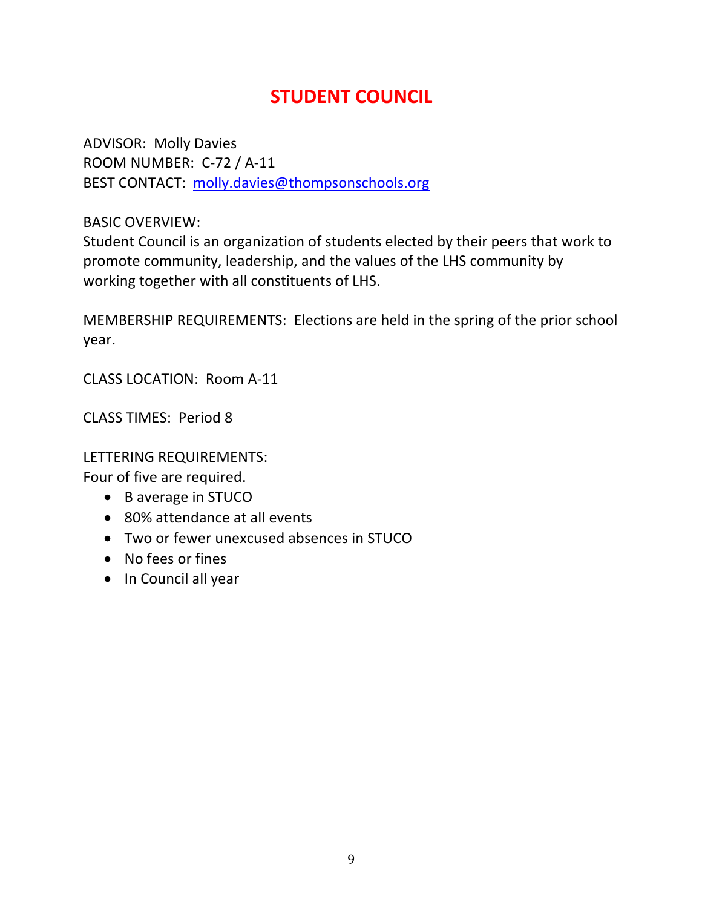# STUDENT COUNCIL

ADVISOR: Molly Davies
ROOM NUMBER: C-72 / A-11
BEST CONTACT: molly.davies@thompsonschools.org

BASIC OVERVIEW:
Student Council is an organization of students elected by their peers that work to promote community, leadership, and the values of the LHS community by working together with all constituents of LHS.

MEMBERSHIP REQUIREMENTS: Elections are held in the spring of the prior school year.

CLASS LOCATION: Room A-11

CLASS TIMES: Period 8

LETTERING REQUIREMENTS:
Four of five are required.

- B average in STUCO
- 80% attendance at all events
- Two or fewer unexcused absences in STUCO
- No fees or fines
- In Council all year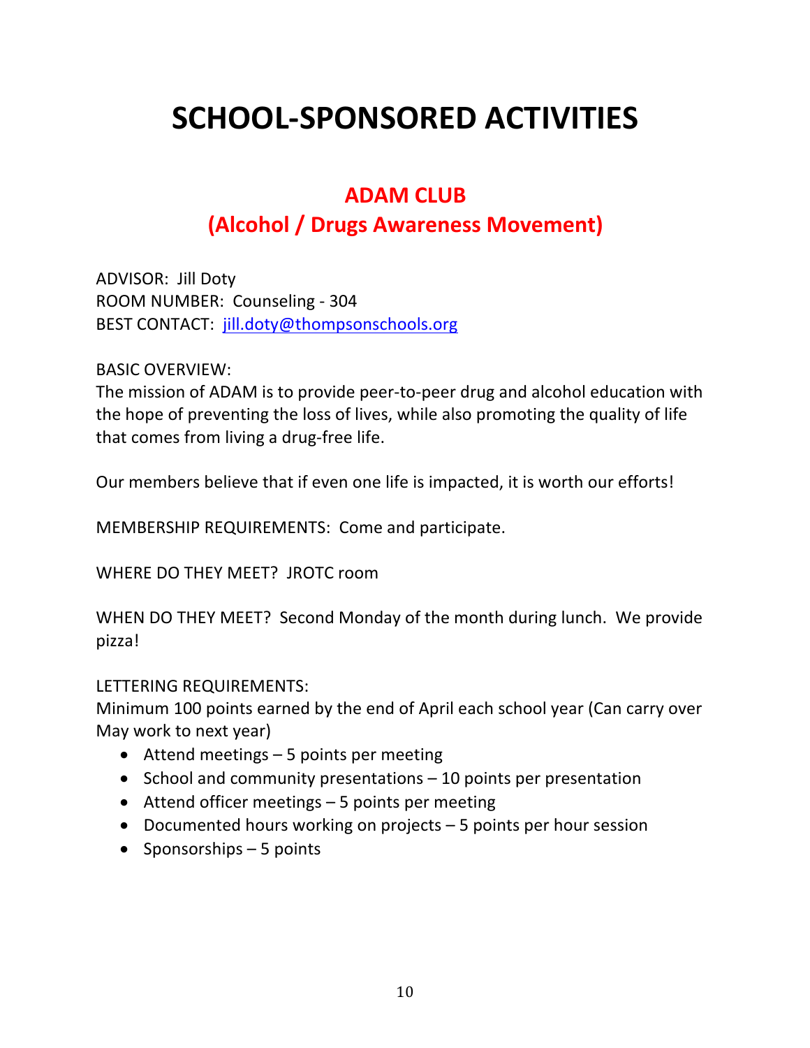# SCHOOL-SPONSORED ACTIVITIES

## ADAM CLUB
## (Alcohol / Drugs Awareness Movement)

ADVISOR: Jill Doty
ROOM NUMBER: Counseling - 304
BEST CONTACT: jill.doty@thompsonschools.org

BASIC OVERVIEW:
The mission of ADAM is to provide peer-to-peer drug and alcohol education with the hope of preventing the loss of lives, while also promoting the quality of life that comes from living a drug-free life.

Our members believe that if even one life is impacted, it is worth our efforts!

MEMBERSHIP REQUIREMENTS: Come and participate.

WHERE DO THEY MEET? JROTC room

WHEN DO THEY MEET? Second Monday of the month during lunch. We provide pizza!

LETTERING REQUIREMENTS:
Minimum 100 points earned by the end of April each school year (Can carry over May work to next year)

- Attend meetings – 5 points per meeting
- School and community presentations – 10 points per presentation
- Attend officer meetings – 5 points per meeting
- Documented hours working on projects – 5 points per hour session
- Sponsorships – 5 points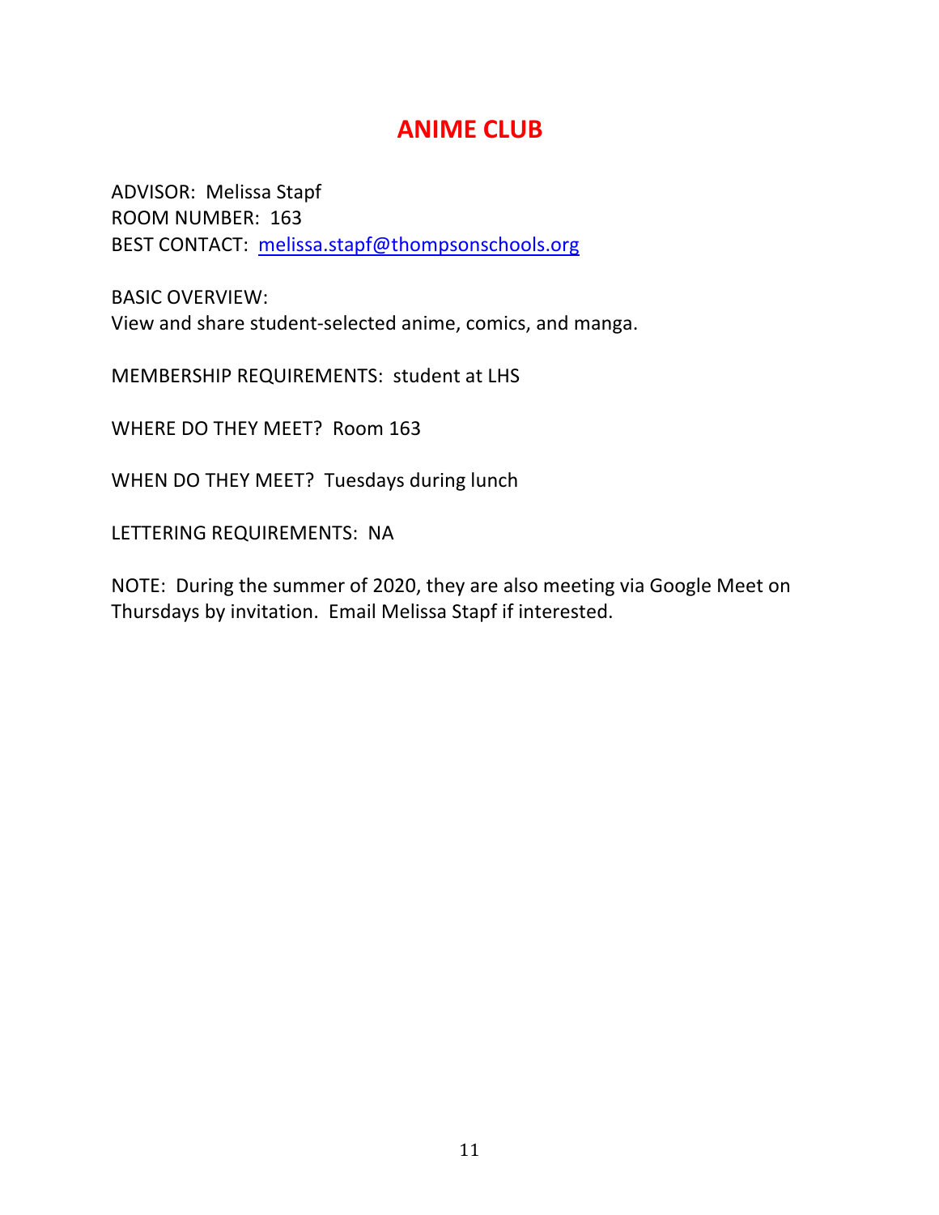# ANIME CLUB

ADVISOR: Melissa Stapf
ROOM NUMBER: 163
BEST CONTACT: melissa.stapf@thompsonschools.org

BASIC OVERVIEW:
View and share student-selected anime, comics, and manga.

MEMBERSHIP REQUIREMENTS: student at LHS

WHERE DO THEY MEET? Room 163

WHEN DO THEY MEET? Tuesdays during lunch

LETTERING REQUIREMENTS: NA

NOTE: During the summer of 2020, they are also meeting via Google Meet on Thursdays by invitation. Email Melissa Stapf if interested.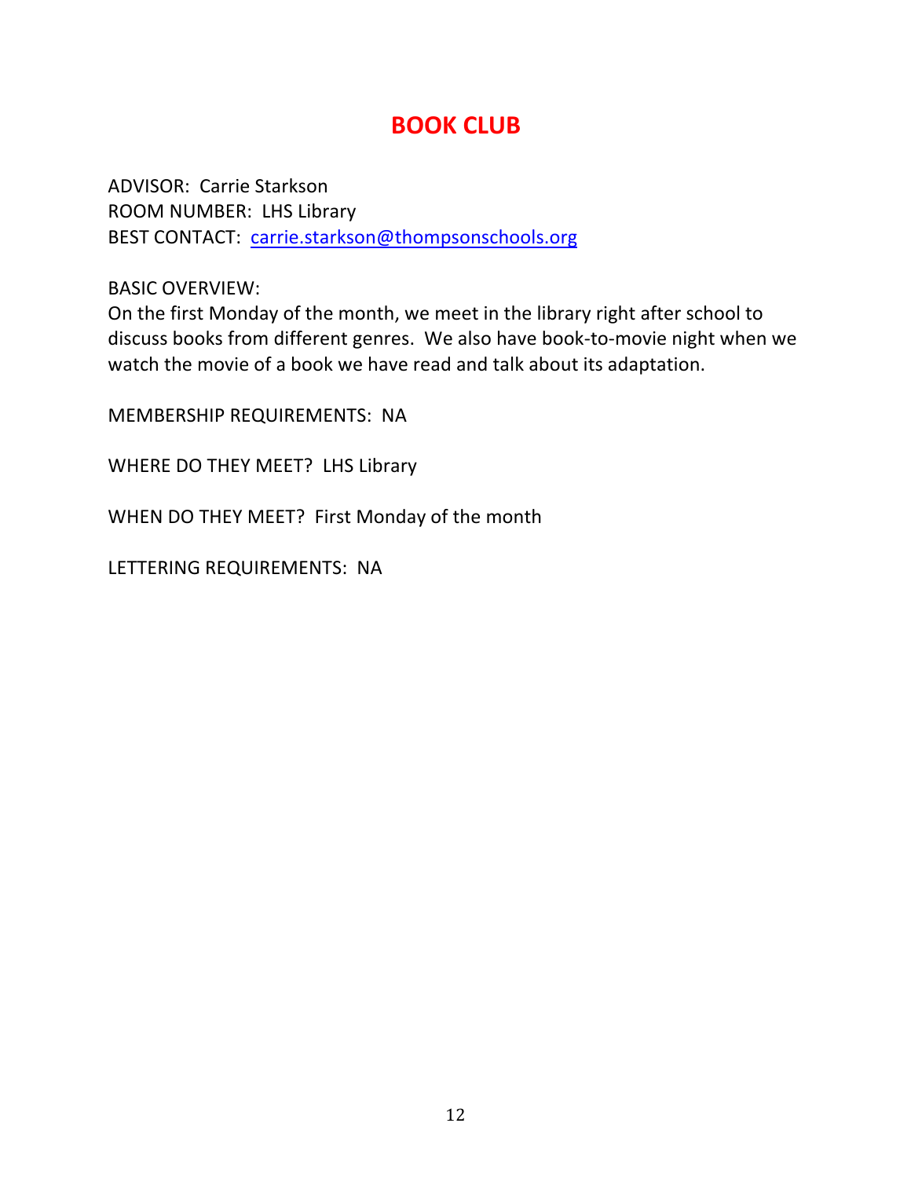# BOOK CLUB

ADVISOR: Carrie Starkson
ROOM NUMBER: LHS Library
BEST CONTACT: [carrie.starkson@thompsonschools.org](mailto:carrie.starkson@thompsonschools.org)

BASIC OVERVIEW:
On the first Monday of the month, we meet in the library right after school to discuss books from different genres. We also have book-to-movie night when we watch the movie of a book we have read and talk about its adaptation.

MEMBERSHIP REQUIREMENTS: NA

WHERE DO THEY MEET? LHS Library

WHEN DO THEY MEET? First Monday of the month

LETTERING REQUIREMENTS: NA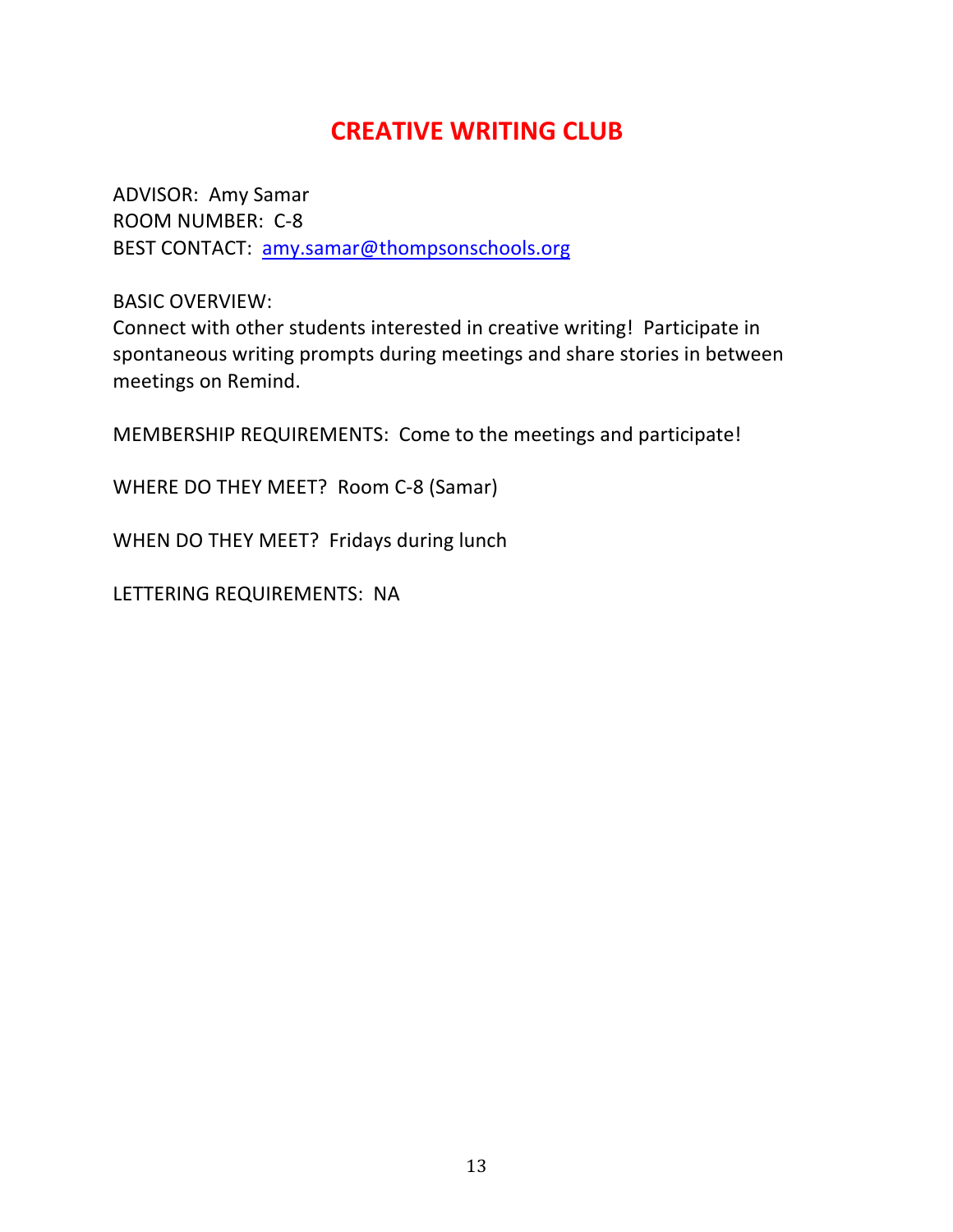# CREATIVE WRITING CLUB

ADVISOR: Amy Samar
ROOM NUMBER: C-8
BEST CONTACT: amy.samar@thompsonschools.org

BASIC OVERVIEW:
Connect with other students interested in creative writing! Participate in spontaneous writing prompts during meetings and share stories in between meetings on Remind.

MEMBERSHIP REQUIREMENTS: Come to the meetings and participate!

WHERE DO THEY MEET? Room C-8 (Samar)

WHEN DO THEY MEET? Fridays during lunch

LETTERING REQUIREMENTS: NA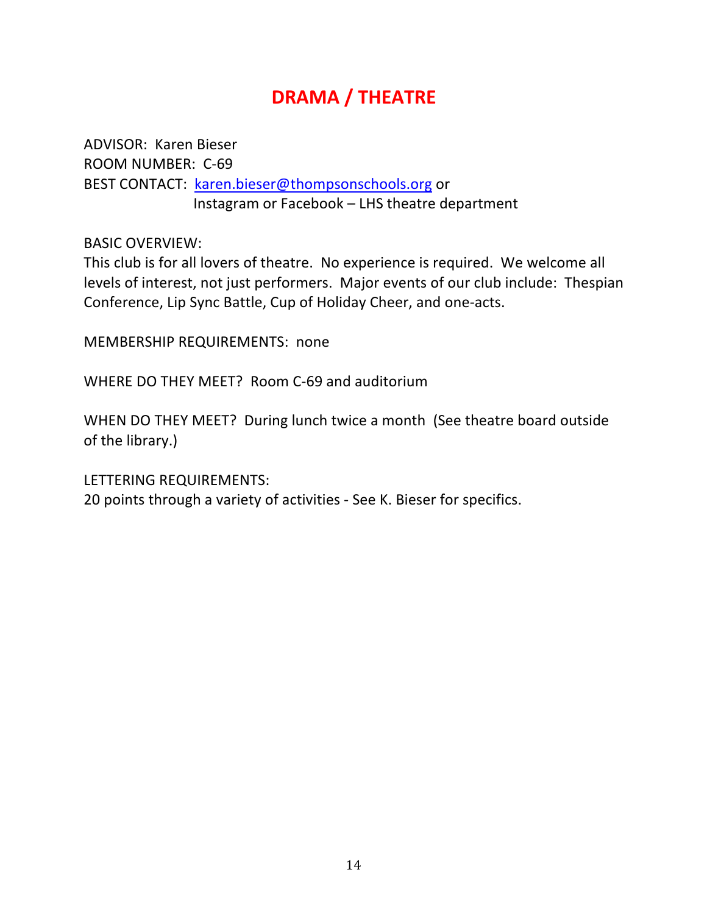# DRAMA / THEATRE

ADVISOR: Karen Bieser
ROOM NUMBER: C-69
BEST CONTACT: karen.bieser@thompsonschools.org or
Instagram or Facebook – LHS theatre department

BASIC OVERVIEW:
This club is for all lovers of theatre. No experience is required. We welcome all levels of interest, not just performers. Major events of our club include: Thespian Conference, Lip Sync Battle, Cup of Holiday Cheer, and one-acts.

MEMBERSHIP REQUIREMENTS: none

WHERE DO THEY MEET? Room C-69 and auditorium

WHEN DO THEY MEET? During lunch twice a month (See theatre board outside of the library.)

LETTERING REQUIREMENTS:
20 points through a variety of activities - See K. Bieser for specifics.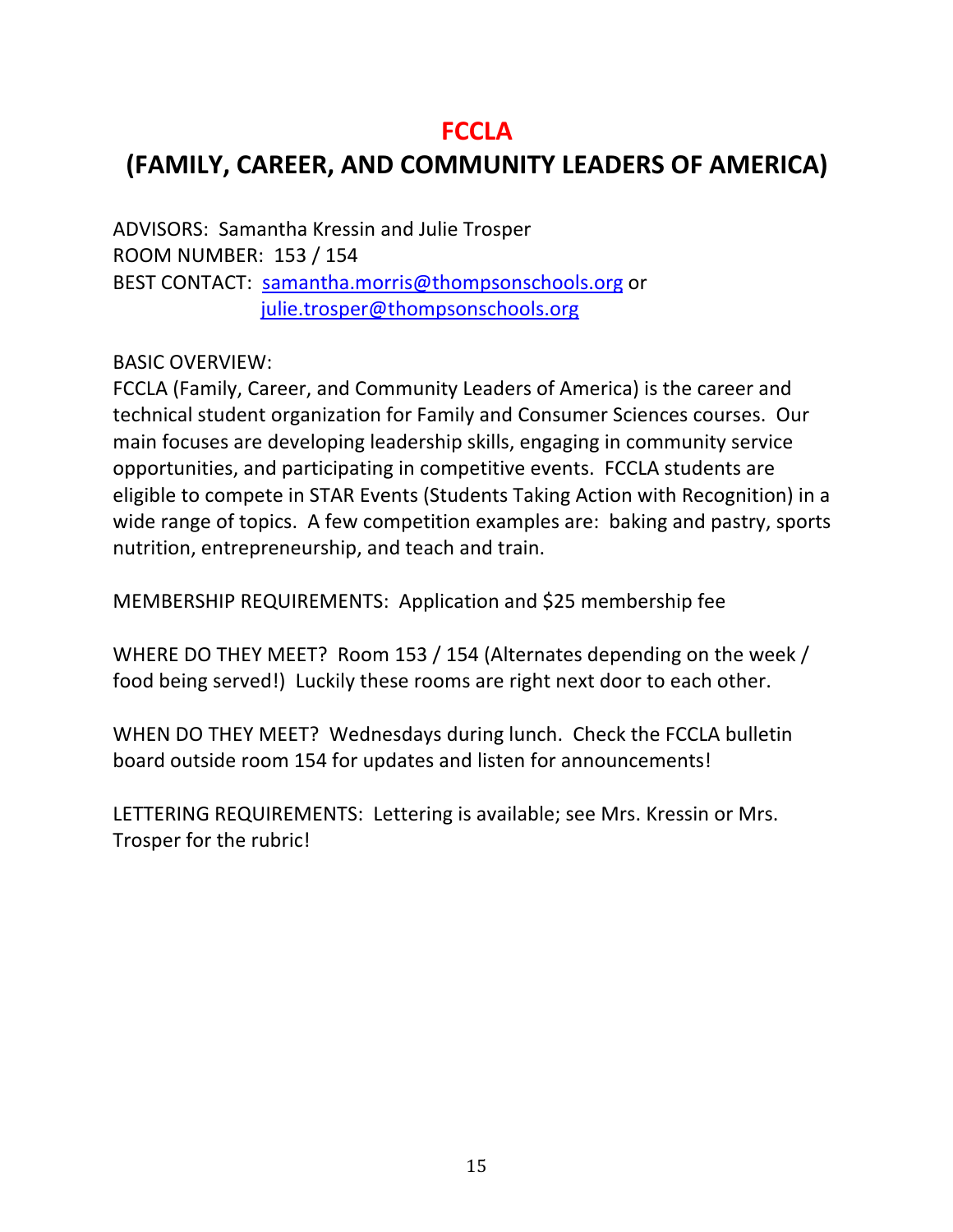# FCCLA

# (FAMILY, CAREER, AND COMMUNITY LEADERS OF AMERICA)

ADVISORS: Samantha Kressin and Julie Trosper
ROOM NUMBER: 153 / 154
BEST CONTACT: samantha.morris@thompsonschools.org or
julie.trosper@thompsonschools.org

BASIC OVERVIEW:
FCCLA (Family, Career, and Community Leaders of America) is the career and technical student organization for Family and Consumer Sciences courses. Our main focuses are developing leadership skills, engaging in community service opportunities, and participating in competitive events. FCCLA students are eligible to compete in STAR Events (Students Taking Action with Recognition) in a wide range of topics. A few competition examples are: baking and pastry, sports nutrition, entrepreneurship, and teach and train.

MEMBERSHIP REQUIREMENTS: Application and $25 membership fee

WHERE DO THEY MEET? Room 153 / 154 (Alternates depending on the week / food being served!) Luckily these rooms are right next door to each other.

WHEN DO THEY MEET? Wednesdays during lunch. Check the FCCLA bulletin board outside room 154 for updates and listen for announcements!

LETTERING REQUIREMENTS: Lettering is available; see Mrs. Kressin or Mrs. Trosper for the rubric!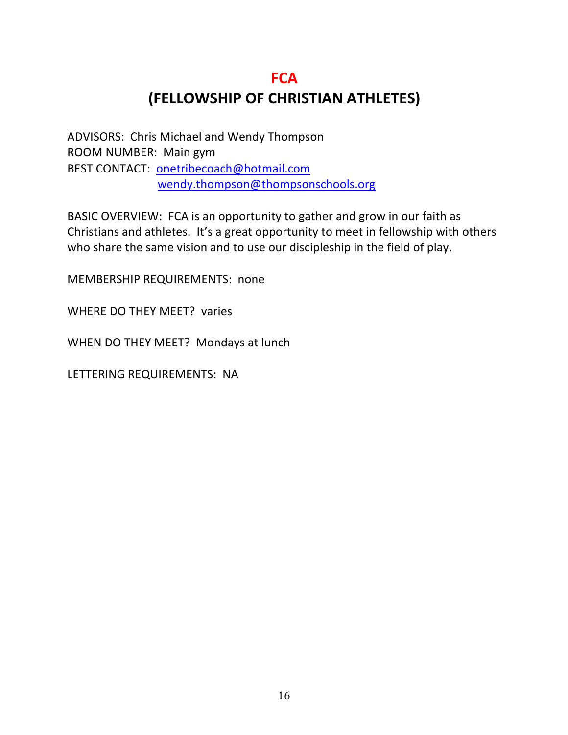# FCA

# (FELLOWSHIP OF CHRISTIAN ATHLETES)

ADVISORS: Chris Michael and Wendy Thompson
ROOM NUMBER: Main gym
BEST CONTACT: onetribecoach@hotmail.com
wendy.thompson@thompsonschools.org

BASIC OVERVIEW: FCA is an opportunity to gather and grow in our faith as Christians and athletes. It's a great opportunity to meet in fellowship with others who share the same vision and to use our discipleship in the field of play.

MEMBERSHIP REQUIREMENTS: none

WHERE DO THEY MEET? varies

WHEN DO THEY MEET? Mondays at lunch

LETTERING REQUIREMENTS: NA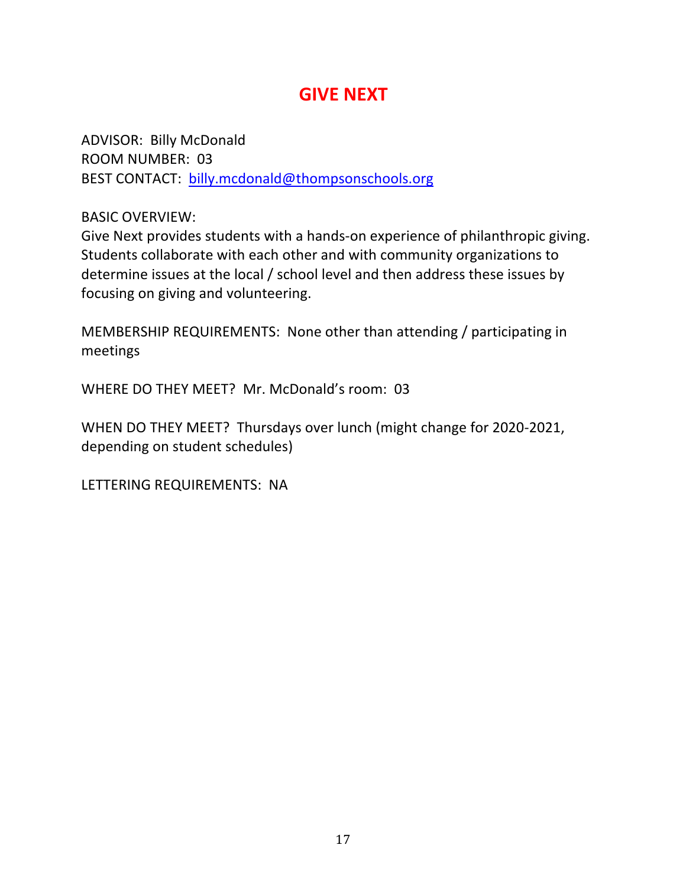# GIVE NEXT

ADVISOR: Billy McDonald
ROOM NUMBER: 03
BEST CONTACT: billy.mcdonald@thompsonschools.org

BASIC OVERVIEW:
Give Next provides students with a hands-on experience of philanthropic giving. Students collaborate with each other and with community organizations to determine issues at the local / school level and then address these issues by focusing on giving and volunteering.

MEMBERSHIP REQUIREMENTS: None other than attending / participating in meetings

WHERE DO THEY MEET? Mr. McDonald's room: 03

WHEN DO THEY MEET? Thursdays over lunch (might change for 2020-2021, depending on student schedules)

LETTERING REQUIREMENTS: NA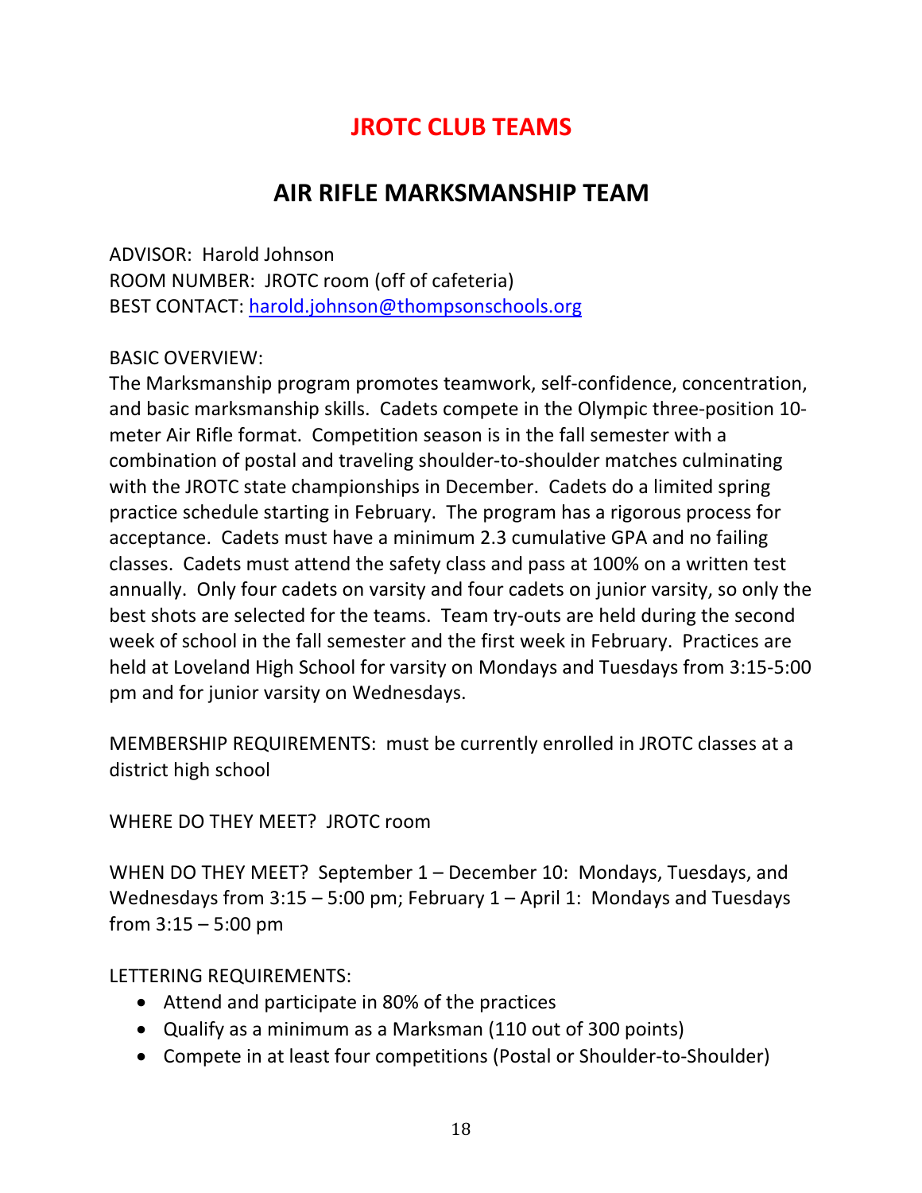# JROTC CLUB TEAMS

## AIR RIFLE MARKSMANSHIP TEAM

ADVISOR: Harold Johnson
ROOM NUMBER: JROTC room (off of cafeteria)
BEST CONTACT: [harold.johnson@thompsonschools.org](mailto:harold.johnson@thompsonschools.org)

BASIC OVERVIEW:
The Marksmanship program promotes teamwork, self-confidence, concentration, and basic marksmanship skills. Cadets compete in the Olympic three-position 10-meter Air Rifle format. Competition season is in the fall semester with a combination of postal and traveling shoulder-to-shoulder matches culminating with the JROTC state championships in December. Cadets do a limited spring practice schedule starting in February. The program has a rigorous process for acceptance. Cadets must have a minimum 2.3 cumulative GPA and no failing classes. Cadets must attend the safety class and pass at 100% on a written test annually. Only four cadets on varsity and four cadets on junior varsity, so only the best shots are selected for the teams. Team try-outs are held during the second week of school in the fall semester and the first week in February. Practices are held at Loveland High School for varsity on Mondays and Tuesdays from 3:15-5:00 pm and for junior varsity on Wednesdays.

MEMBERSHIP REQUIREMENTS: must be currently enrolled in JROTC classes at a district high school

WHERE DO THEY MEET? JROTC room

WHEN DO THEY MEET? September 1 – December 10: Mondays, Tuesdays, and Wednesdays from 3:15 – 5:00 pm; February 1 – April 1: Mondays and Tuesdays from 3:15 – 5:00 pm

LETTERING REQUIREMENTS:

- Attend and participate in 80% of the practices
- Qualify as a minimum as a Marksman (110 out of 300 points)
- Compete in at least four competitions (Postal or Shoulder-to-Shoulder)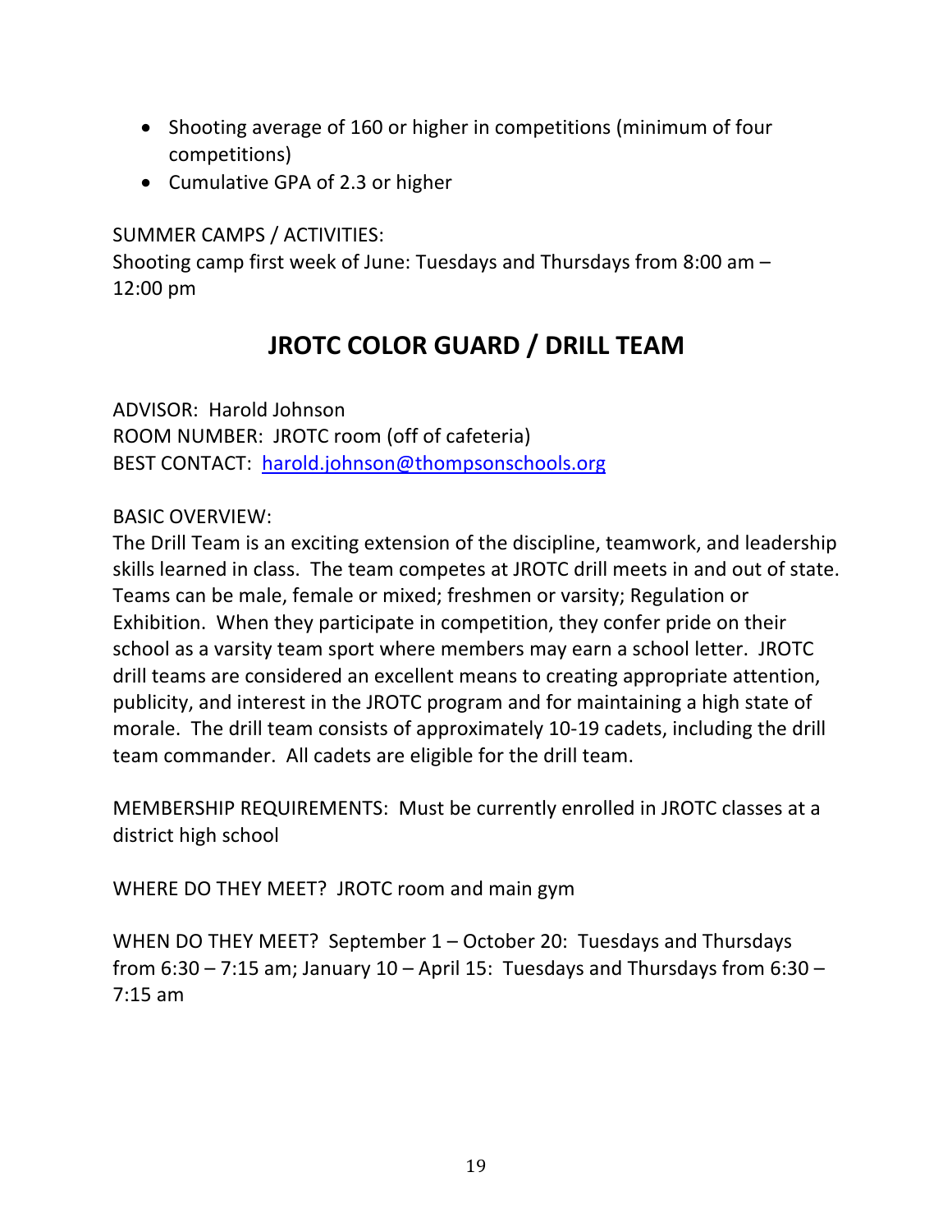- Shooting average of 160 or higher in competitions (minimum of four competitions)
- Cumulative GPA of 2.3 or higher

SUMMER CAMPS / ACTIVITIES:
Shooting camp first week of June: Tuesdays and Thursdays from 8:00 am – 12:00 pm

# JROTC COLOR GUARD / DRILL TEAM

ADVISOR: Harold Johnson
ROOM NUMBER: JROTC room (off of cafeteria)
BEST CONTACT: harold.johnson@thompsonschools.org

BASIC OVERVIEW:
The Drill Team is an exciting extension of the discipline, teamwork, and leadership skills learned in class. The team competes at JROTC drill meets in and out of state. Teams can be male, female or mixed; freshmen or varsity; Regulation or Exhibition. When they participate in competition, they confer pride on their school as a varsity team sport where members may earn a school letter. JROTC drill teams are considered an excellent means to creating appropriate attention, publicity, and interest in the JROTC program and for maintaining a high state of morale. The drill team consists of approximately 10-19 cadets, including the drill team commander. All cadets are eligible for the drill team.

MEMBERSHIP REQUIREMENTS: Must be currently enrolled in JROTC classes at a district high school

WHERE DO THEY MEET? JROTC room and main gym

WHEN DO THEY MEET? September 1 – October 20: Tuesdays and Thursdays from 6:30 – 7:15 am; January 10 – April 15: Tuesdays and Thursdays from 6:30 – 7:15 am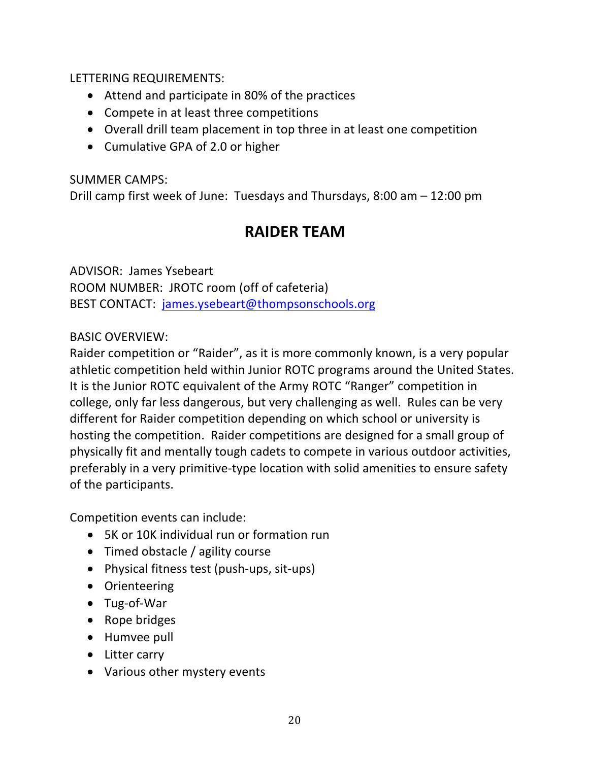LETTERING REQUIREMENTS:

- Attend and participate in 80% of the practices
- Compete in at least three competitions
- Overall drill team placement in top three in at least one competition
- Cumulative GPA of 2.0 or higher

SUMMER CAMPS:
Drill camp first week of June: Tuesdays and Thursdays, 8:00 am – 12:00 pm

## RAIDER TEAM

ADVISOR: James Ysebeart
ROOM NUMBER: JROTC room (off of cafeteria)
BEST CONTACT: james.ysebeart@thompsonschools.org

BASIC OVERVIEW:
Raider competition or "Raider", as it is more commonly known, is a very popular athletic competition held within Junior ROTC programs around the United States. It is the Junior ROTC equivalent of the Army ROTC "Ranger" competition in college, only far less dangerous, but very challenging as well. Rules can be very different for Raider competition depending on which school or university is hosting the competition. Raider competitions are designed for a small group of physically fit and mentally tough cadets to compete in various outdoor activities, preferably in a very primitive-type location with solid amenities to ensure safety of the participants.

Competition events can include:

- 5K or 10K individual run or formation run
- Timed obstacle / agility course
- Physical fitness test (push-ups, sit-ups)
- Orienteering
- Tug-of-War
- Rope bridges
- Humvee pull
- Litter carry
- Various other mystery events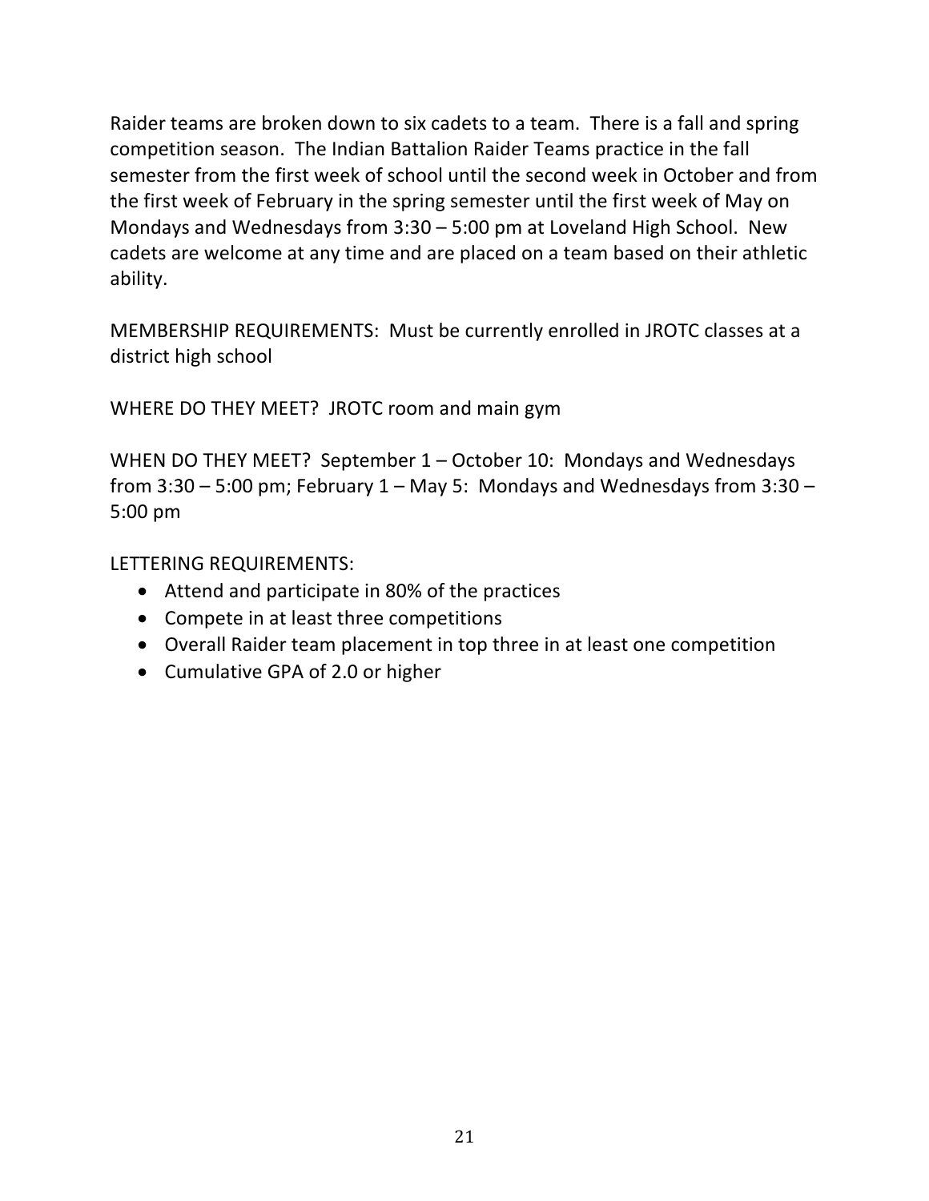Raider teams are broken down to six cadets to a team. There is a fall and spring competition season. The Indian Battalion Raider Teams practice in the fall semester from the first week of school until the second week in October and from the first week of February in the spring semester until the first week of May on Mondays and Wednesdays from 3:30 – 5:00 pm at Loveland High School. New cadets are welcome at any time and are placed on a team based on their athletic ability.

MEMBERSHIP REQUIREMENTS: Must be currently enrolled in JROTC classes at a district high school

WHERE DO THEY MEET? JROTC room and main gym

WHEN DO THEY MEET? September 1 – October 10: Mondays and Wednesdays from 3:30 – 5:00 pm; February 1 – May 5: Mondays and Wednesdays from 3:30 – 5:00 pm

LETTERING REQUIREMENTS:

- Attend and participate in 80% of the practices
- Compete in at least three competitions
- Overall Raider team placement in top three in at least one competition
- Cumulative GPA of 2.0 or higher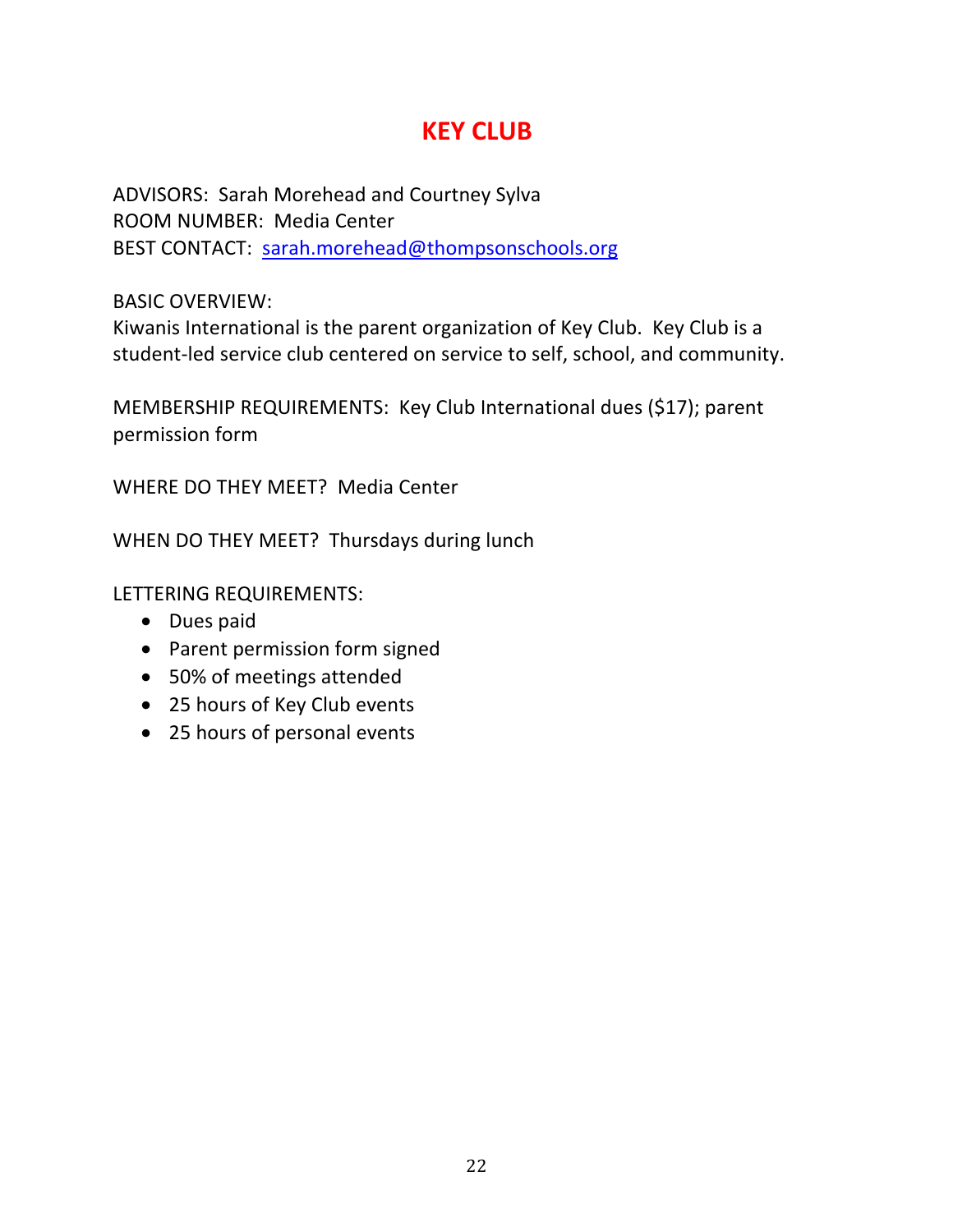# KEY CLUB

ADVISORS: Sarah Morehead and Courtney Sylva
ROOM NUMBER: Media Center
BEST CONTACT: sarah.morehead@thompsonschools.org

BASIC OVERVIEW:
Kiwanis International is the parent organization of Key Club. Key Club is a student-led service club centered on service to self, school, and community.

MEMBERSHIP REQUIREMENTS: Key Club International dues ($17); parent permission form

WHERE DO THEY MEET? Media Center

WHEN DO THEY MEET? Thursdays during lunch

LETTERING REQUIREMENTS:

- Dues paid
- Parent permission form signed
- 50% of meetings attended
- 25 hours of Key Club events
- 25 hours of personal events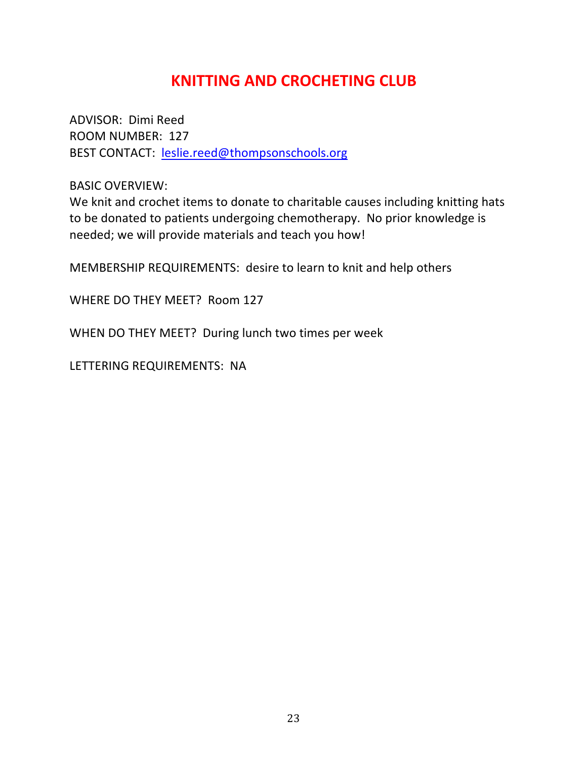# KNITTING AND CROCHETING CLUB

ADVISOR: Dimi Reed
ROOM NUMBER: 127
BEST CONTACT: leslie.reed@thompsonschools.org

BASIC OVERVIEW:
We knit and crochet items to donate to charitable causes including knitting hats to be donated to patients undergoing chemotherapy. No prior knowledge is needed; we will provide materials and teach you how!

MEMBERSHIP REQUIREMENTS: desire to learn to knit and help others

WHERE DO THEY MEET? Room 127

WHEN DO THEY MEET? During lunch two times per week

LETTERING REQUIREMENTS: NA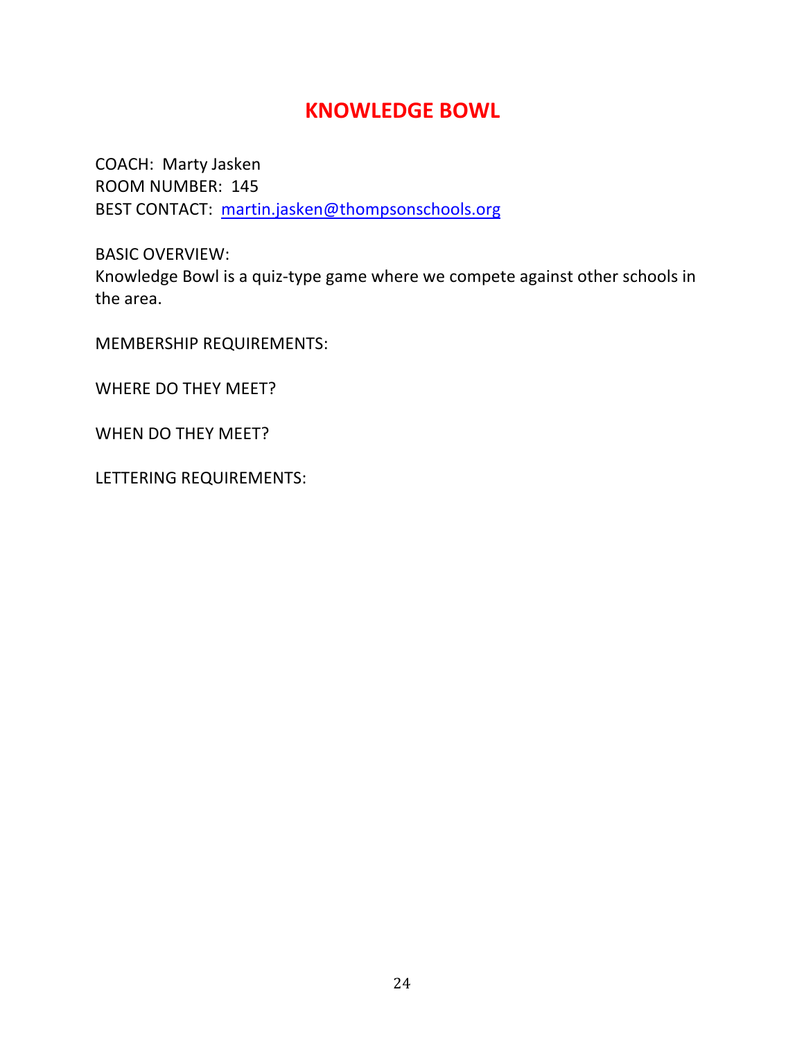# KNOWLEDGE BOWL

COACH: Marty Jasken
ROOM NUMBER: 145
BEST CONTACT: martin.jasken@thompsonschools.org

BASIC OVERVIEW:
Knowledge Bowl is a quiz-type game where we compete against other schools in the area.

MEMBERSHIP REQUIREMENTS:

WHERE DO THEY MEET?

WHEN DO THEY MEET?

LETTERING REQUIREMENTS: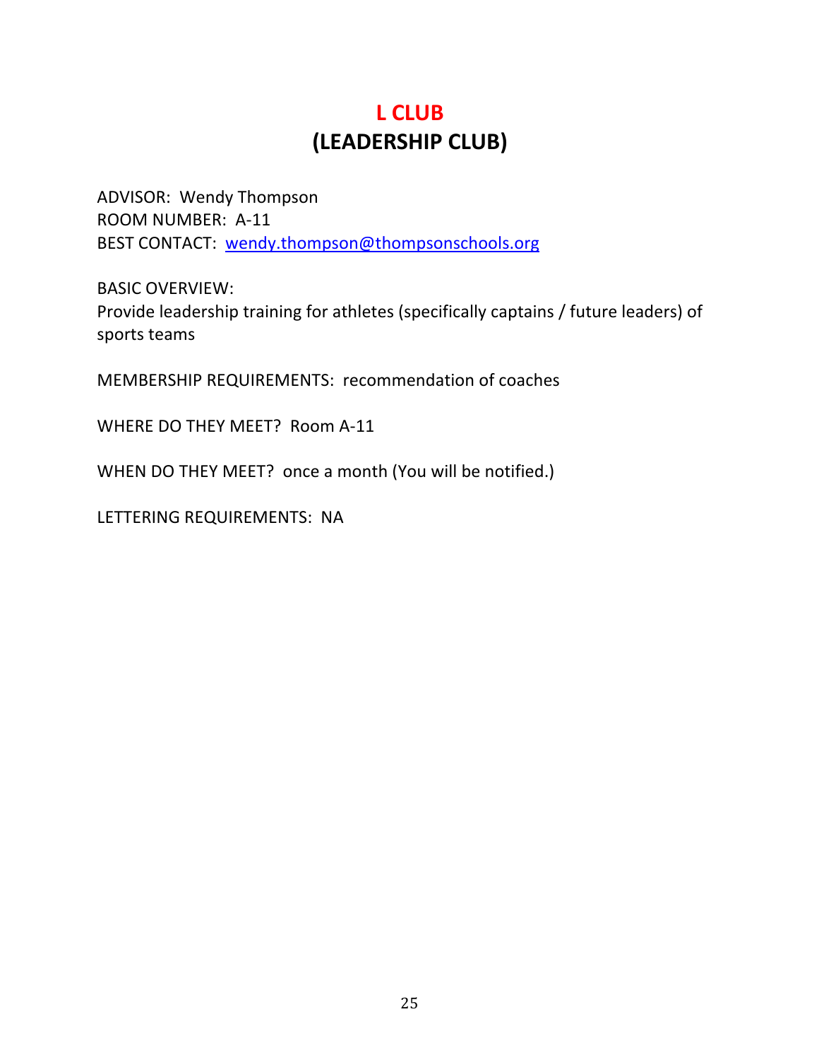# L CLUB
## (LEADERSHIP CLUB)

ADVISOR: Wendy Thompson
ROOM NUMBER: A-11
BEST CONTACT: wendy.thompson@thompsonschools.org

BASIC OVERVIEW:
Provide leadership training for athletes (specifically captains / future leaders) of sports teams

MEMBERSHIP REQUIREMENTS: recommendation of coaches

WHERE DO THEY MEET? Room A-11

WHEN DO THEY MEET? once a month (You will be notified.)

LETTERING REQUIREMENTS: NA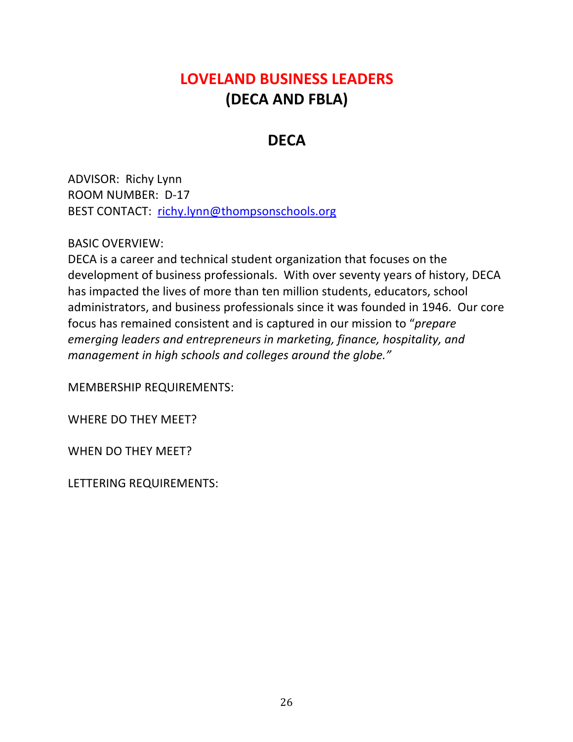# LOVELAND BUSINESS LEADERS
# (DECA AND FBLA)

## DECA

ADVISOR: Richy Lynn
ROOM NUMBER: D-17
BEST CONTACT: [richy.lynn@thompsonschools.org](mailto:richy.lynn@thompsonschools.org)

BASIC OVERVIEW:
DECA is a career and technical student organization that focuses on the development of business professionals. With over seventy years of history, DECA has impacted the lives of more than ten million students, educators, school administrators, and business professionals since it was founded in 1946. Our core focus has remained consistent and is captured in our mission to "*prepare emerging leaders and entrepreneurs in marketing, finance, hospitality, and management in high schools and colleges around the globe."*

MEMBERSHIP REQUIREMENTS:

WHERE DO THEY MEET?

WHEN DO THEY MEET?

LETTERING REQUIREMENTS: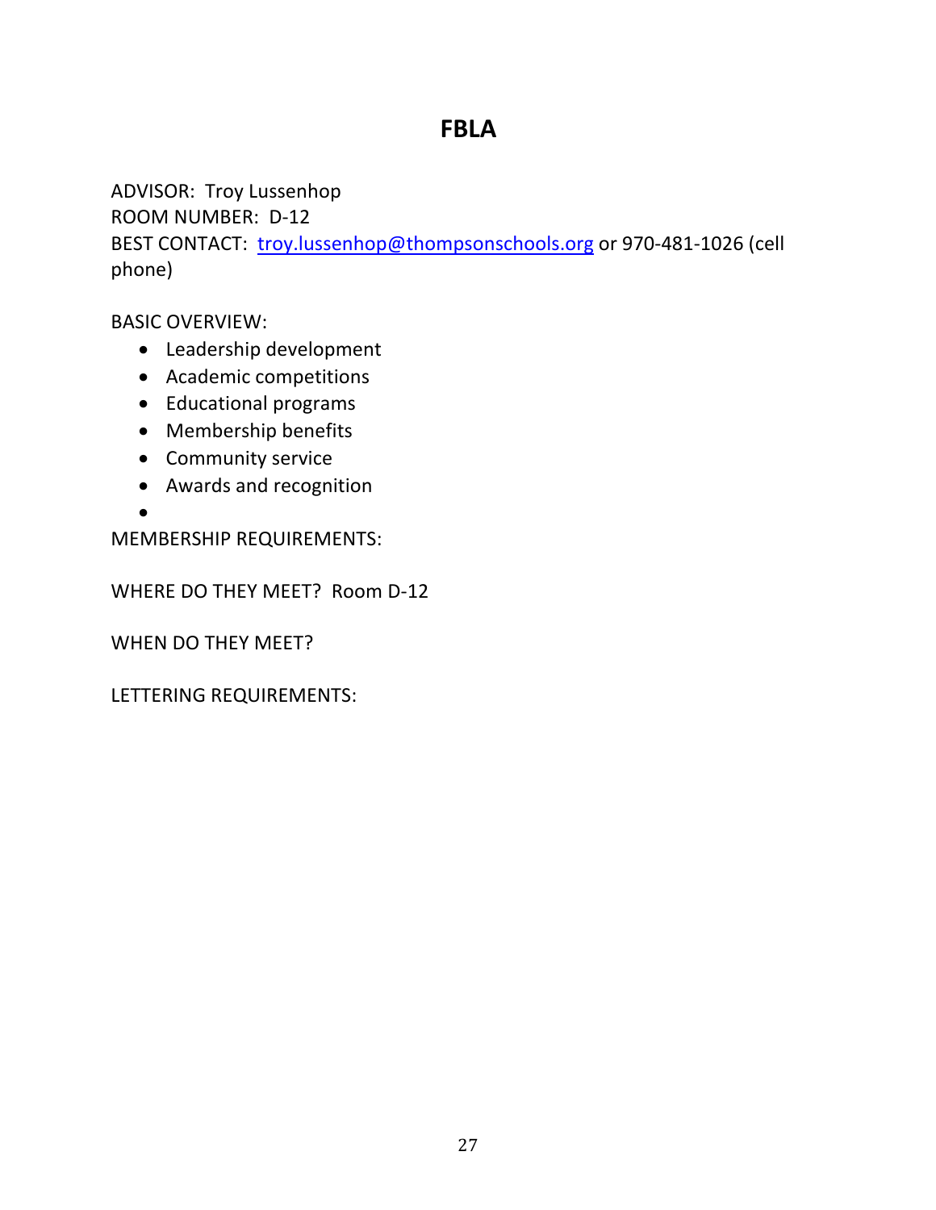# FBLA

ADVISOR: Troy Lussenhop
ROOM NUMBER: D-12
BEST CONTACT: troy.lussenhop@thompsonschools.org or 970-481-1026 (cell phone)

BASIC OVERVIEW:

- Leadership development
- Academic competitions
- Educational programs
- Membership benefits
- Community service
- Awards and recognition
-

MEMBERSHIP REQUIREMENTS:

WHERE DO THEY MEET? Room D-12

WHEN DO THEY MEET?

LETTERING REQUIREMENTS: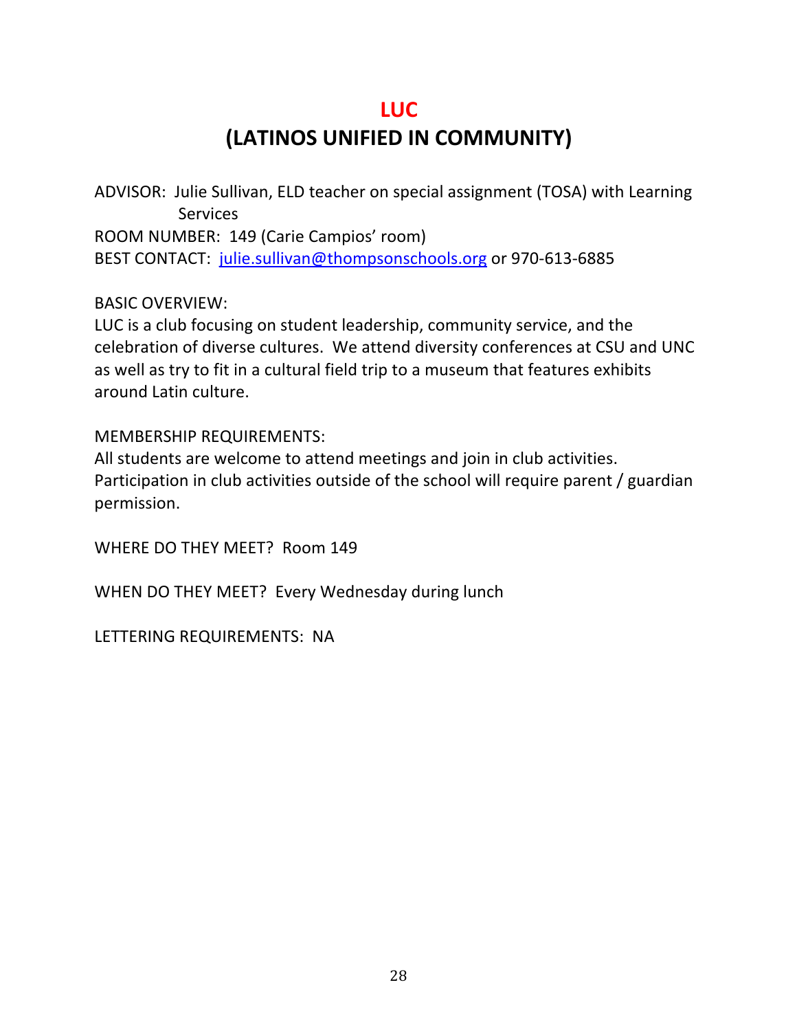# LUC

# (LATINOS UNIFIED IN COMMUNITY)

ADVISOR: Julie Sullivan, ELD teacher on special assignment (TOSA) with Learning Services

ROOM NUMBER: 149 (Carie Campios' room)

BEST CONTACT: julie.sullivan@thompsonschools.org or 970-613-6885

BASIC OVERVIEW:

LUC is a club focusing on student leadership, community service, and the celebration of diverse cultures. We attend diversity conferences at CSU and UNC as well as try to fit in a cultural field trip to a museum that features exhibits around Latin culture.

MEMBERSHIP REQUIREMENTS:

All students are welcome to attend meetings and join in club activities. Participation in club activities outside of the school will require parent / guardian permission.

WHERE DO THEY MEET? Room 149

WHEN DO THEY MEET? Every Wednesday during lunch

LETTERING REQUIREMENTS: NA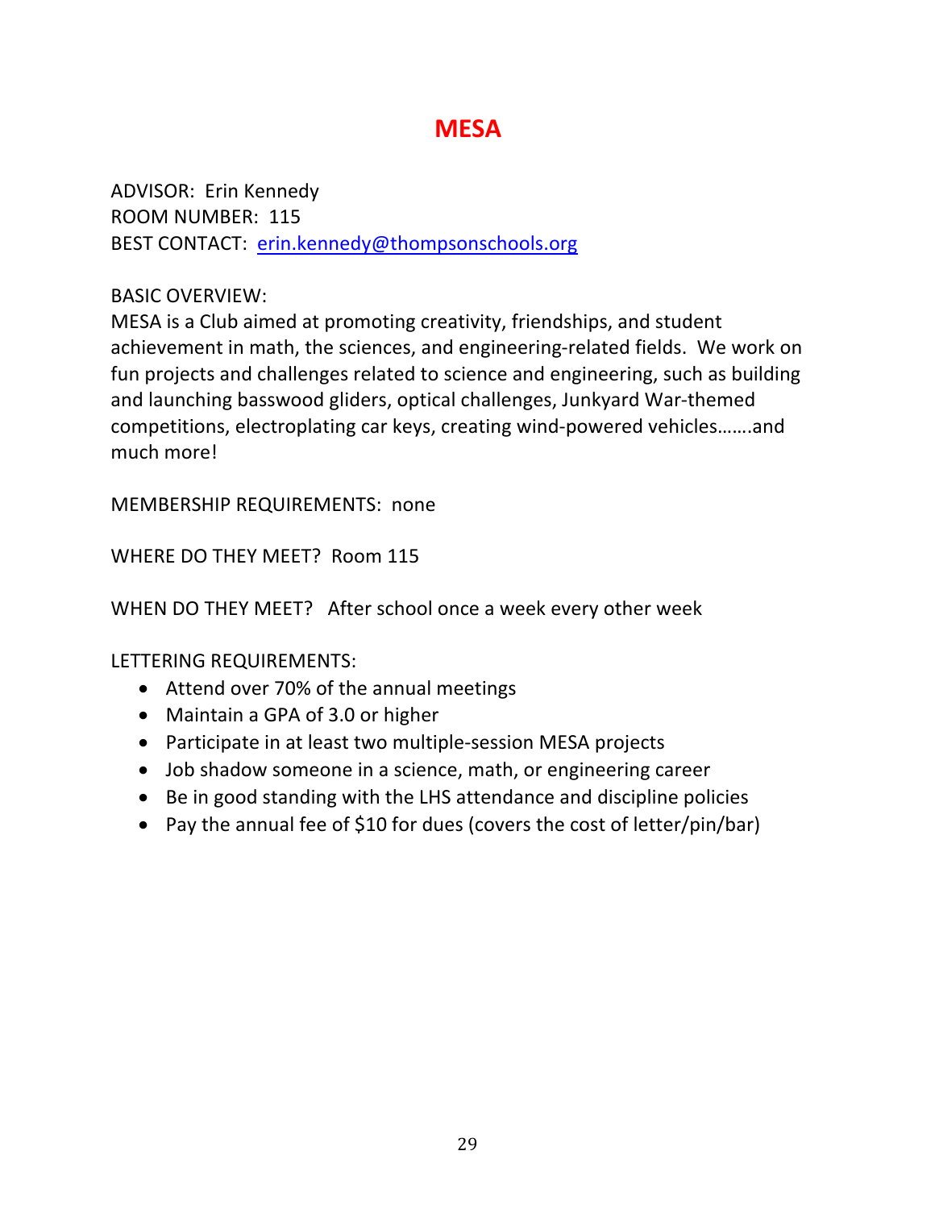# MESA

ADVISOR: Erin Kennedy
ROOM NUMBER: 115
BEST CONTACT: erin.kennedy@thompsonschools.org

BASIC OVERVIEW:
MESA is a Club aimed at promoting creativity, friendships, and student achievement in math, the sciences, and engineering-related fields. We work on fun projects and challenges related to science and engineering, such as building and launching basswood gliders, optical challenges, Junkyard War-themed competitions, electroplating car keys, creating wind-powered vehicles…….and much more!

MEMBERSHIP REQUIREMENTS: none

WHERE DO THEY MEET? Room 115

WHEN DO THEY MEET? After school once a week every other week

LETTERING REQUIREMENTS:

- Attend over 70% of the annual meetings
- Maintain a GPA of 3.0 or higher
- Participate in at least two multiple-session MESA projects
- Job shadow someone in a science, math, or engineering career
- Be in good standing with the LHS attendance and discipline policies
- Pay the annual fee of $10 for dues (covers the cost of letter/pin/bar)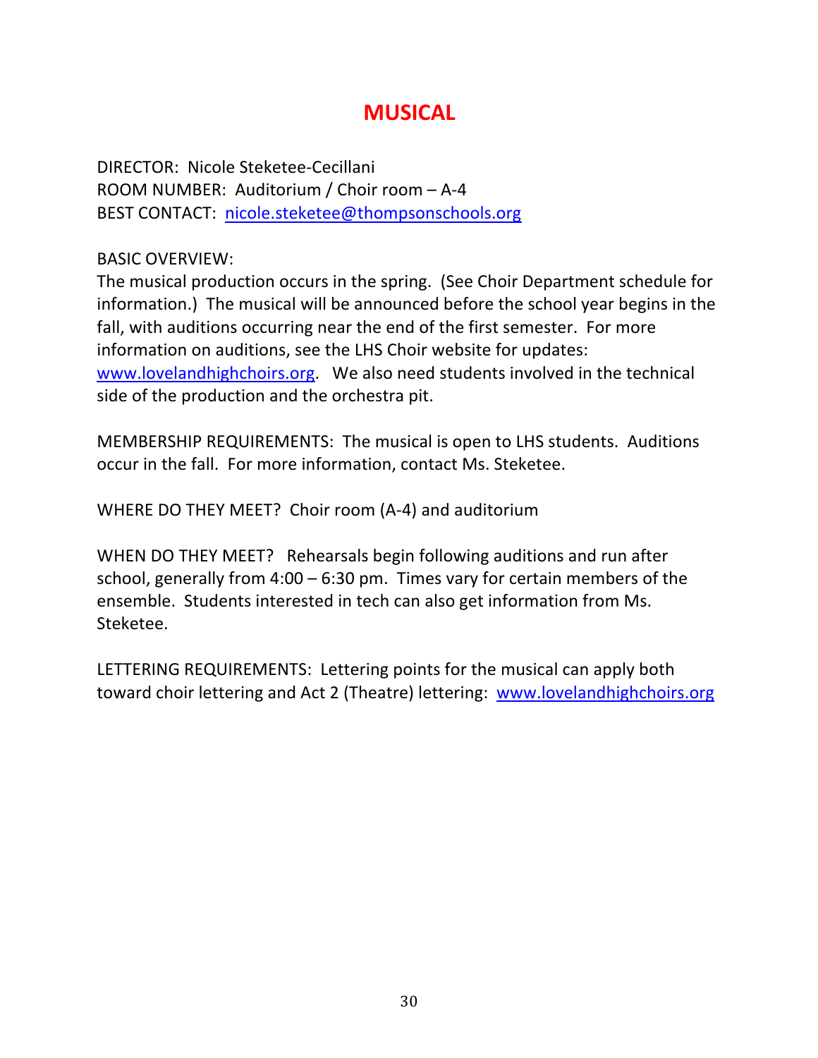# MUSICAL

DIRECTOR: Nicole Steketee-Cecillani
ROOM NUMBER: Auditorium / Choir room – A-4
BEST CONTACT: nicole.steketee@thompsonschools.org

BASIC OVERVIEW:
The musical production occurs in the spring. (See Choir Department schedule for information.) The musical will be announced before the school year begins in the fall, with auditions occurring near the end of the first semester. For more information on auditions, see the LHS Choir website for updates: www.lovelandhighchoirs.org. We also need students involved in the technical side of the production and the orchestra pit.

MEMBERSHIP REQUIREMENTS: The musical is open to LHS students. Auditions occur in the fall. For more information, contact Ms. Steketee.

WHERE DO THEY MEET? Choir room (A-4) and auditorium

WHEN DO THEY MEET? Rehearsals begin following auditions and run after school, generally from 4:00 – 6:30 pm. Times vary for certain members of the ensemble. Students interested in tech can also get information from Ms. Steketee.

LETTERING REQUIREMENTS: Lettering points for the musical can apply both toward choir lettering and Act 2 (Theatre) lettering: www.lovelandhighchoirs.org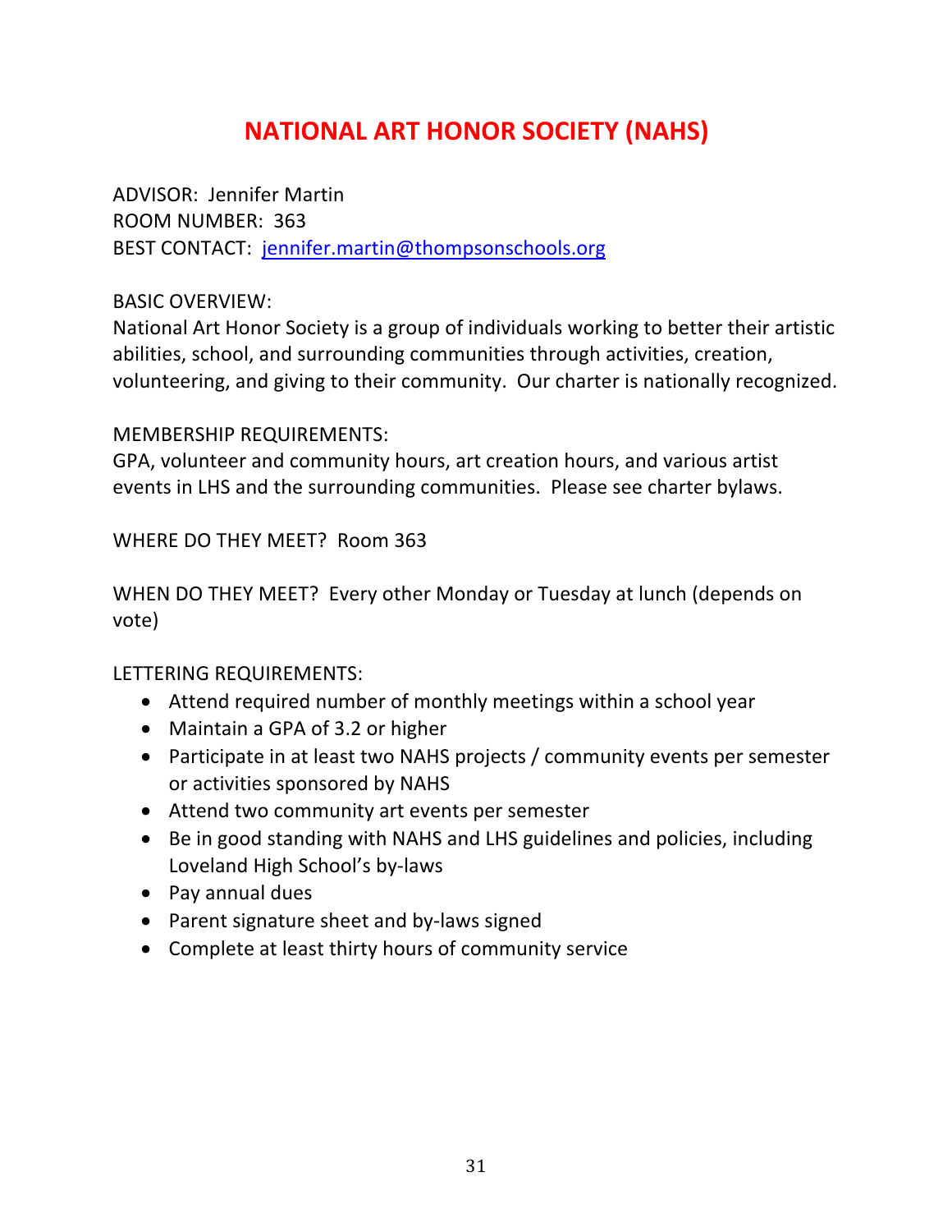# NATIONAL ART HONOR SOCIETY (NAHS)

ADVISOR: Jennifer Martin
ROOM NUMBER: 363
BEST CONTACT: [jennifer.martin@thompsonschools.org](mailto:jennifer.martin@thompsonschools.org)

BASIC OVERVIEW:
National Art Honor Society is a group of individuals working to better their artistic abilities, school, and surrounding communities through activities, creation, volunteering, and giving to their community. Our charter is nationally recognized.

MEMBERSHIP REQUIREMENTS:
GPA, volunteer and community hours, art creation hours, and various artist events in LHS and the surrounding communities. Please see charter bylaws.

WHERE DO THEY MEET? Room 363

WHEN DO THEY MEET? Every other Monday or Tuesday at lunch (depends on vote)

LETTERING REQUIREMENTS:

- Attend required number of monthly meetings within a school year
- Maintain a GPA of 3.2 or higher
- Participate in at least two NAHS projects / community events per semester or activities sponsored by NAHS
- Attend two community art events per semester
- Be in good standing with NAHS and LHS guidelines and policies, including Loveland High School's by-laws
- Pay annual dues
- Parent signature sheet and by-laws signed
- Complete at least thirty hours of community service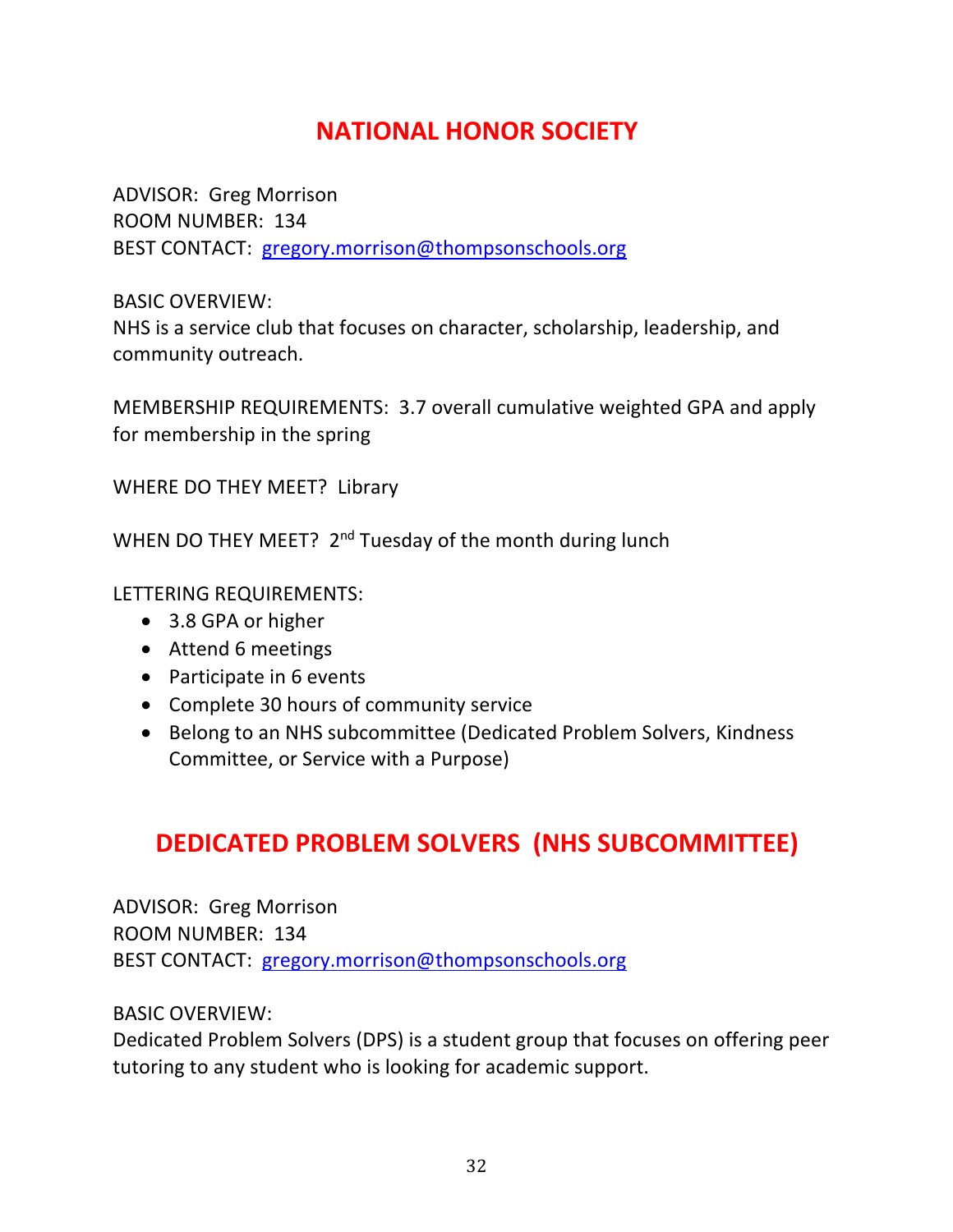# NATIONAL HONOR SOCIETY

ADVISOR: Greg Morrison
ROOM NUMBER: 134
BEST CONTACT: gregory.morrison@thompsonschools.org

BASIC OVERVIEW:
NHS is a service club that focuses on character, scholarship, leadership, and community outreach.

MEMBERSHIP REQUIREMENTS: 3.7 overall cumulative weighted GPA and apply for membership in the spring

WHERE DO THEY MEET? Library

WHEN DO THEY MEET? 2nd Tuesday of the month during lunch

LETTERING REQUIREMENTS:

- 3.8 GPA or higher
- Attend 6 meetings
- Participate in 6 events
- Complete 30 hours of community service
- Belong to an NHS subcommittee (Dedicated Problem Solvers, Kindness Committee, or Service with a Purpose)

# DEDICATED PROBLEM SOLVERS (NHS SUBCOMMITTEE)

ADVISOR: Greg Morrison
ROOM NUMBER: 134
BEST CONTACT: gregory.morrison@thompsonschools.org

BASIC OVERVIEW:
Dedicated Problem Solvers (DPS) is a student group that focuses on offering peer tutoring to any student who is looking for academic support.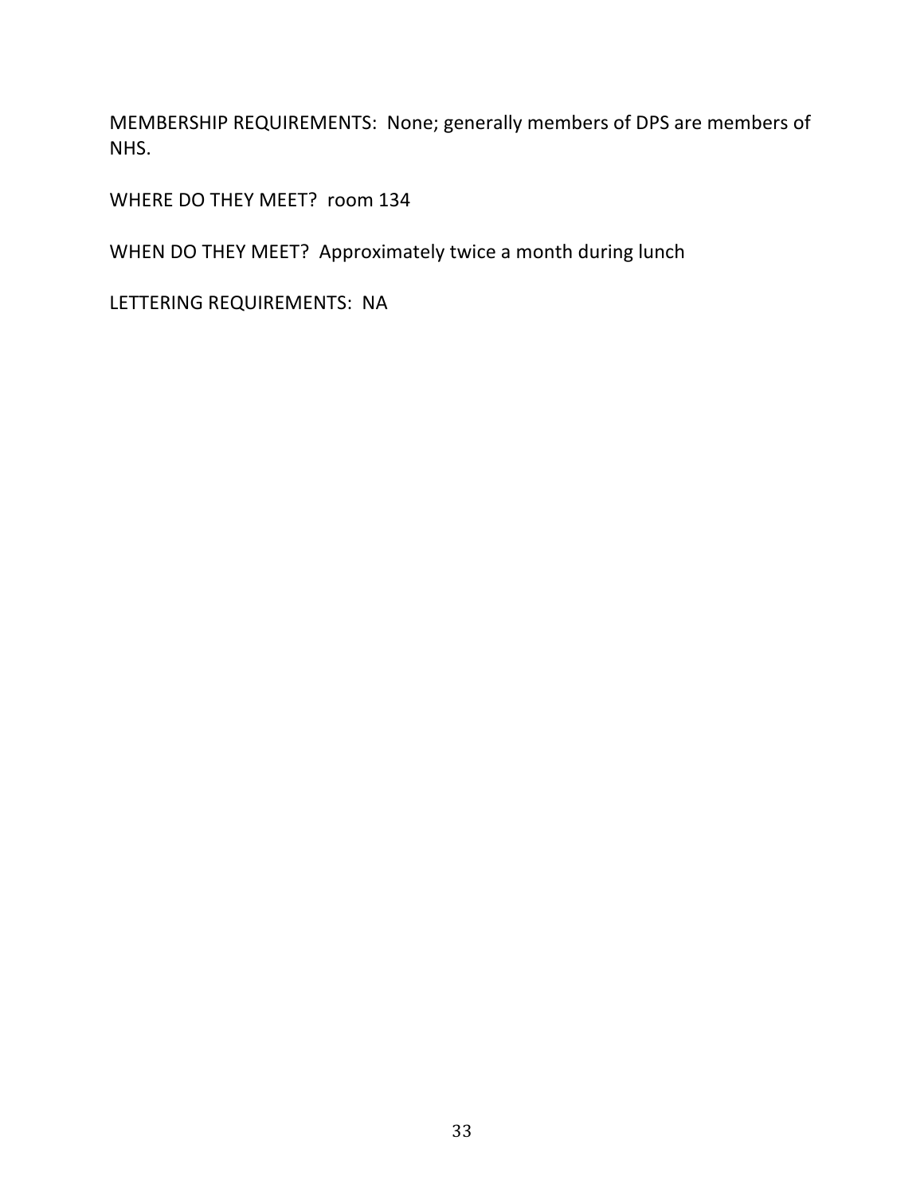MEMBERSHIP REQUIREMENTS: None; generally members of DPS are members of NHS.

WHERE DO THEY MEET? room 134

WHEN DO THEY MEET? Approximately twice a month during lunch

LETTERING REQUIREMENTS: NA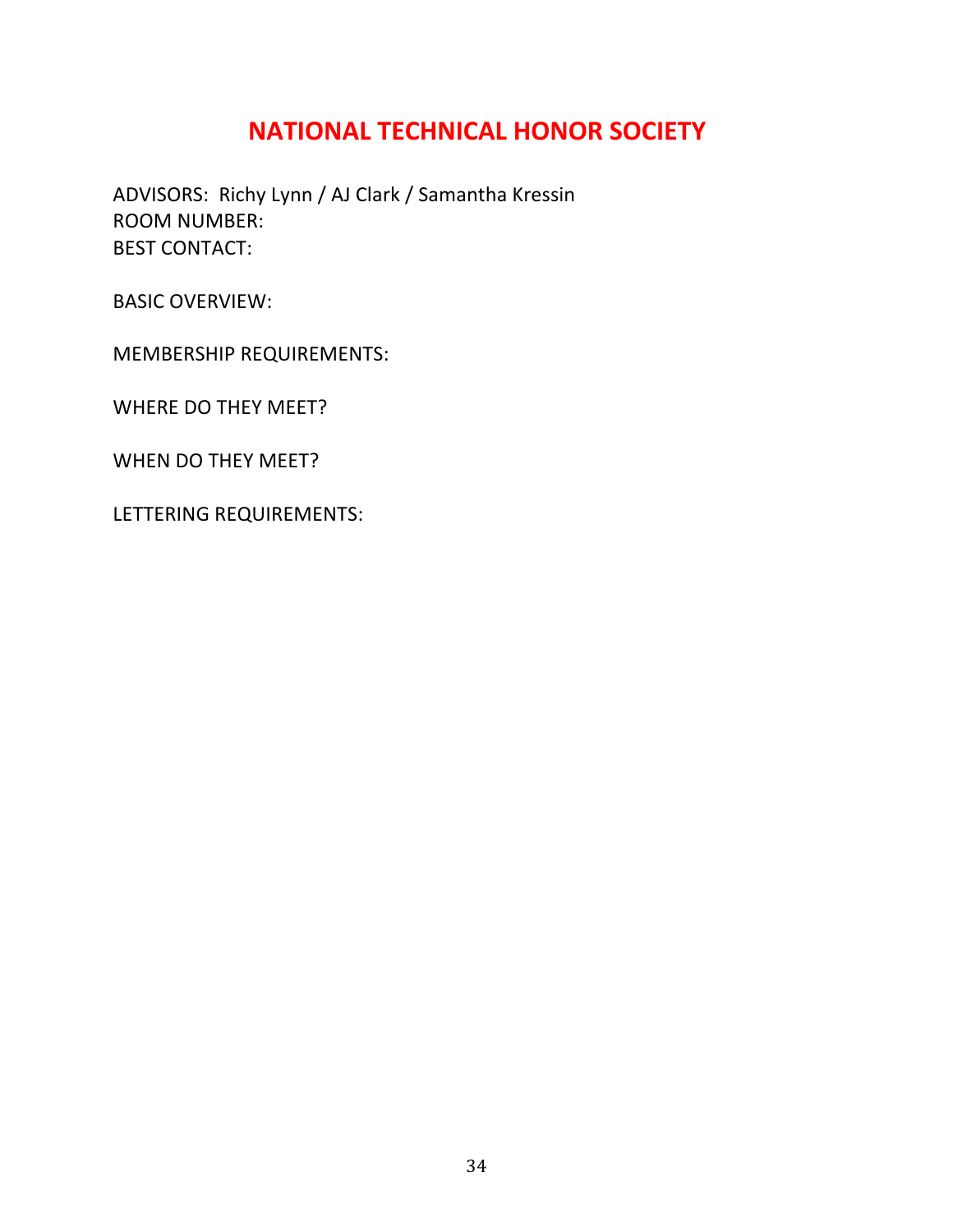# NATIONAL TECHNICAL HONOR SOCIETY

ADVISORS: Richy Lynn / AJ Clark / Samantha Kressin
ROOM NUMBER:
BEST CONTACT:

BASIC OVERVIEW:

MEMBERSHIP REQUIREMENTS:

WHERE DO THEY MEET?

WHEN DO THEY MEET?

LETTERING REQUIREMENTS: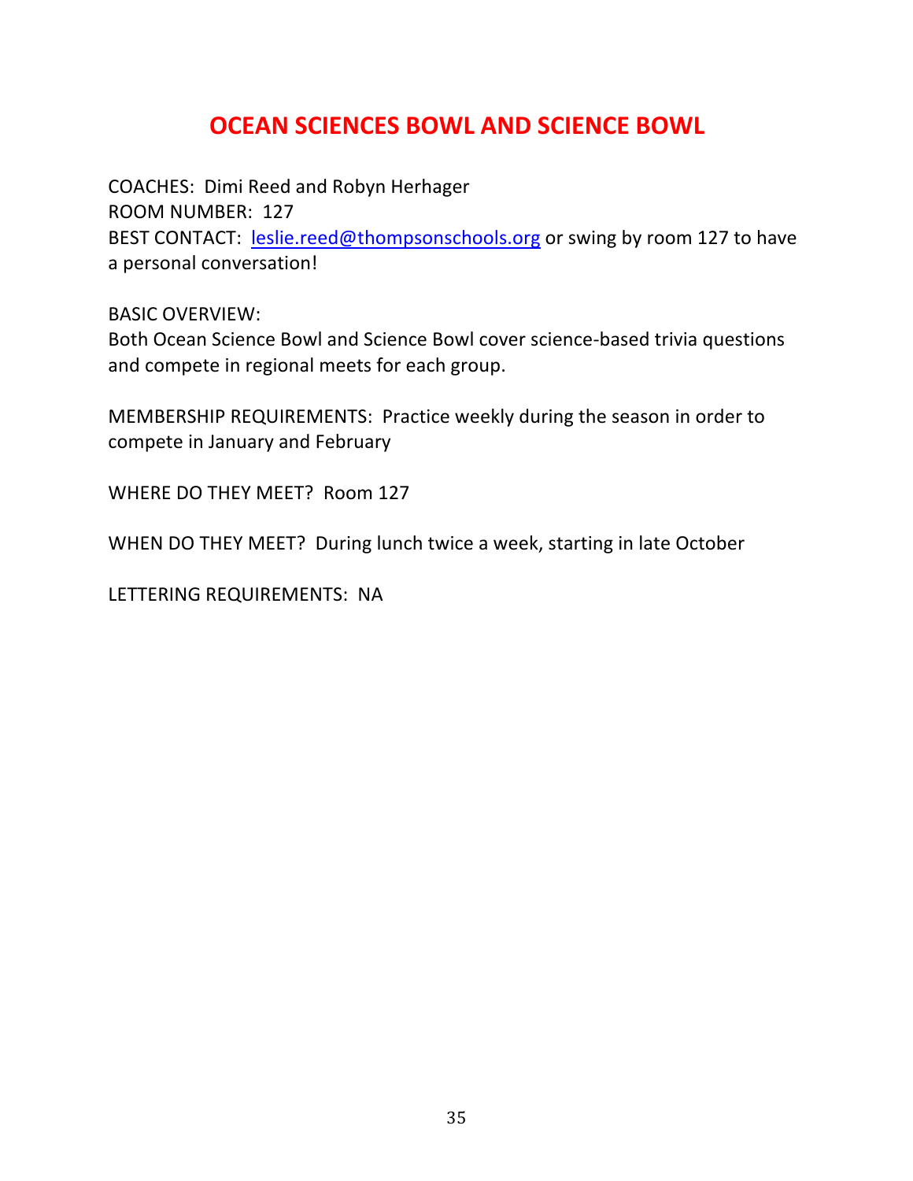# OCEAN SCIENCES BOWL AND SCIENCE BOWL

COACHES: Dimi Reed and Robyn Herhager
ROOM NUMBER: 127
BEST CONTACT: leslie.reed@thompsonschools.org or swing by room 127 to have a personal conversation!

BASIC OVERVIEW:
Both Ocean Science Bowl and Science Bowl cover science-based trivia questions and compete in regional meets for each group.

MEMBERSHIP REQUIREMENTS: Practice weekly during the season in order to compete in January and February

WHERE DO THEY MEET? Room 127

WHEN DO THEY MEET? During lunch twice a week, starting in late October

LETTERING REQUIREMENTS: NA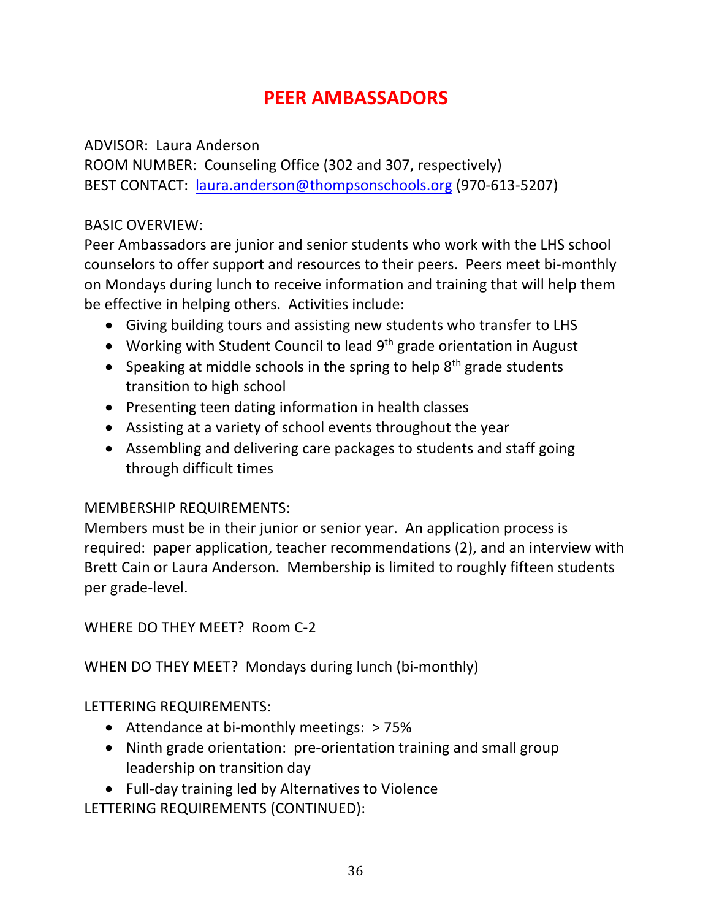# PEER AMBASSADORS

ADVISOR: Laura Anderson
ROOM NUMBER: Counseling Office (302 and 307, respectively)
BEST CONTACT: laura.anderson@thompsonschools.org (970-613-5207)

BASIC OVERVIEW:
Peer Ambassadors are junior and senior students who work with the LHS school counselors to offer support and resources to their peers. Peers meet bi-monthly on Mondays during lunch to receive information and training that will help them be effective in helping others. Activities include:

- Giving building tours and assisting new students who transfer to LHS
- Working with Student Council to lead 9th grade orientation in August
- Speaking at middle schools in the spring to help 8th grade students transition to high school
- Presenting teen dating information in health classes
- Assisting at a variety of school events throughout the year
- Assembling and delivering care packages to students and staff going through difficult times

MEMBERSHIP REQUIREMENTS:
Members must be in their junior or senior year. An application process is required: paper application, teacher recommendations (2), and an interview with Brett Cain or Laura Anderson. Membership is limited to roughly fifteen students per grade-level.

WHERE DO THEY MEET? Room C-2

WHEN DO THEY MEET? Mondays during lunch (bi-monthly)

LETTERING REQUIREMENTS:

- Attendance at bi-monthly meetings: > 75%
- Ninth grade orientation: pre-orientation training and small group leadership on transition day
- Full-day training led by Alternatives to Violence

LETTERING REQUIREMENTS (CONTINUED):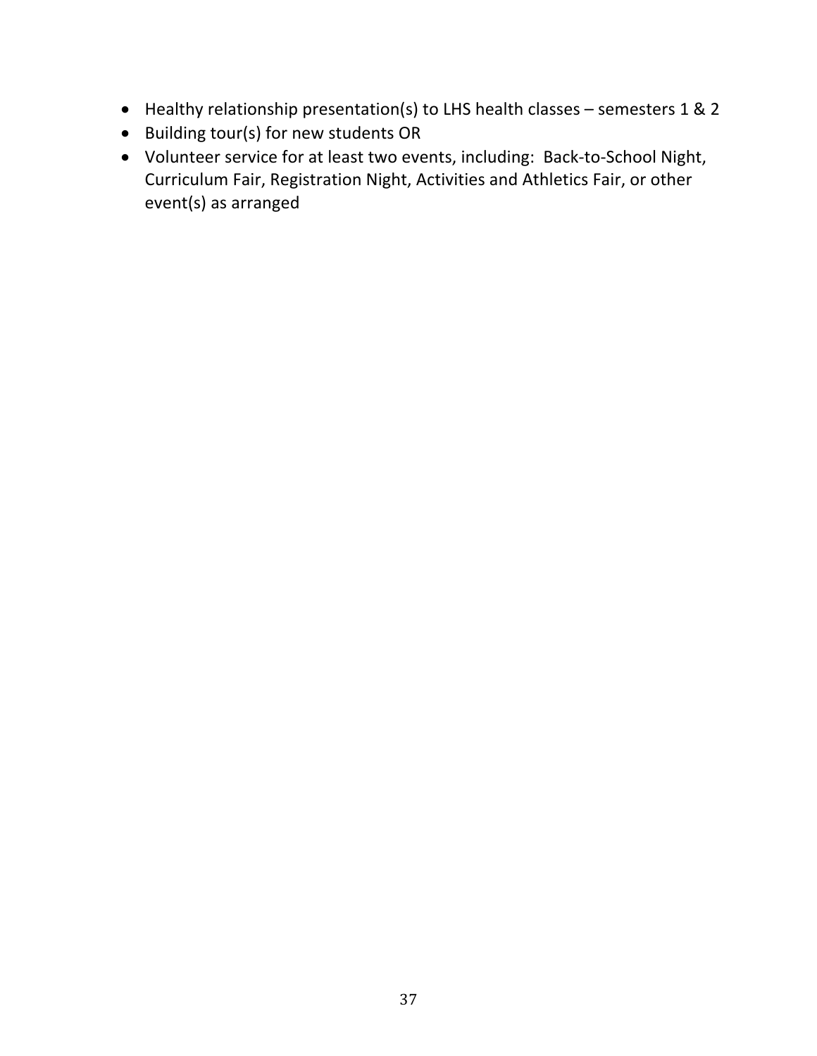- Healthy relationship presentation(s) to LHS health classes – semesters 1 & 2
- Building tour(s) for new students OR
- Volunteer service for at least two events, including: Back-to-School Night, Curriculum Fair, Registration Night, Activities and Athletics Fair, or other event(s) as arranged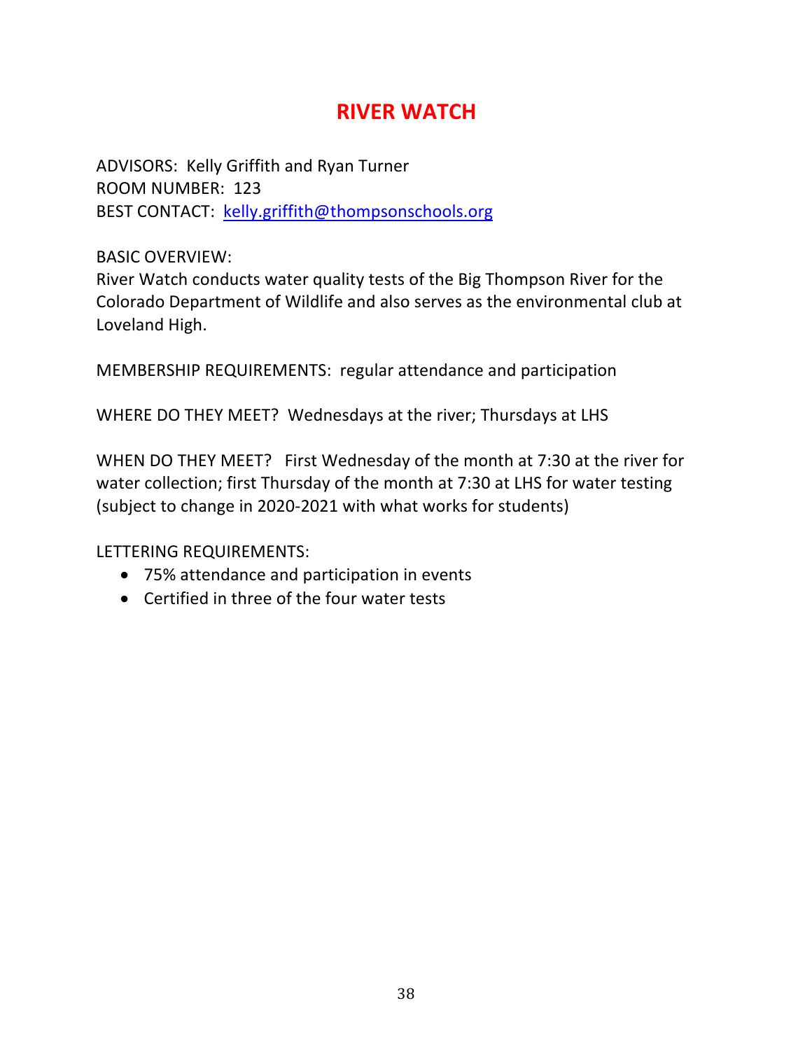# RIVER WATCH

ADVISORS: Kelly Griffith and Ryan Turner
ROOM NUMBER: 123
BEST CONTACT: kelly.griffith@thompsonschools.org

BASIC OVERVIEW:
River Watch conducts water quality tests of the Big Thompson River for the Colorado Department of Wildlife and also serves as the environmental club at Loveland High.

MEMBERSHIP REQUIREMENTS: regular attendance and participation

WHERE DO THEY MEET? Wednesdays at the river; Thursdays at LHS

WHEN DO THEY MEET? First Wednesday of the month at 7:30 at the river for water collection; first Thursday of the month at 7:30 at LHS for water testing (subject to change in 2020-2021 with what works for students)

LETTERING REQUIREMENTS:

- 75% attendance and participation in events
- Certified in three of the four water tests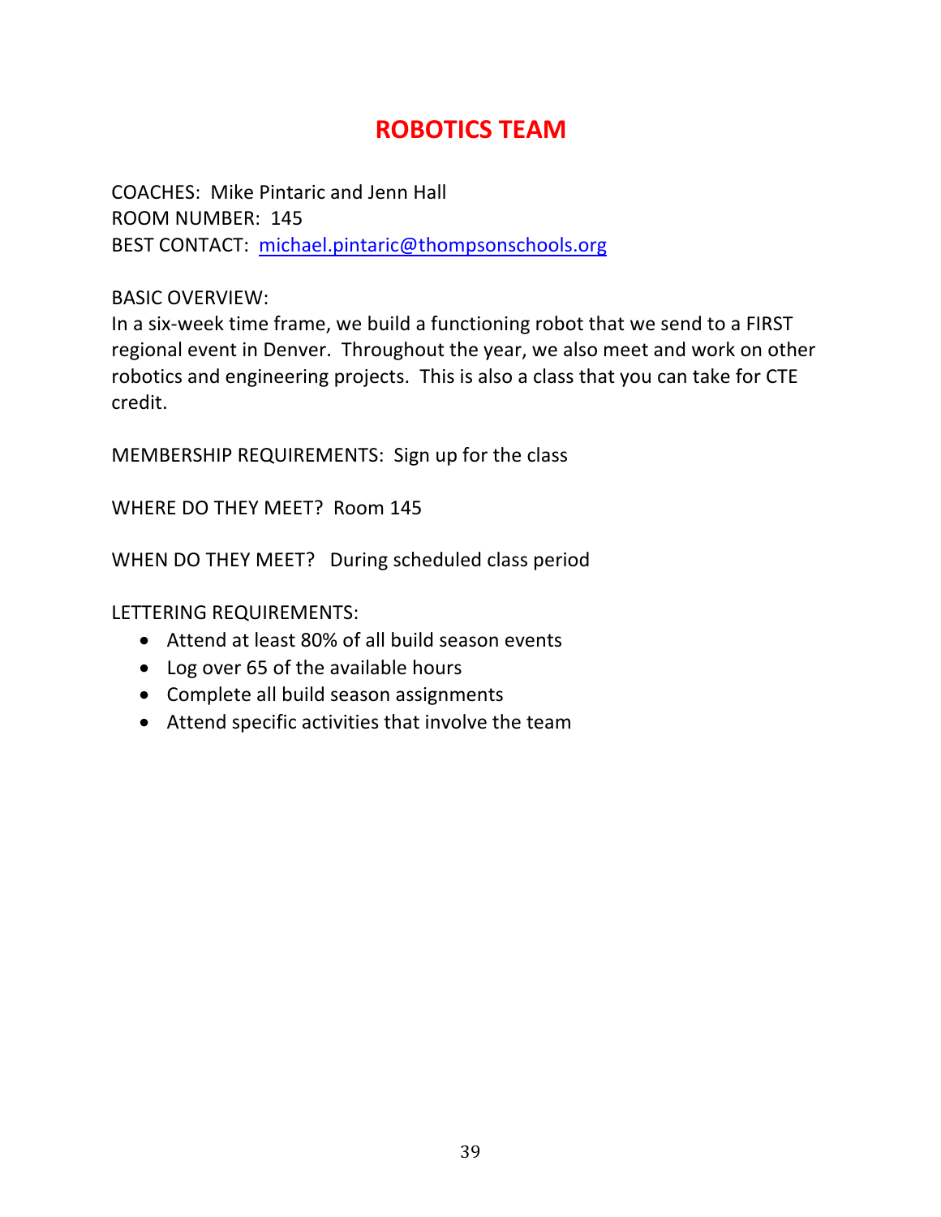# ROBOTICS TEAM

COACHES: Mike Pintaric and Jenn Hall
ROOM NUMBER: 145
BEST CONTACT: michael.pintaric@thompsonschools.org

BASIC OVERVIEW:
In a six-week time frame, we build a functioning robot that we send to a FIRST regional event in Denver. Throughout the year, we also meet and work on other robotics and engineering projects. This is also a class that you can take for CTE credit.

MEMBERSHIP REQUIREMENTS: Sign up for the class

WHERE DO THEY MEET? Room 145

WHEN DO THEY MEET? During scheduled class period

LETTERING REQUIREMENTS:

- Attend at least 80% of all build season events
- Log over 65 of the available hours
- Complete all build season assignments
- Attend specific activities that involve the team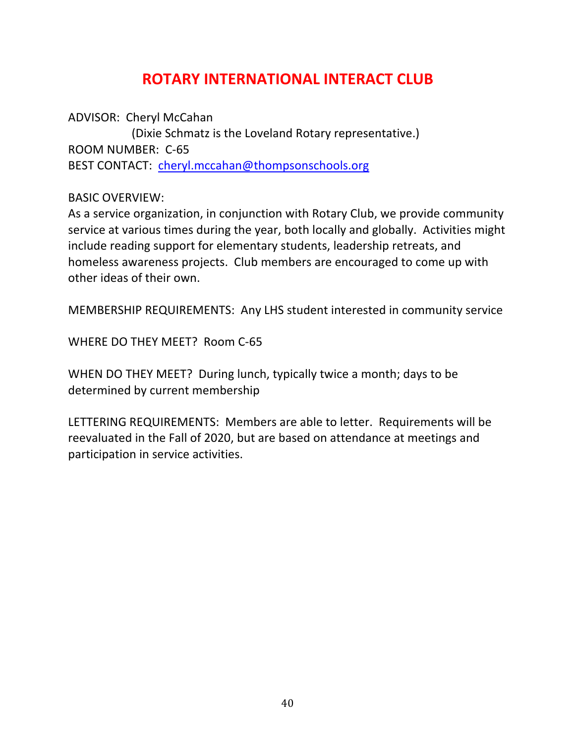# ROTARY INTERNATIONAL INTERACT CLUB

ADVISOR: Cheryl McCahan
(Dixie Schmatz is the Loveland Rotary representative.)
ROOM NUMBER: C-65
BEST CONTACT: cheryl.mccahan@thompsonschools.org

BASIC OVERVIEW:
As a service organization, in conjunction with Rotary Club, we provide community service at various times during the year, both locally and globally. Activities might include reading support for elementary students, leadership retreats, and homeless awareness projects. Club members are encouraged to come up with other ideas of their own.

MEMBERSHIP REQUIREMENTS: Any LHS student interested in community service

WHERE DO THEY MEET? Room C-65

WHEN DO THEY MEET? During lunch, typically twice a month; days to be determined by current membership

LETTERING REQUIREMENTS: Members are able to letter. Requirements will be reevaluated in the Fall of 2020, but are based on attendance at meetings and participation in service activities.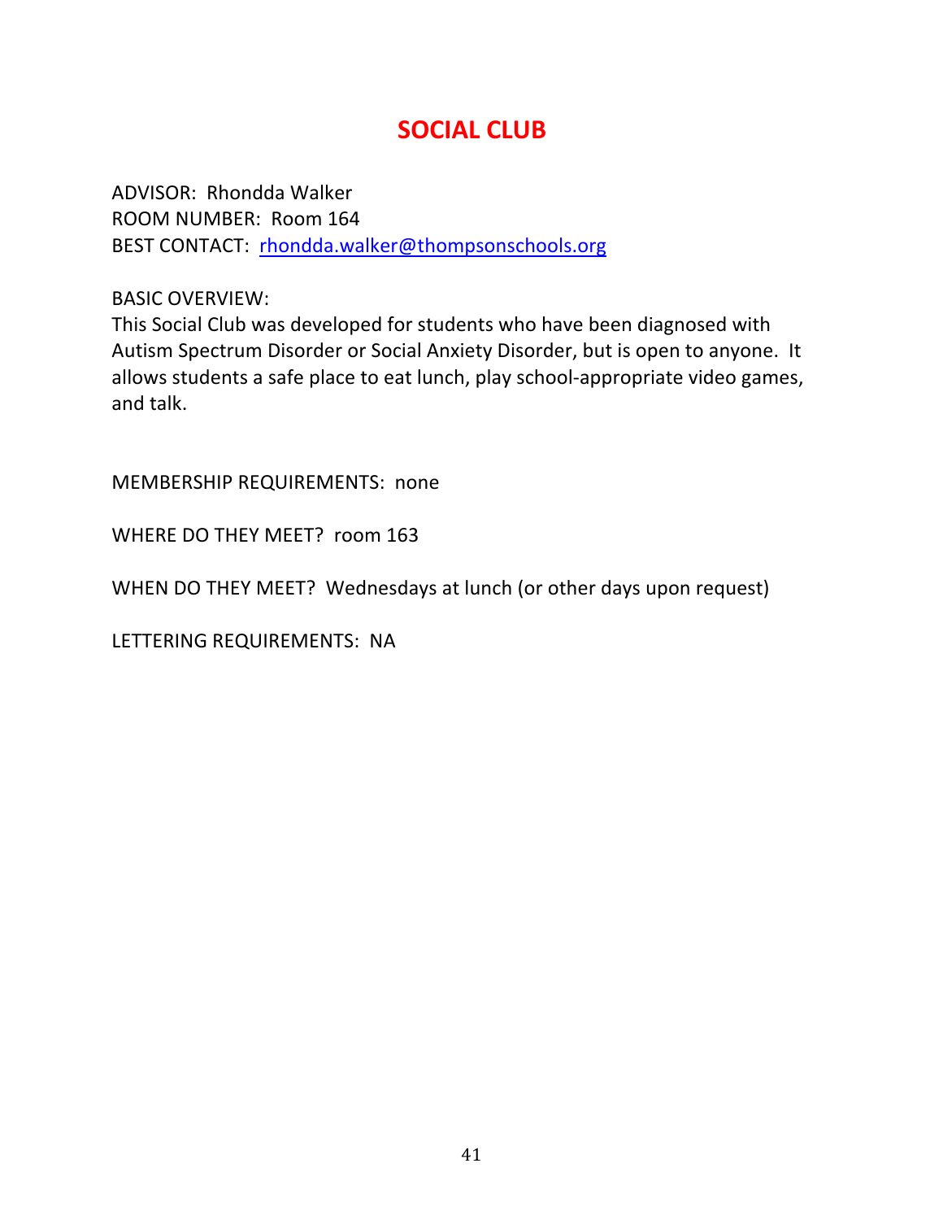# SOCIAL CLUB

ADVISOR: Rhondda Walker
ROOM NUMBER: Room 164
BEST CONTACT: rhondda.walker@thompsonschools.org

BASIC OVERVIEW:
This Social Club was developed for students who have been diagnosed with Autism Spectrum Disorder or Social Anxiety Disorder, but is open to anyone. It allows students a safe place to eat lunch, play school-appropriate video games, and talk.

MEMBERSHIP REQUIREMENTS: none

WHERE DO THEY MEET? room 163

WHEN DO THEY MEET? Wednesdays at lunch (or other days upon request)

LETTERING REQUIREMENTS: NA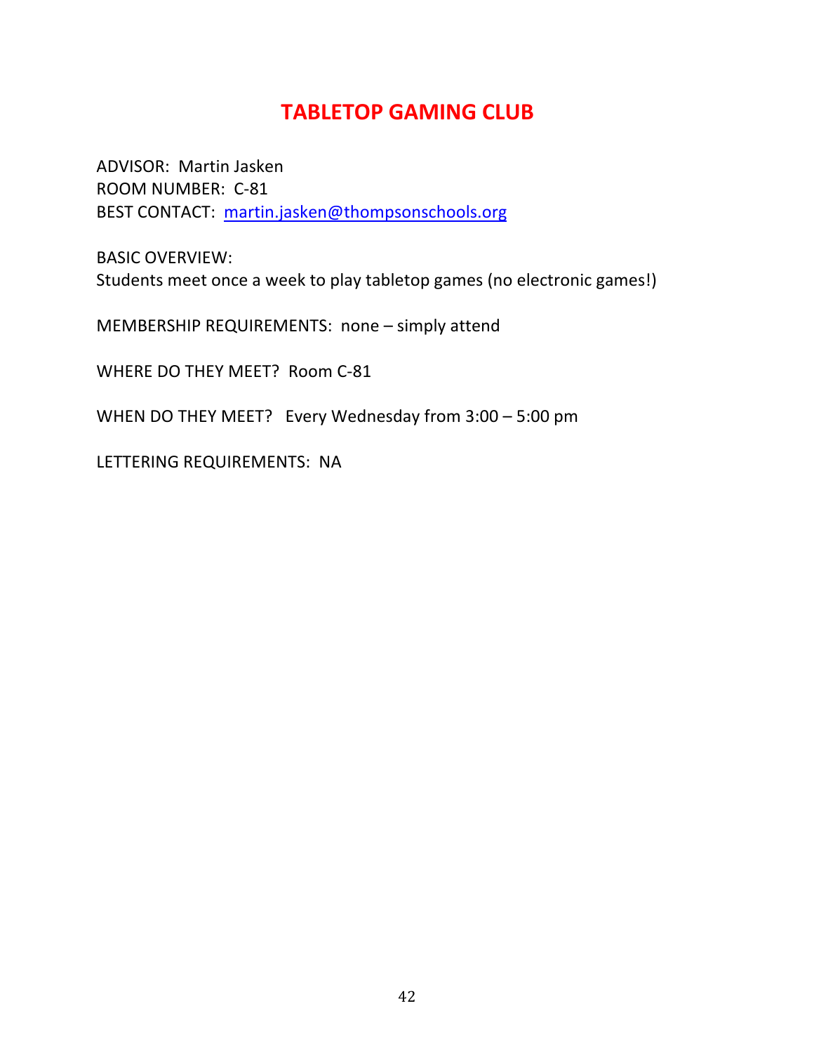# TABLETOP GAMING CLUB

ADVISOR: Martin Jasken
ROOM NUMBER: C-81
BEST CONTACT: martin.jasken@thompsonschools.org

BASIC OVERVIEW:
Students meet once a week to play tabletop games (no electronic games!)

MEMBERSHIP REQUIREMENTS: none – simply attend

WHERE DO THEY MEET? Room C-81

WHEN DO THEY MEET? Every Wednesday from 3:00 – 5:00 pm

LETTERING REQUIREMENTS: NA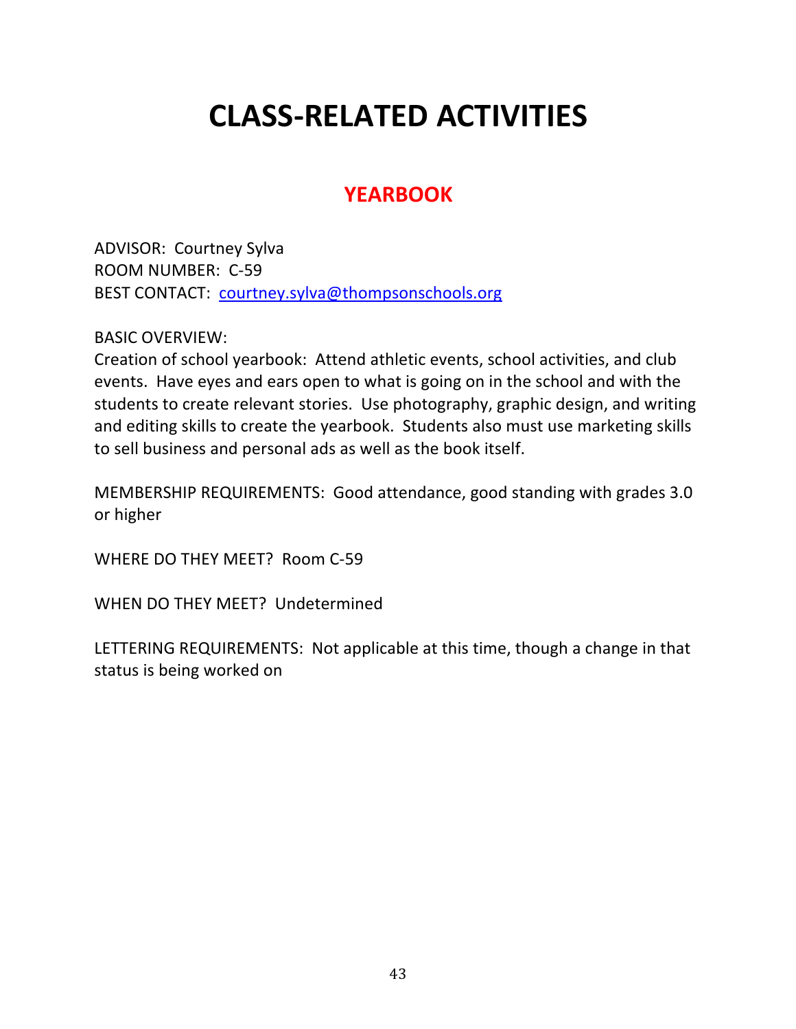# CLASS-RELATED ACTIVITIES

## YEARBOOK

ADVISOR: Courtney Sylva
ROOM NUMBER: C-59
BEST CONTACT: courtney.sylva@thompsonschools.org

BASIC OVERVIEW:
Creation of school yearbook: Attend athletic events, school activities, and club events. Have eyes and ears open to what is going on in the school and with the students to create relevant stories. Use photography, graphic design, and writing and editing skills to create the yearbook. Students also must use marketing skills to sell business and personal ads as well as the book itself.

MEMBERSHIP REQUIREMENTS: Good attendance, good standing with grades 3.0 or higher

WHERE DO THEY MEET? Room C-59

WHEN DO THEY MEET? Undetermined

LETTERING REQUIREMENTS: Not applicable at this time, though a change in that status is being worked on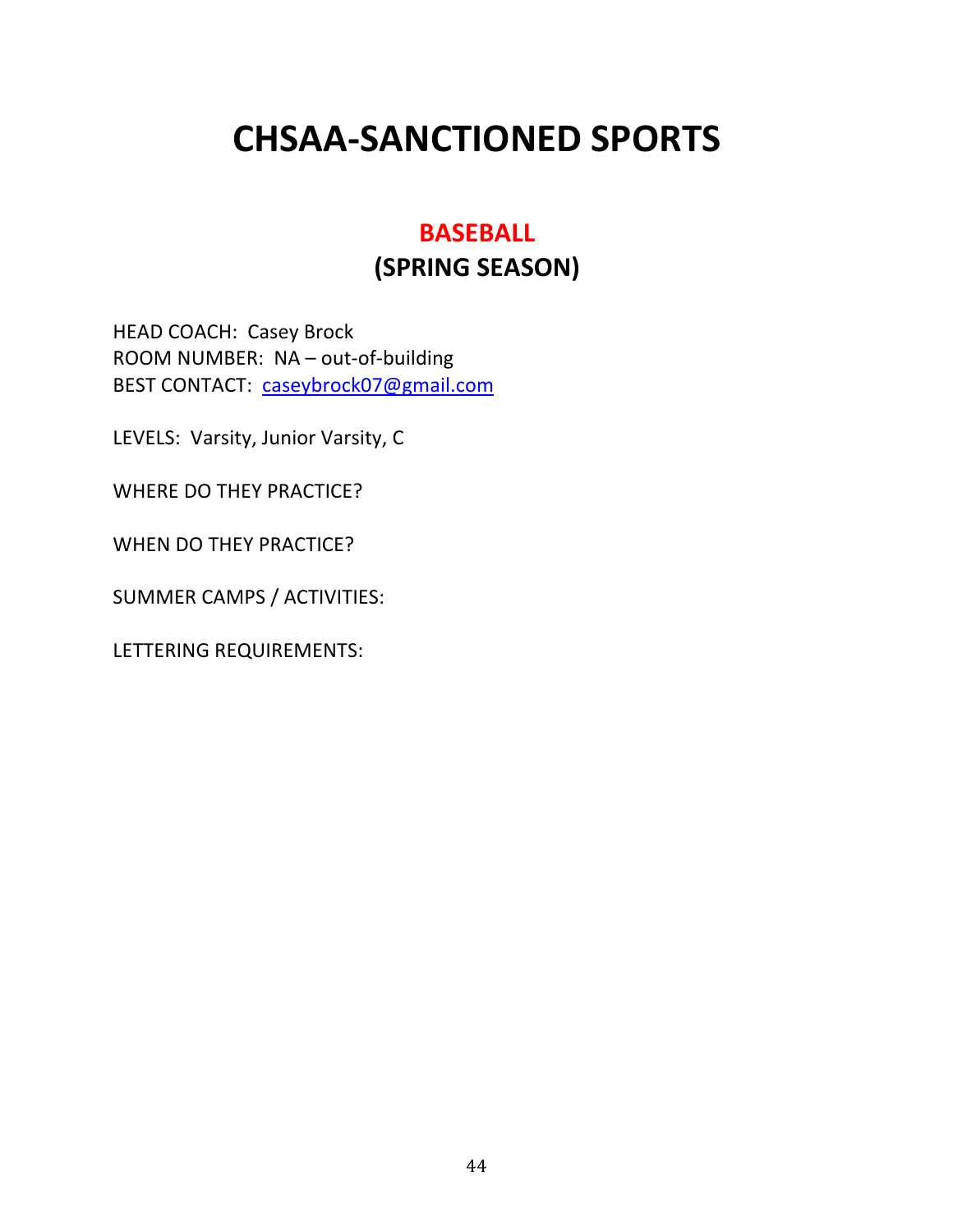# CHSAA-SANCTIONED SPORTS

## BASEBALL
## (SPRING SEASON)

HEAD COACH: Casey Brock
ROOM NUMBER: NA – out-of-building
BEST CONTACT: caseybrock07@gmail.com

LEVELS: Varsity, Junior Varsity, C

WHERE DO THEY PRACTICE?

WHEN DO THEY PRACTICE?

SUMMER CAMPS / ACTIVITIES:

LETTERING REQUIREMENTS: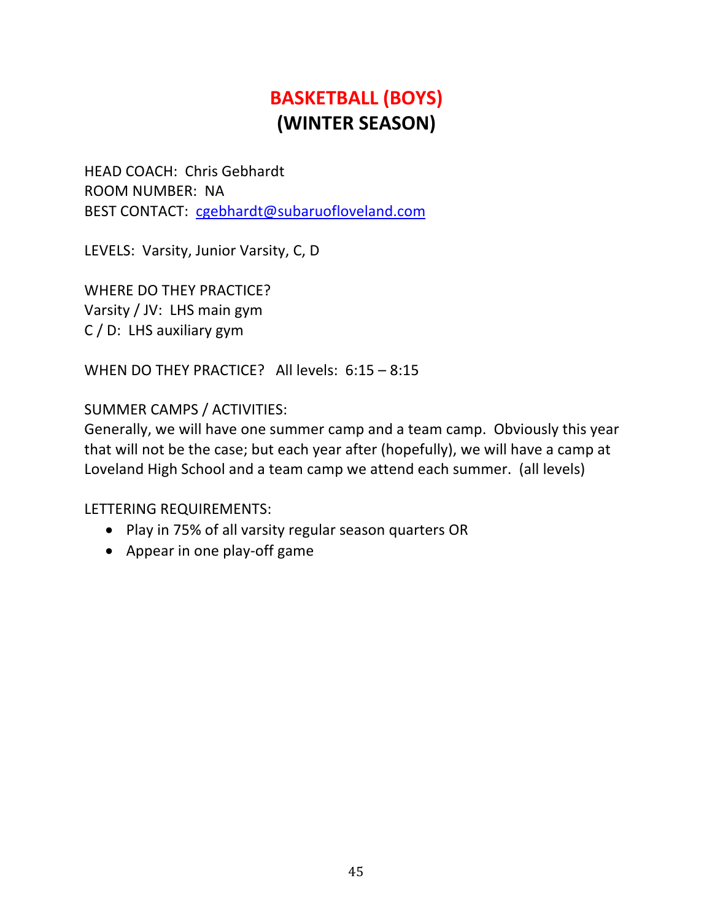# BASKETBALL (BOYS)
## (WINTER SEASON)

HEAD COACH: Chris Gebhardt
ROOM NUMBER: NA
BEST CONTACT: cgebhardt@subaruofloveland.com

LEVELS: Varsity, Junior Varsity, C, D

WHERE DO THEY PRACTICE?
Varsity / JV: LHS main gym
C / D: LHS auxiliary gym

WHEN DO THEY PRACTICE? All levels: 6:15 – 8:15

SUMMER CAMPS / ACTIVITIES:
Generally, we will have one summer camp and a team camp. Obviously this year that will not be the case; but each year after (hopefully), we will have a camp at Loveland High School and a team camp we attend each summer. (all levels)

LETTERING REQUIREMENTS:

- Play in 75% of all varsity regular season quarters OR
- Appear in one play-off game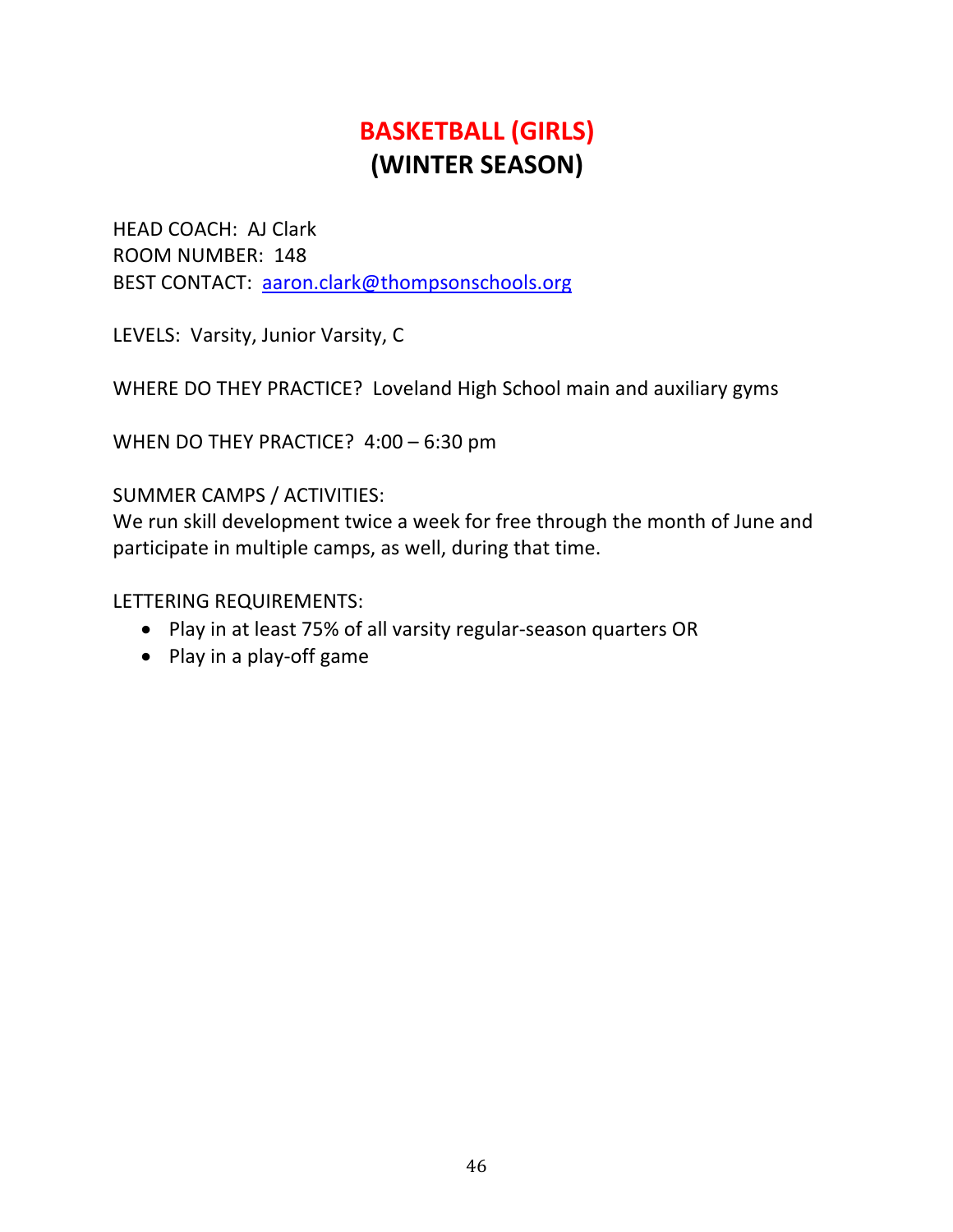# BASKETBALL (GIRLS)
## (WINTER SEASON)

HEAD COACH: AJ Clark
ROOM NUMBER: 148
BEST CONTACT: aaron.clark@thompsonschools.org

LEVELS: Varsity, Junior Varsity, C

WHERE DO THEY PRACTICE? Loveland High School main and auxiliary gyms

WHEN DO THEY PRACTICE? 4:00 – 6:30 pm

SUMMER CAMPS / ACTIVITIES:
We run skill development twice a week for free through the month of June and participate in multiple camps, as well, during that time.

LETTERING REQUIREMENTS:

- Play in at least 75% of all varsity regular-season quarters OR
- Play in a play-off game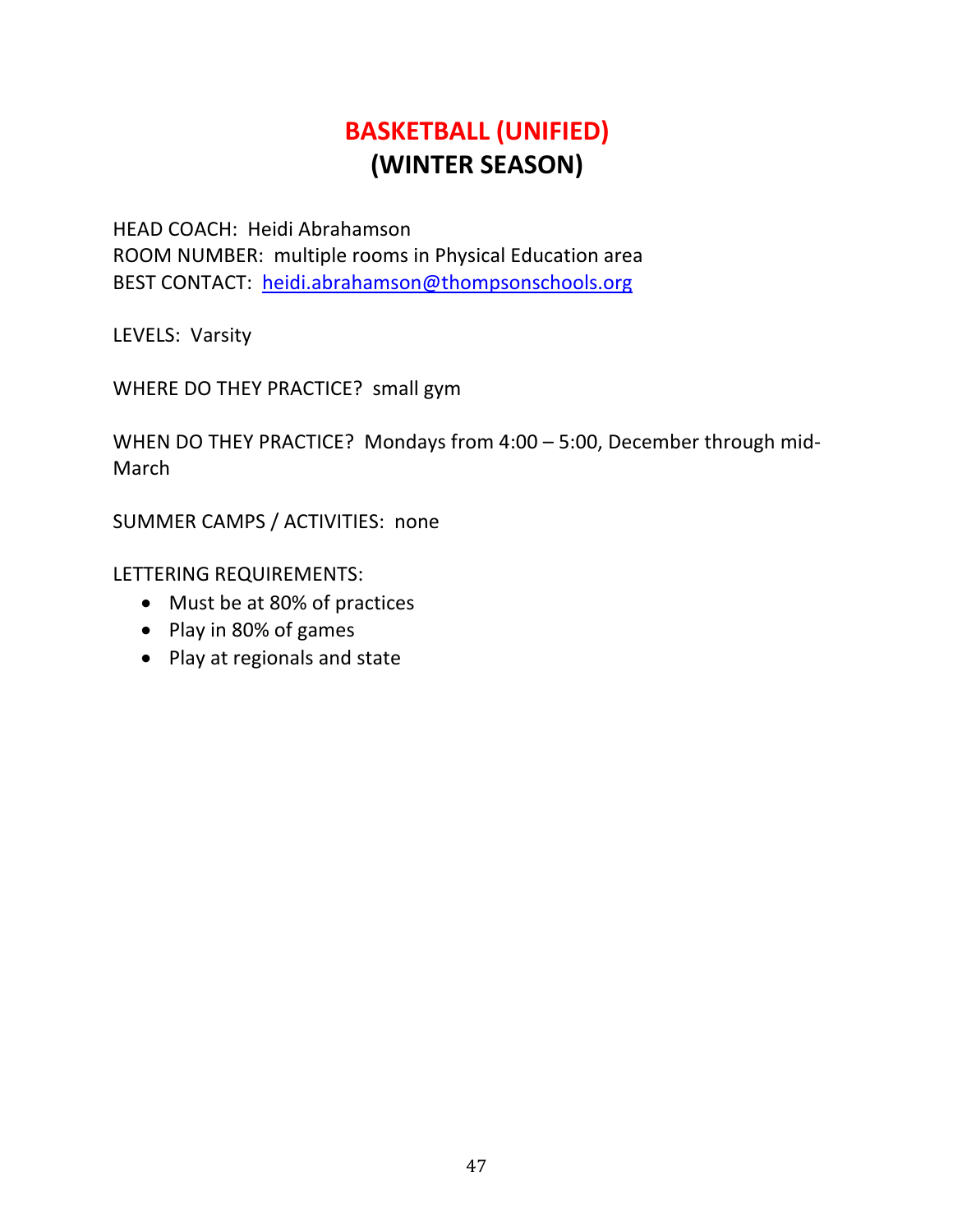# BASKETBALL (UNIFIED)
## (WINTER SEASON)

HEAD COACH: Heidi Abrahamson
ROOM NUMBER: multiple rooms in Physical Education area
BEST CONTACT: heidi.abrahamson@thompsonschools.org

LEVELS: Varsity

WHERE DO THEY PRACTICE? small gym

WHEN DO THEY PRACTICE? Mondays from 4:00 – 5:00, December through mid-March

SUMMER CAMPS / ACTIVITIES: none

LETTERING REQUIREMENTS:

- Must be at 80% of practices
- Play in 80% of games
- Play at regionals and state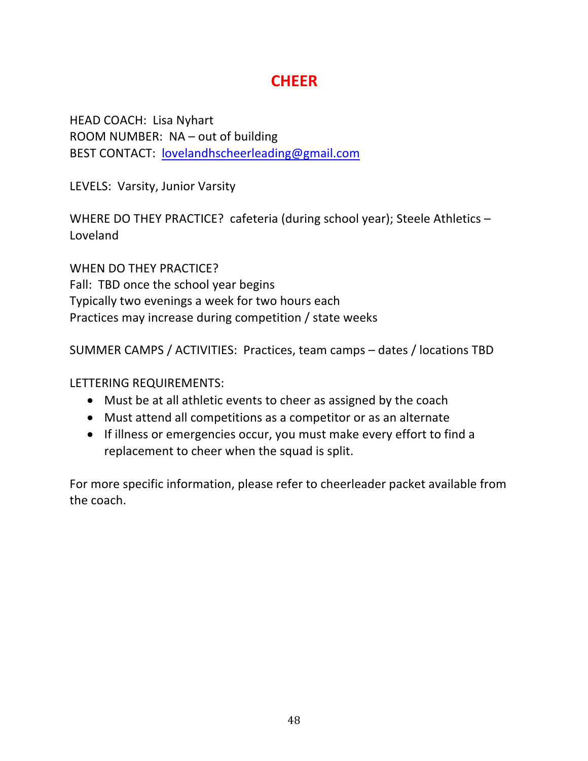# CHEER

HEAD COACH: Lisa Nyhart
ROOM NUMBER: NA – out of building
BEST CONTACT: lovelandhscheerleading@gmail.com

LEVELS: Varsity, Junior Varsity

WHERE DO THEY PRACTICE? cafeteria (during school year); Steele Athletics – Loveland

WHEN DO THEY PRACTICE?
Fall: TBD once the school year begins
Typically two evenings a week for two hours each
Practices may increase during competition / state weeks

SUMMER CAMPS / ACTIVITIES: Practices, team camps – dates / locations TBD

LETTERING REQUIREMENTS:

- Must be at all athletic events to cheer as assigned by the coach
- Must attend all competitions as a competitor or as an alternate
- If illness or emergencies occur, you must make every effort to find a replacement to cheer when the squad is split.

For more specific information, please refer to cheerleader packet available from the coach.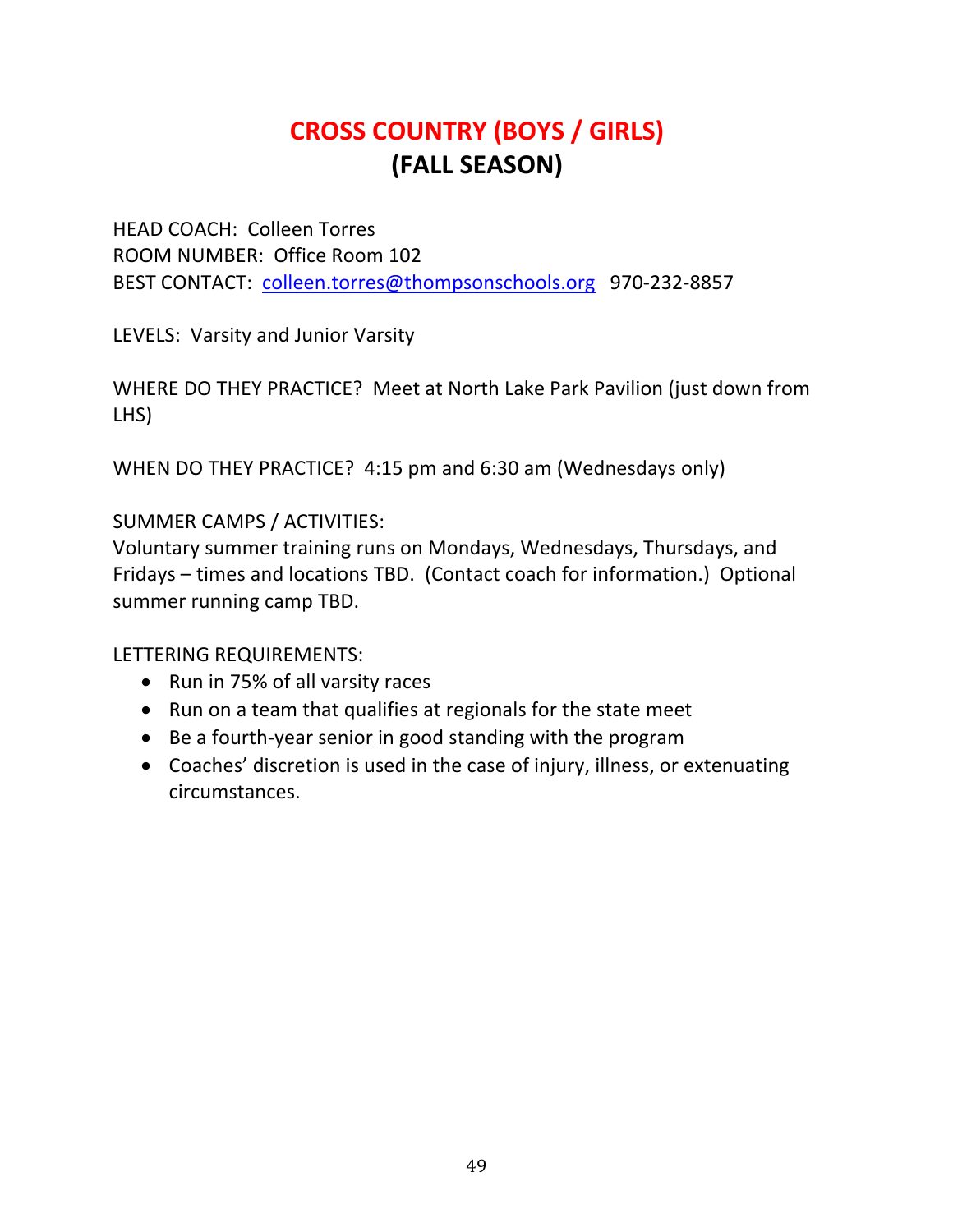# CROSS COUNTRY (BOYS / GIRLS)
## (FALL SEASON)

HEAD COACH: Colleen Torres
ROOM NUMBER: Office Room 102
BEST CONTACT: colleen.torres@thompsonschools.org 970-232-8857

LEVELS: Varsity and Junior Varsity

WHERE DO THEY PRACTICE? Meet at North Lake Park Pavilion (just down from LHS)

WHEN DO THEY PRACTICE? 4:15 pm and 6:30 am (Wednesdays only)

SUMMER CAMPS / ACTIVITIES:
Voluntary summer training runs on Mondays, Wednesdays, Thursdays, and Fridays – times and locations TBD. (Contact coach for information.) Optional summer running camp TBD.

LETTERING REQUIREMENTS:

- Run in 75% of all varsity races
- Run on a team that qualifies at regionals for the state meet
- Be a fourth-year senior in good standing with the program
- Coaches' discretion is used in the case of injury, illness, or extenuating circumstances.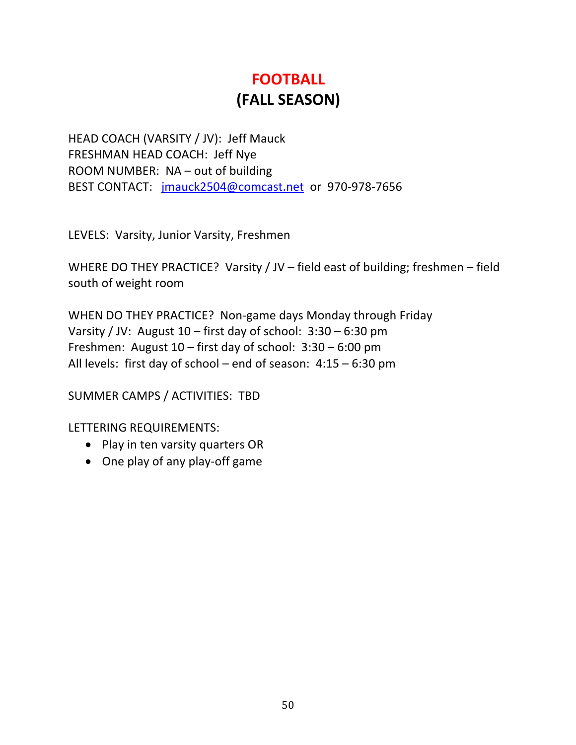# FOOTBALL
## (FALL SEASON)

HEAD COACH (VARSITY / JV): Jeff Mauck
FRESHMAN HEAD COACH: Jeff Nye
ROOM NUMBER: NA – out of building
BEST CONTACT: jmauck2504@comcast.net or 970-978-7656

LEVELS: Varsity, Junior Varsity, Freshmen

WHERE DO THEY PRACTICE? Varsity / JV – field east of building; freshmen – field south of weight room

WHEN DO THEY PRACTICE? Non-game days Monday through Friday
Varsity / JV: August 10 – first day of school: 3:30 – 6:30 pm
Freshmen: August 10 – first day of school: 3:30 – 6:00 pm
All levels: first day of school – end of season: 4:15 – 6:30 pm

SUMMER CAMPS / ACTIVITIES: TBD

LETTERING REQUIREMENTS:

- Play in ten varsity quarters OR
- One play of any play-off game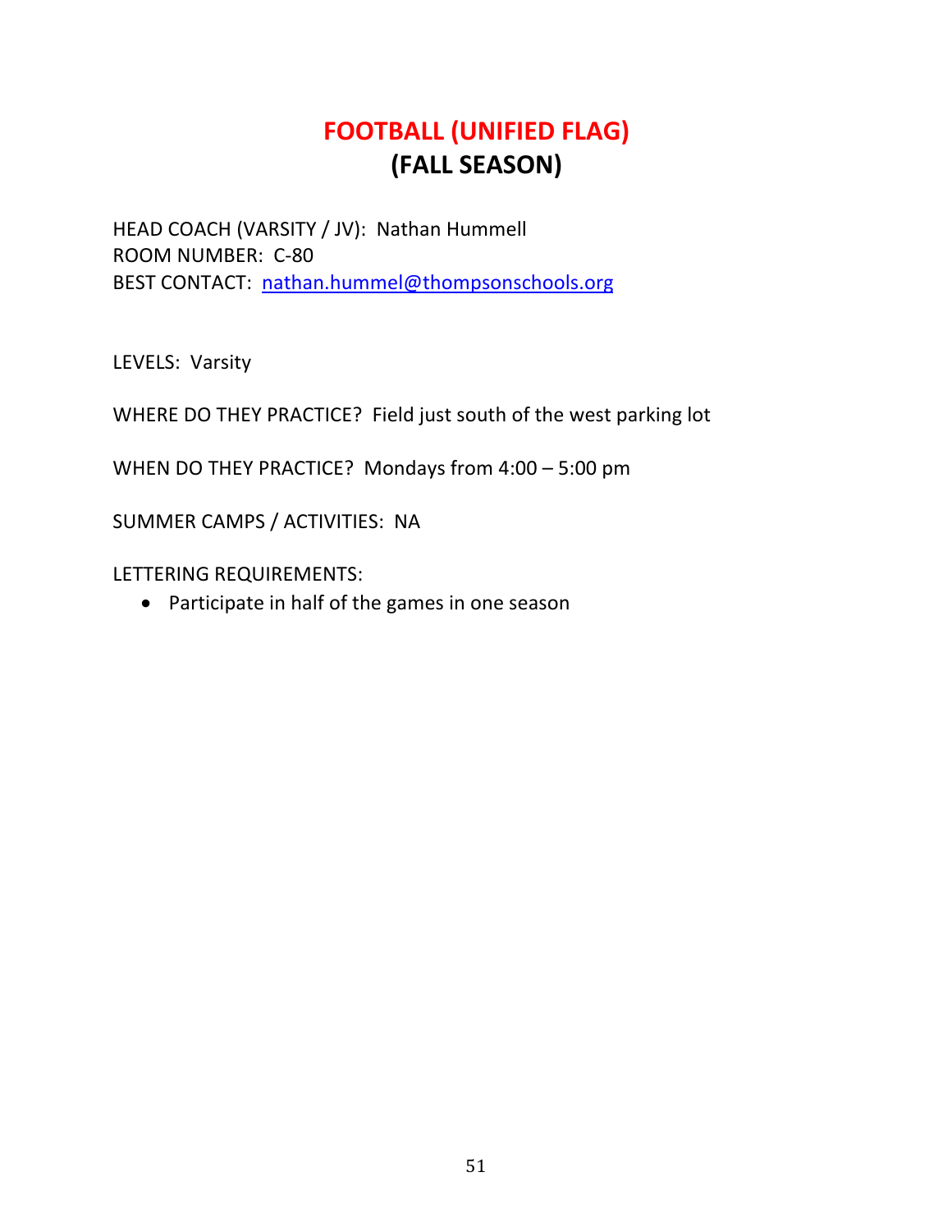# FOOTBALL (UNIFIED FLAG)
## (FALL SEASON)

HEAD COACH (VARSITY / JV): Nathan Hummell
ROOM NUMBER: C-80
BEST CONTACT: nathan.hummel@thompsonschools.org

LEVELS: Varsity

WHERE DO THEY PRACTICE? Field just south of the west parking lot

WHEN DO THEY PRACTICE? Mondays from 4:00 – 5:00 pm

SUMMER CAMPS / ACTIVITIES: NA

LETTERING REQUIREMENTS:

- Participate in half of the games in one season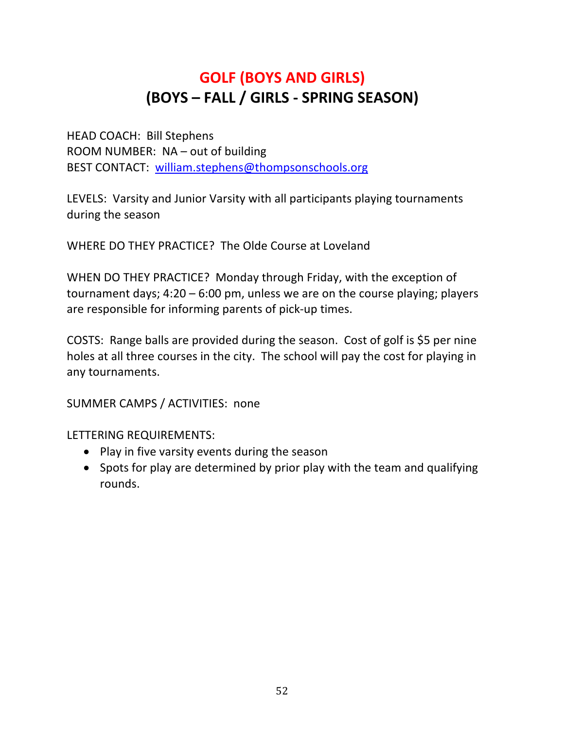# GOLF (BOYS AND GIRLS)
## (BOYS – FALL / GIRLS - SPRING SEASON)

HEAD COACH: Bill Stephens
ROOM NUMBER: NA – out of building
BEST CONTACT: william.stephens@thompsonschools.org

LEVELS: Varsity and Junior Varsity with all participants playing tournaments during the season

WHERE DO THEY PRACTICE? The Olde Course at Loveland

WHEN DO THEY PRACTICE? Monday through Friday, with the exception of tournament days; 4:20 – 6:00 pm, unless we are on the course playing; players are responsible for informing parents of pick-up times.

COSTS: Range balls are provided during the season. Cost of golf is $5 per nine holes at all three courses in the city. The school will pay the cost for playing in any tournaments.

SUMMER CAMPS / ACTIVITIES: none

LETTERING REQUIREMENTS:

- Play in five varsity events during the season
- Spots for play are determined by prior play with the team and qualifying rounds.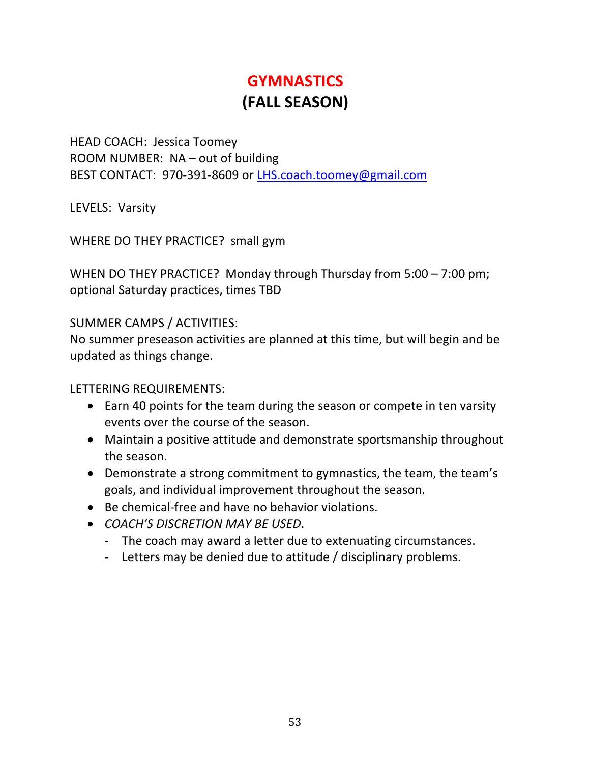# GYMNASTICS
# (FALL SEASON)

HEAD COACH: Jessica Toomey
ROOM NUMBER: NA – out of building
BEST CONTACT: 970-391-8609 or [LHS.coach.toomey@gmail.com](mailto:LHS.coach.toomey@gmail.com)

LEVELS: Varsity

WHERE DO THEY PRACTICE? small gym

WHEN DO THEY PRACTICE? Monday through Thursday from 5:00 – 7:00 pm; optional Saturday practices, times TBD

SUMMER CAMPS / ACTIVITIES:
No summer preseason activities are planned at this time, but will begin and be updated as things change.

LETTERING REQUIREMENTS:

- Earn 40 points for the team during the season or compete in ten varsity events over the course of the season.
- Maintain a positive attitude and demonstrate sportsmanship throughout the season.
- Demonstrate a strong commitment to gymnastics, the team, the team's goals, and individual improvement throughout the season.
- Be chemical-free and have no behavior violations.
- *COACH'S DISCRETION MAY BE USED*.
  - The coach may award a letter due to extenuating circumstances.
  - Letters may be denied due to attitude / disciplinary problems.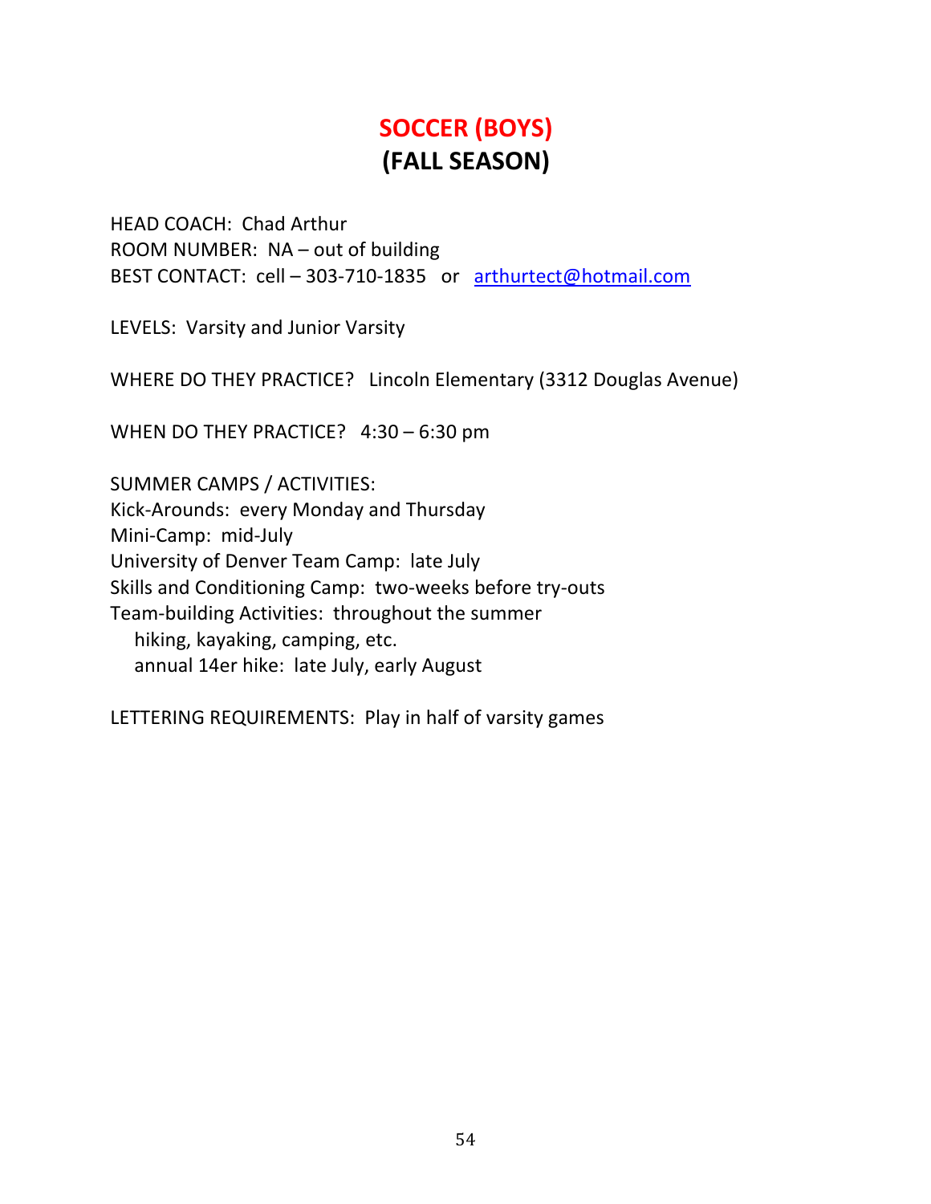# SOCCER (BOYS)
# (FALL SEASON)

HEAD COACH: Chad Arthur
ROOM NUMBER: NA – out of building
BEST CONTACT: cell – 303-710-1835 or arthurtect@hotmail.com

LEVELS: Varsity and Junior Varsity

WHERE DO THEY PRACTICE? Lincoln Elementary (3312 Douglas Avenue)

WHEN DO THEY PRACTICE? 4:30 – 6:30 pm

SUMMER CAMPS / ACTIVITIES:
Kick-Arounds: every Monday and Thursday
Mini-Camp: mid-July
University of Denver Team Camp: late July
Skills and Conditioning Camp: two-weeks before try-outs
Team-building Activities: throughout the summer
  hiking, kayaking, camping, etc.
  annual 14er hike: late July, early August

LETTERING REQUIREMENTS: Play in half of varsity games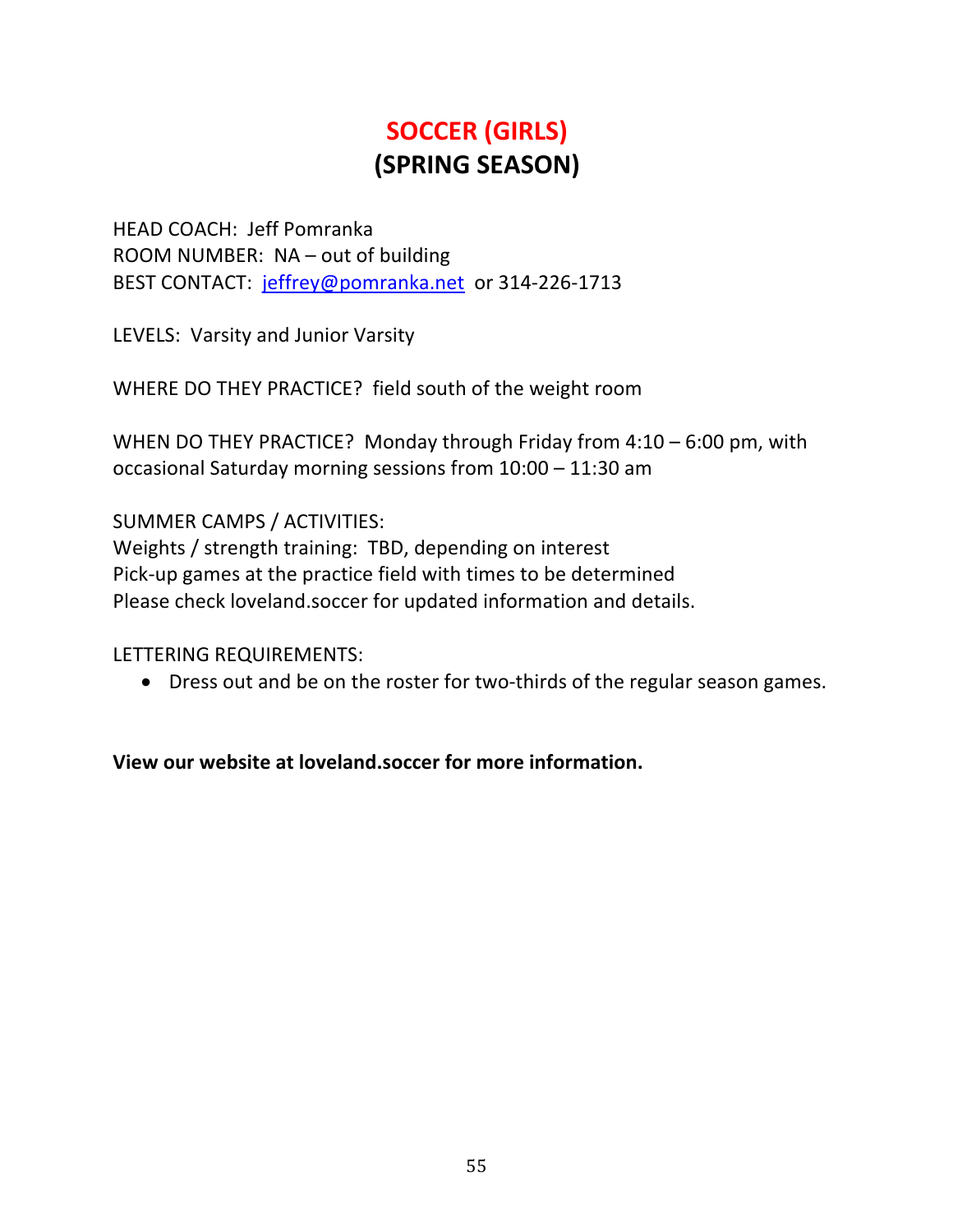# SOCCER (GIRLS)
## (SPRING SEASON)

HEAD COACH: Jeff Pomranka
ROOM NUMBER: NA – out of building
BEST CONTACT: jeffrey@pomranka.net or 314-226-1713

LEVELS: Varsity and Junior Varsity

WHERE DO THEY PRACTICE? field south of the weight room

WHEN DO THEY PRACTICE? Monday through Friday from 4:10 – 6:00 pm, with occasional Saturday morning sessions from 10:00 – 11:30 am

SUMMER CAMPS / ACTIVITIES:
Weights / strength training: TBD, depending on interest
Pick-up games at the practice field with times to be determined
Please check loveland.soccer for updated information and details.

LETTERING REQUIREMENTS:

- Dress out and be on the roster for two-thirds of the regular season games.

**View our website at loveland.soccer for more information.**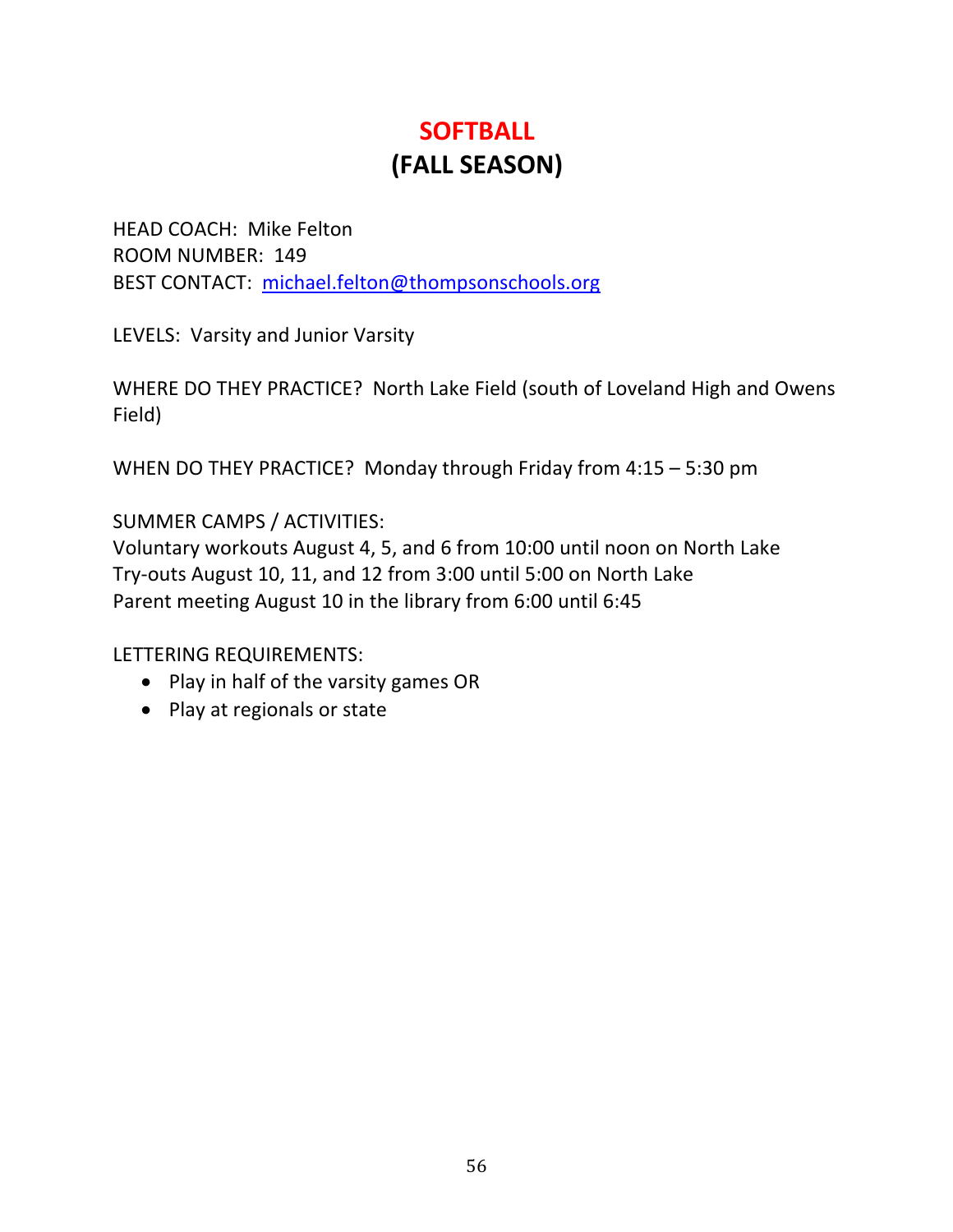# SOFTBALL
## (FALL SEASON)

HEAD COACH: Mike Felton
ROOM NUMBER: 149
BEST CONTACT: michael.felton@thompsonschools.org

LEVELS: Varsity and Junior Varsity

WHERE DO THEY PRACTICE? North Lake Field (south of Loveland High and Owens Field)

WHEN DO THEY PRACTICE? Monday through Friday from 4:15 – 5:30 pm

SUMMER CAMPS / ACTIVITIES:
Voluntary workouts August 4, 5, and 6 from 10:00 until noon on North Lake
Try-outs August 10, 11, and 12 from 3:00 until 5:00 on North Lake
Parent meeting August 10 in the library from 6:00 until 6:45

LETTERING REQUIREMENTS:

- Play in half of the varsity games OR
- Play at regionals or state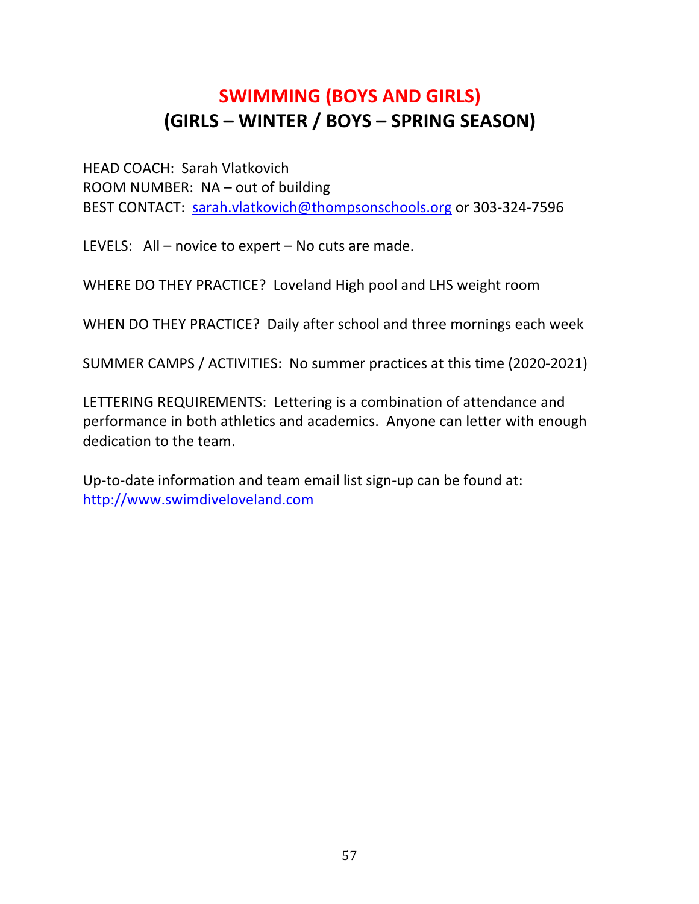# SWIMMING (BOYS AND GIRLS)
## (GIRLS – WINTER / BOYS – SPRING SEASON)

HEAD COACH: Sarah Vlatkovich
ROOM NUMBER: NA – out of building
BEST CONTACT: [sarah.vlatkovich@thompsonschools.org](mailto:sarah.vlatkovich@thompsonschools.org) or 303-324-7596

LEVELS: All – novice to expert – No cuts are made.

WHERE DO THEY PRACTICE? Loveland High pool and LHS weight room

WHEN DO THEY PRACTICE? Daily after school and three mornings each week

SUMMER CAMPS / ACTIVITIES: No summer practices at this time (2020-2021)

LETTERING REQUIREMENTS: Lettering is a combination of attendance and performance in both athletics and academics. Anyone can letter with enough dedication to the team.

Up-to-date information and team email list sign-up can be found at:
[http://www.swimdiveloveland.com](http://www.swimdiveloveland.com)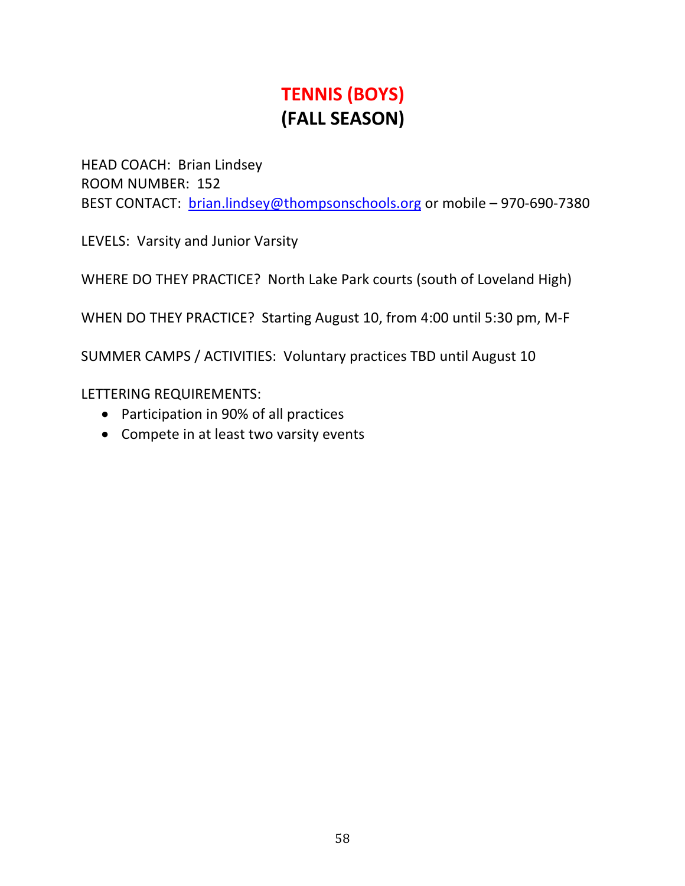# TENNIS (BOYS)
## (FALL SEASON)

HEAD COACH: Brian Lindsey
ROOM NUMBER: 152
BEST CONTACT: brian.lindsey@thompsonschools.org or mobile – 970-690-7380

LEVELS: Varsity and Junior Varsity

WHERE DO THEY PRACTICE? North Lake Park courts (south of Loveland High)

WHEN DO THEY PRACTICE? Starting August 10, from 4:00 until 5:30 pm, M-F

SUMMER CAMPS / ACTIVITIES: Voluntary practices TBD until August 10

LETTERING REQUIREMENTS:

- Participation in 90% of all practices
- Compete in at least two varsity events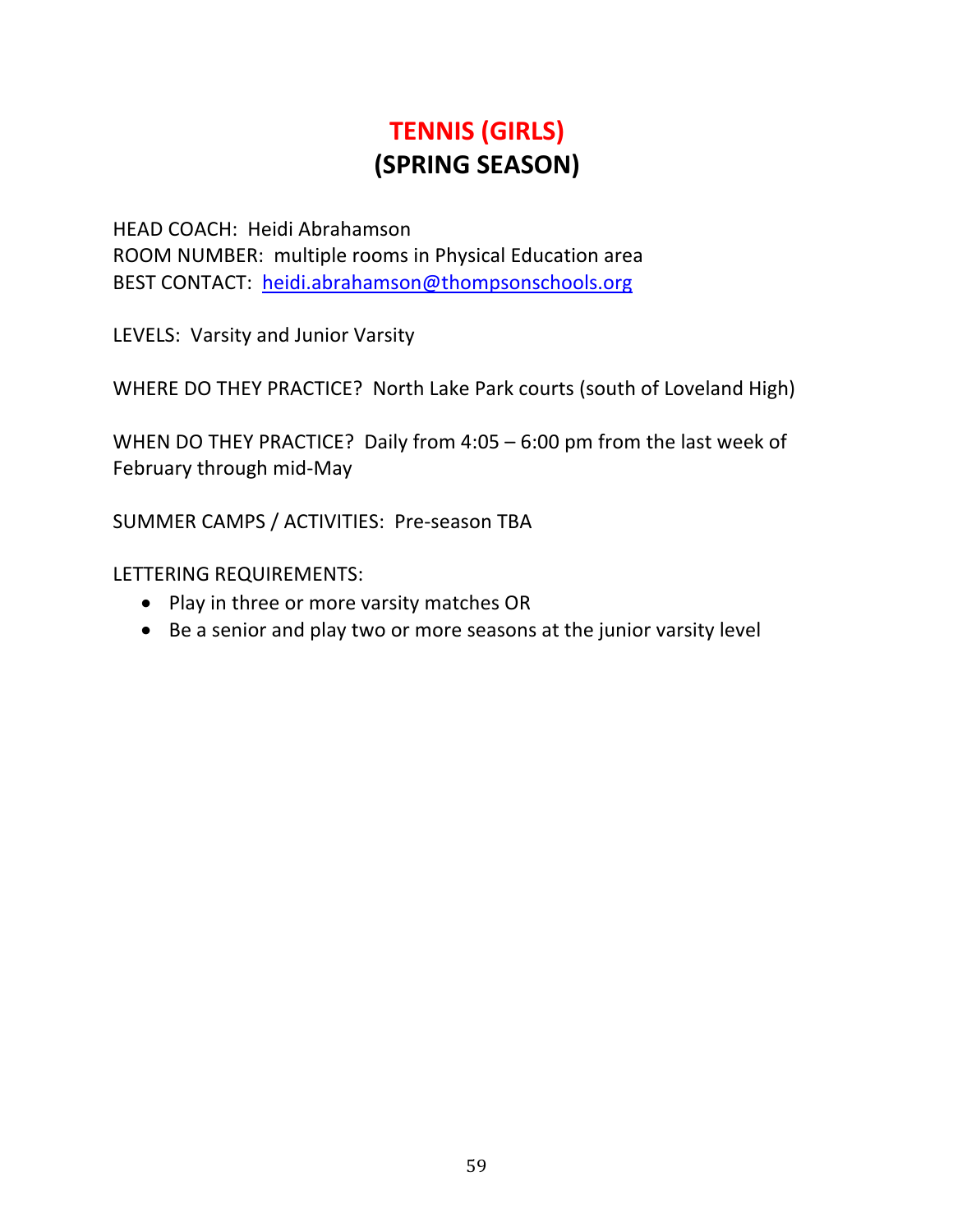# TENNIS (GIRLS)
## (SPRING SEASON)

HEAD COACH: Heidi Abrahamson
ROOM NUMBER: multiple rooms in Physical Education area
BEST CONTACT: heidi.abrahamson@thompsonschools.org

LEVELS: Varsity and Junior Varsity

WHERE DO THEY PRACTICE? North Lake Park courts (south of Loveland High)

WHEN DO THEY PRACTICE? Daily from 4:05 – 6:00 pm from the last week of February through mid-May

SUMMER CAMPS / ACTIVITIES: Pre-season TBA

LETTERING REQUIREMENTS:

- Play in three or more varsity matches OR
- Be a senior and play two or more seasons at the junior varsity level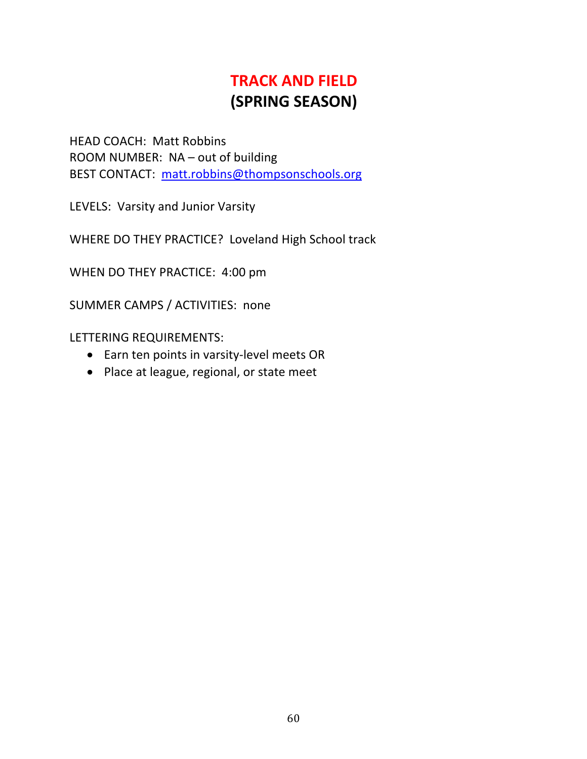# TRACK AND FIELD
## (SPRING SEASON)

HEAD COACH: Matt Robbins
ROOM NUMBER: NA – out of building
BEST CONTACT: matt.robbins@thompsonschools.org

LEVELS: Varsity and Junior Varsity

WHERE DO THEY PRACTICE? Loveland High School track

WHEN DO THEY PRACTICE: 4:00 pm

SUMMER CAMPS / ACTIVITIES: none

LETTERING REQUIREMENTS:

- Earn ten points in varsity-level meets OR
- Place at league, regional, or state meet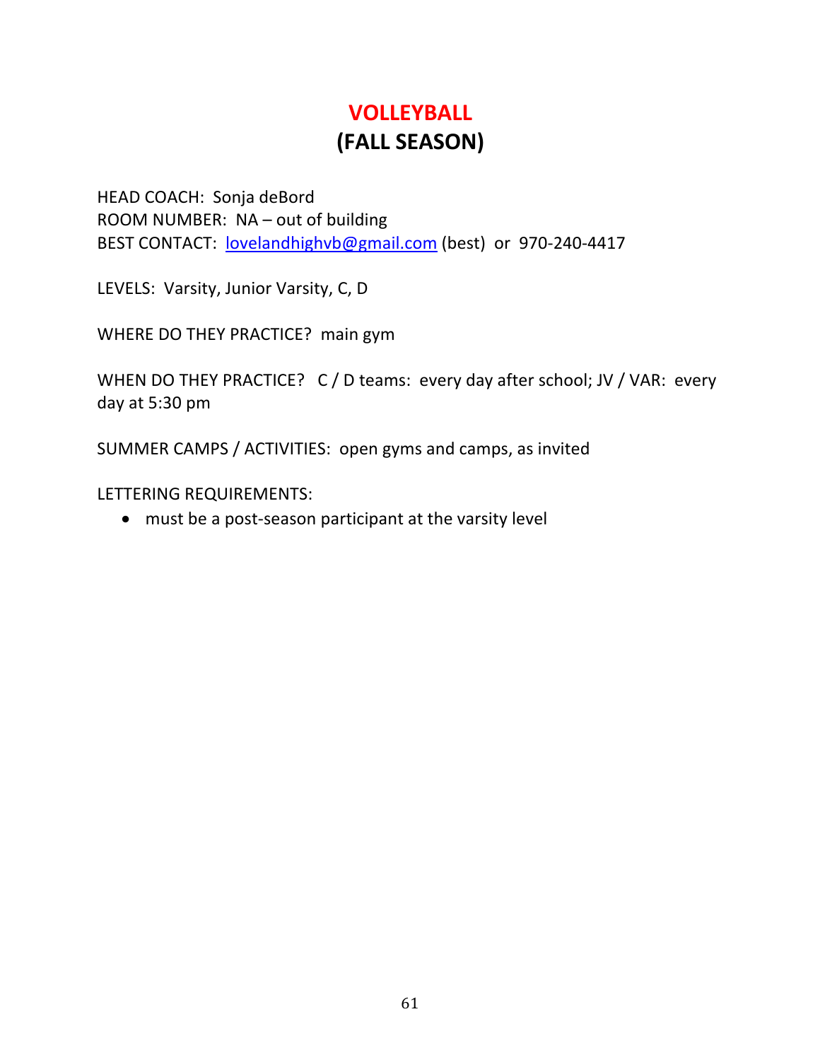# VOLLEYBALL
## (FALL SEASON)

HEAD COACH: Sonja deBord
ROOM NUMBER: NA – out of building
BEST CONTACT: lovelandhighvb@gmail.com (best) or 970-240-4417

LEVELS: Varsity, Junior Varsity, C, D

WHERE DO THEY PRACTICE? main gym

WHEN DO THEY PRACTICE? C / D teams: every day after school; JV / VAR: every day at 5:30 pm

SUMMER CAMPS / ACTIVITIES: open gyms and camps, as invited

LETTERING REQUIREMENTS:

- must be a post-season participant at the varsity level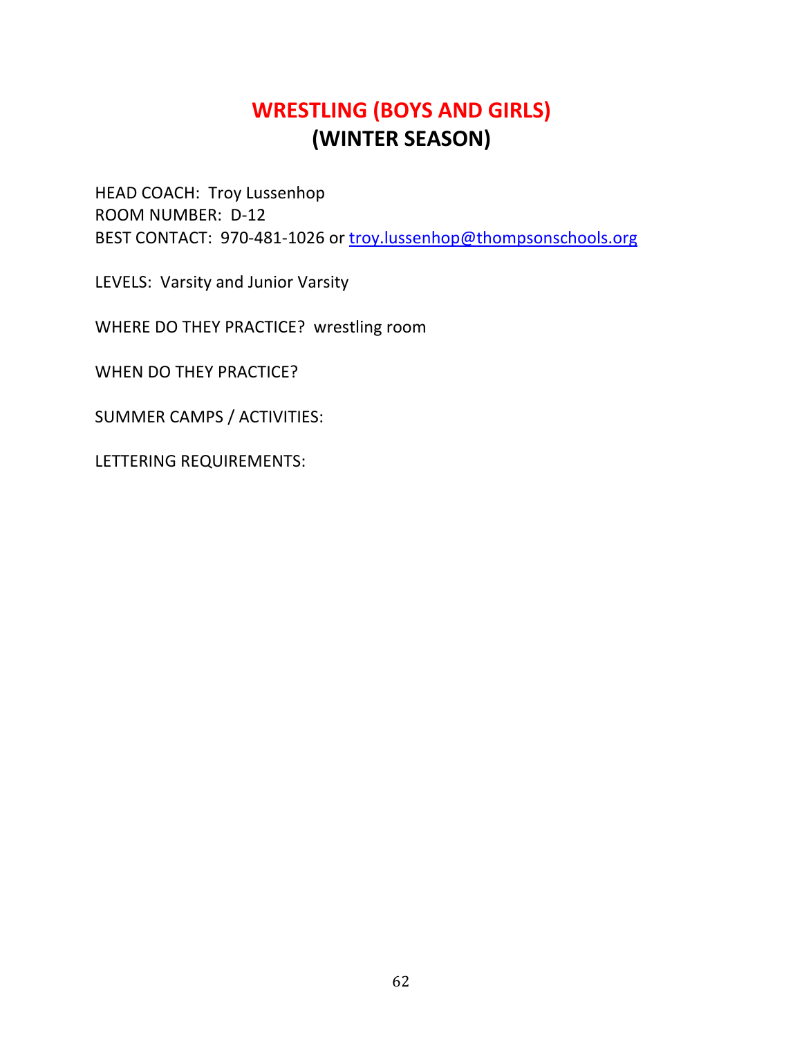# WRESTLING (BOYS AND GIRLS)
## (WINTER SEASON)

HEAD COACH: Troy Lussenhop
ROOM NUMBER: D-12
BEST CONTACT: 970-481-1026 or troy.lussenhop@thompsonschools.org

LEVELS: Varsity and Junior Varsity

WHERE DO THEY PRACTICE? wrestling room

WHEN DO THEY PRACTICE?

SUMMER CAMPS / ACTIVITIES:

LETTERING REQUIREMENTS: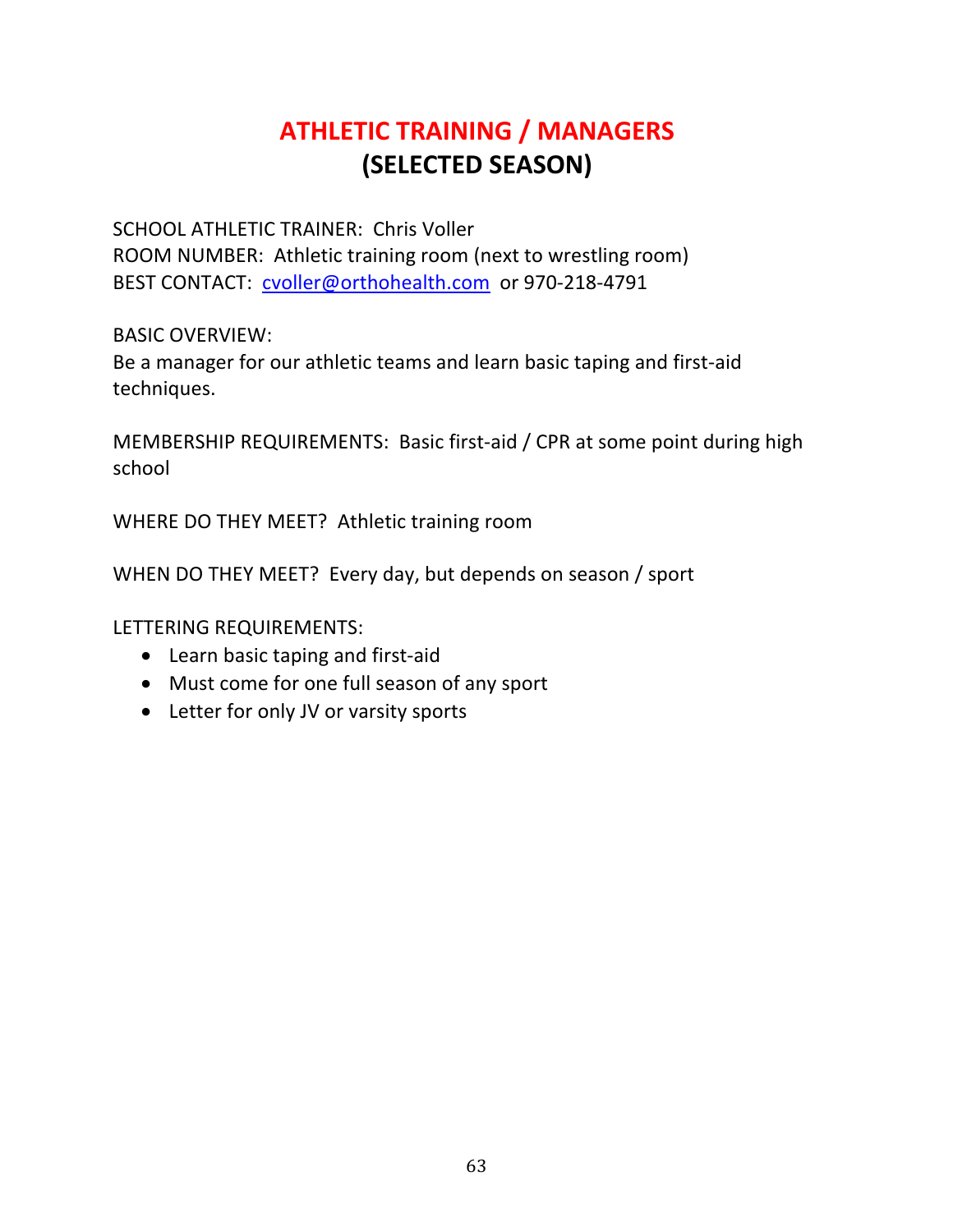# ATHLETIC TRAINING / MANAGERS
## (SELECTED SEASON)

SCHOOL ATHLETIC TRAINER: Chris Voller
ROOM NUMBER: Athletic training room (next to wrestling room)
BEST CONTACT: cvoller@orthohealth.com or 970-218-4791

BASIC OVERVIEW:
Be a manager for our athletic teams and learn basic taping and first-aid techniques.

MEMBERSHIP REQUIREMENTS: Basic first-aid / CPR at some point during high school

WHERE DO THEY MEET? Athletic training room

WHEN DO THEY MEET? Every day, but depends on season / sport

LETTERING REQUIREMENTS:

- Learn basic taping and first-aid
- Must come for one full season of any sport
- Letter for only JV or varsity sports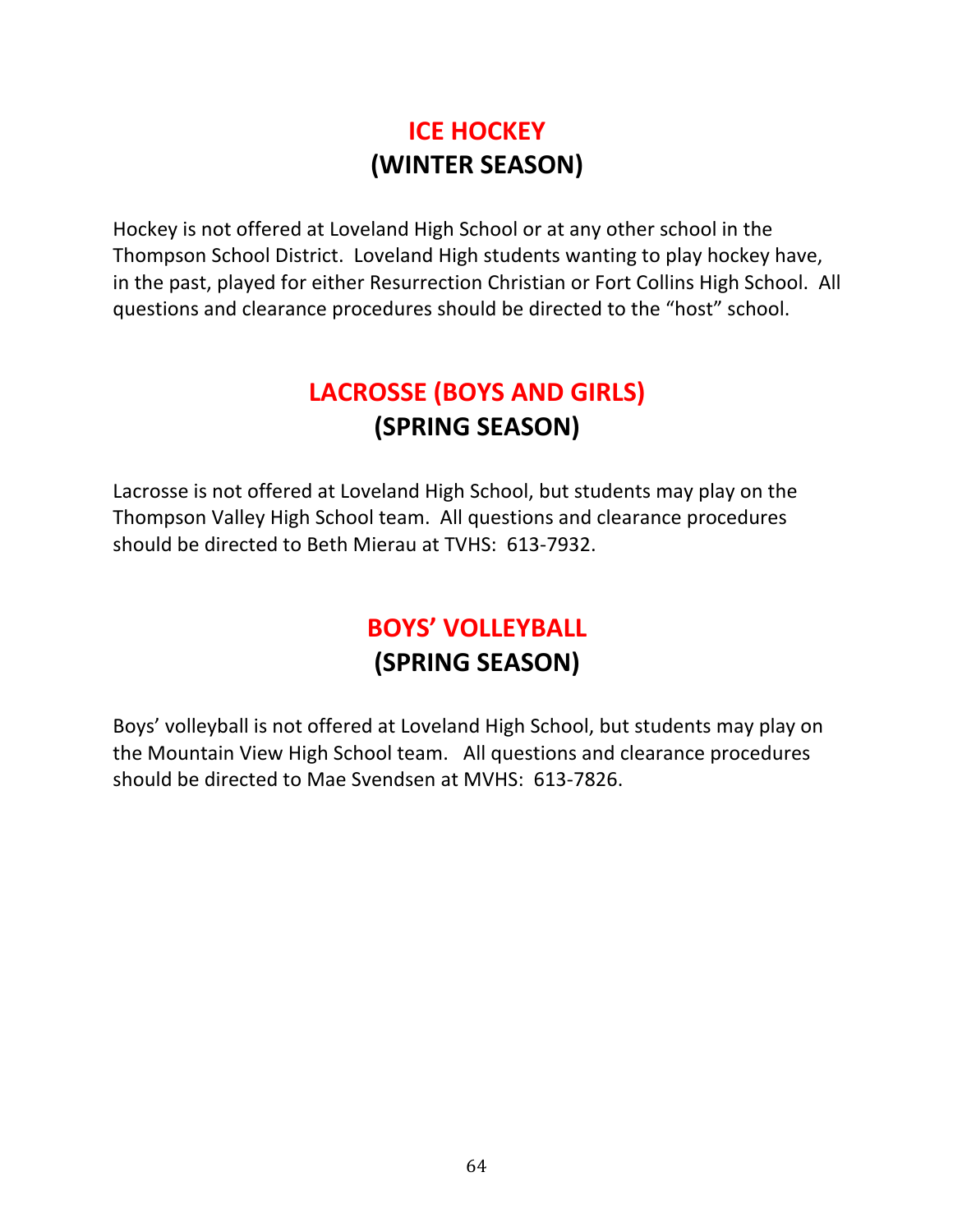## ICE HOCKEY
## (WINTER SEASON)

Hockey is not offered at Loveland High School or at any other school in the Thompson School District. Loveland High students wanting to play hockey have, in the past, played for either Resurrection Christian or Fort Collins High School. All questions and clearance procedures should be directed to the "host" school.

## LACROSSE (BOYS AND GIRLS)
## (SPRING SEASON)

Lacrosse is not offered at Loveland High School, but students may play on the Thompson Valley High School team. All questions and clearance procedures should be directed to Beth Mierau at TVHS: 613-7932.

## BOYS' VOLLEYBALL
## (SPRING SEASON)

Boys' volleyball is not offered at Loveland High School, but students may play on the Mountain View High School team. All questions and clearance procedures should be directed to Mae Svendsen at MVHS: 613-7826.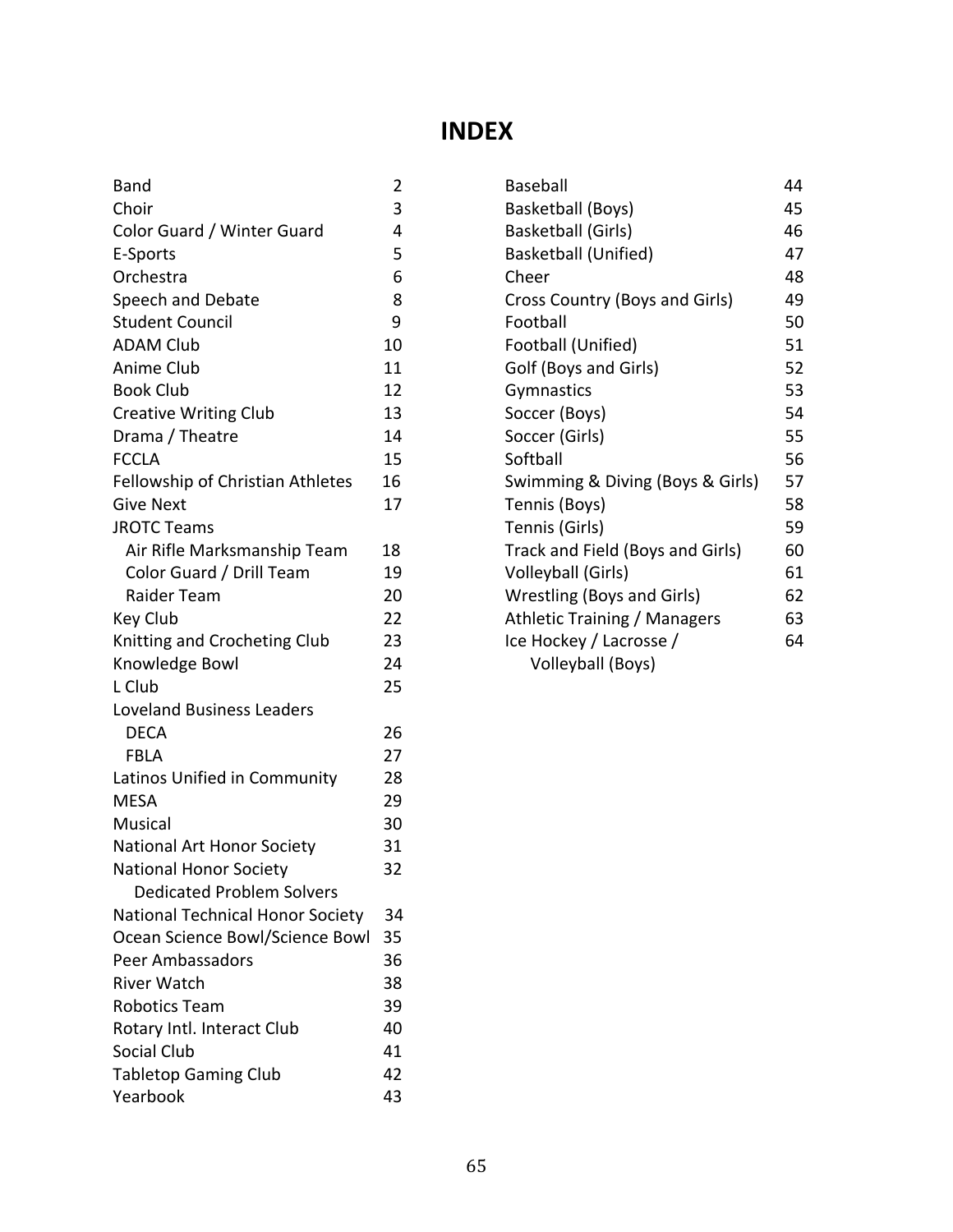# INDEX

| | |
|---|---|
| Band | 2 |
| Choir | 3 |
| Color Guard / Winter Guard | 4 |
| E-Sports | 5 |
| Orchestra | 6 |
| Speech and Debate | 8 |
| Student Council | 9 |
| ADAM Club | 10 |
| Anime Club | 11 |
| Book Club | 12 |
| Creative Writing Club | 13 |
| Drama / Theatre | 14 |
| FCCLA | 15 |
| Fellowship of Christian Athletes | 16 |
| Give Next | 17 |
| JROTC Teams | |
| Air Rifle Marksmanship Team | 18 |
| Color Guard / Drill Team | 19 |
| Raider Team | 20 |
| Key Club | 22 |
| Knitting and Crocheting Club | 23 |
| Knowledge Bowl | 24 |
| L Club | 25 |
| Loveland Business Leaders | |
| DECA | 26 |
| FBLA | 27 |
| Latinos Unified in Community | 28 |
| MESA | 29 |
| Musical | 30 |
| National Art Honor Society | 31 |
| National Honor Society Dedicated Problem Solvers | 32 |
| National Technical Honor Society | 34 |
| Ocean Science Bowl/Science Bowl | 35 |
| Peer Ambassadors | 36 |
| River Watch | 38 |
| Robotics Team | 39 |
| Rotary Intl. Interact Club | 40 |
| Social Club | 41 |
| Tabletop Gaming Club | 42 |
| Yearbook | 43 |
| Baseball | 44 |
| Basketball (Boys) | 45 |
| Basketball (Girls) | 46 |
| Basketball (Unified) | 47 |
| Cheer | 48 |
| Cross Country (Boys and Girls) | 49 |
| Football | 50 |
| Football (Unified) | 51 |
| Golf (Boys and Girls) | 52 |
| Gymnastics | 53 |
| Soccer (Boys) | 54 |
| Soccer (Girls) | 55 |
| Softball | 56 |
| Swimming & Diving (Boys & Girls) | 57 |
| Tennis (Boys) | 58 |
| Tennis (Girls) | 59 |
| Track and Field (Boys and Girls) | 60 |
| Volleyball (Girls) | 61 |
| Wrestling (Boys and Girls) | 62 |
| Athletic Training / Managers | 63 |
| Ice Hockey / Lacrosse / Volleyball (Boys) | 64 |